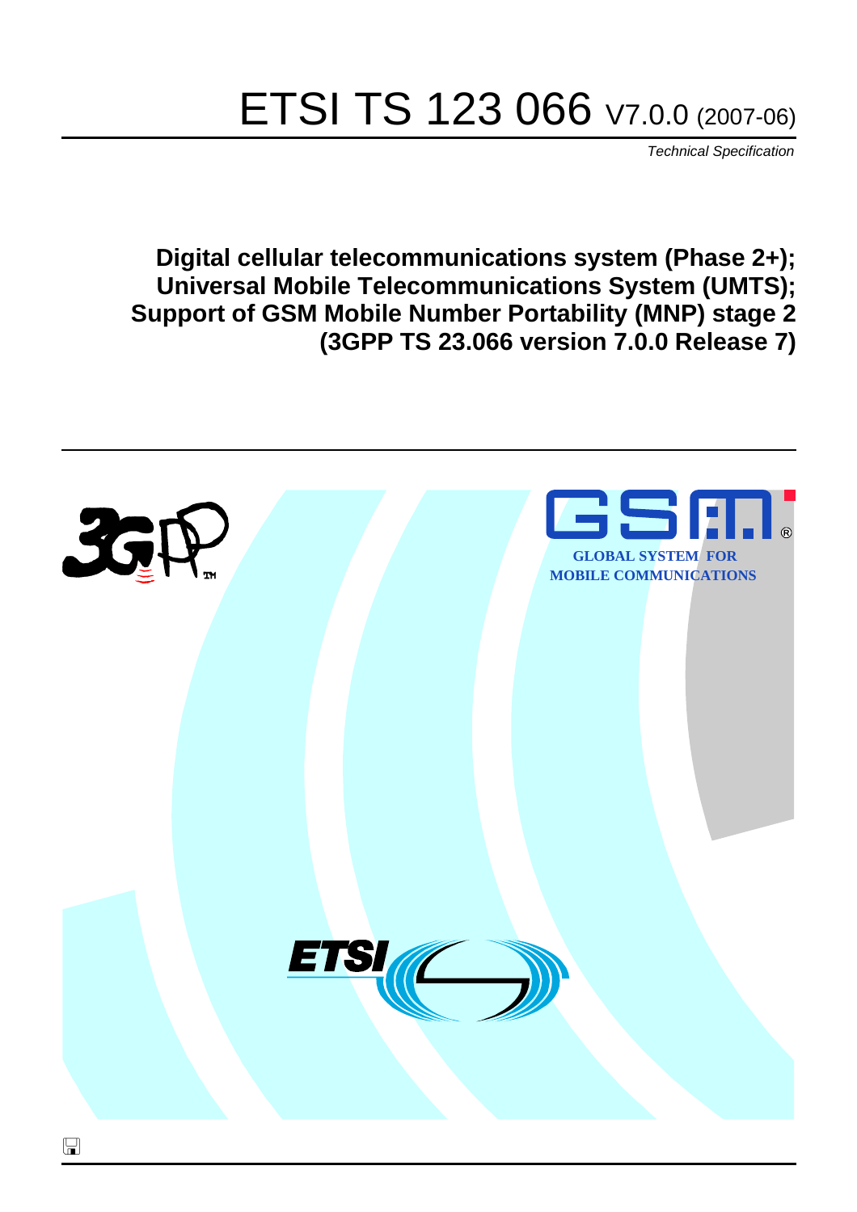# ETSI TS 123 066 V7.0.0 (2007-06)

*Technical Specification*

## Digital cellular telecommunications system (Phase 2+); Universal Mobile Telecommunications System (UMTS); Support of GSM Mobile Number Portability (MNP) stage 2 (3GPP TS 23.066 version 7.0.0 Release 7)

GLOBAL SYSTEM FOR MOBILE COMMUNICATIONS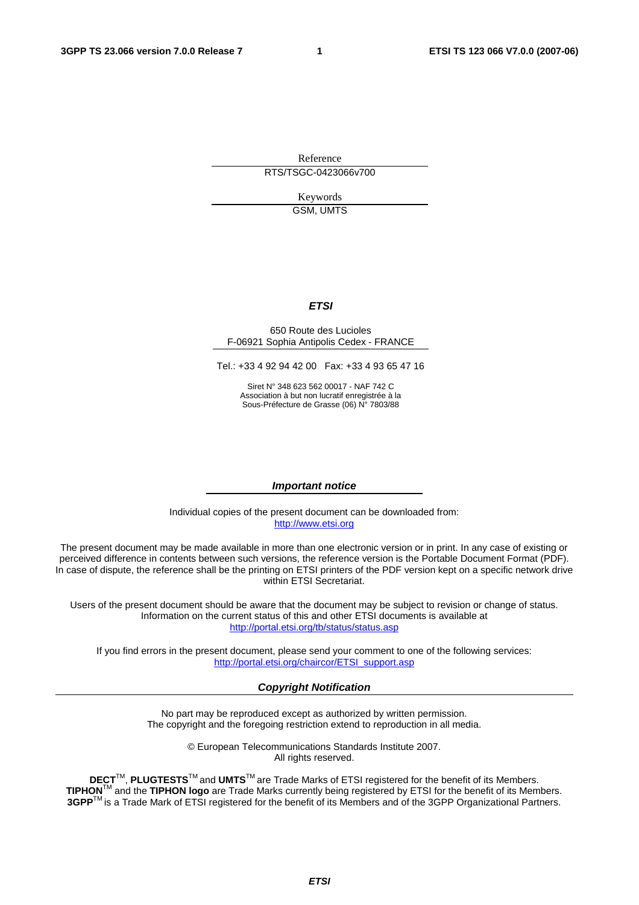Reference

RTS/TSGC-0423066v700

Keywords

GSM, UMTS

***ETSI***

650 Route des Lucioles
F-06921 Sophia Antipolis Cedex - FRANCE

Tel.: +33 4 92 94 42 00 Fax: +33 4 93 65 47 16

Siret N° 348 623 562 00017 - NAF 742 C
Association à but non lucratif enregistrée à la
Sous-Préfecture de Grasse (06) N° 7803/88

***Important notice***

Individual copies of the present document can be downloaded from:
http://www.etsi.org

The present document may be made available in more than one electronic version or in print. In any case of existing or perceived difference in contents between such versions, the reference version is the Portable Document Format (PDF). In case of dispute, the reference shall be the printing on ETSI printers of the PDF version kept on a specific network drive within ETSI Secretariat.

Users of the present document should be aware that the document may be subject to revision or change of status. Information on the current status of this and other ETSI documents is available at
http://portal.etsi.org/tb/status/status.asp

If you find errors in the present document, please send your comment to one of the following services:
http://portal.etsi.org/chaircor/ETSI_support.asp

***Copyright Notification***

No part may be reproduced except as authorized by written permission.
The copyright and the foregoing restriction extend to reproduction in all media.

© European Telecommunications Standards Institute 2007.
All rights reserved.

**DECT**TM, **PLUGTESTS**TM and **UMTS**TM are Trade Marks of ETSI registered for the benefit of its Members.
**TIPHON**TM and the **TIPHON logo** are Trade Marks currently being registered by ETSI for the benefit of its Members.
**3GPP**TM is a Trade Mark of ETSI registered for the benefit of its Members and of the 3GPP Organizational Partners.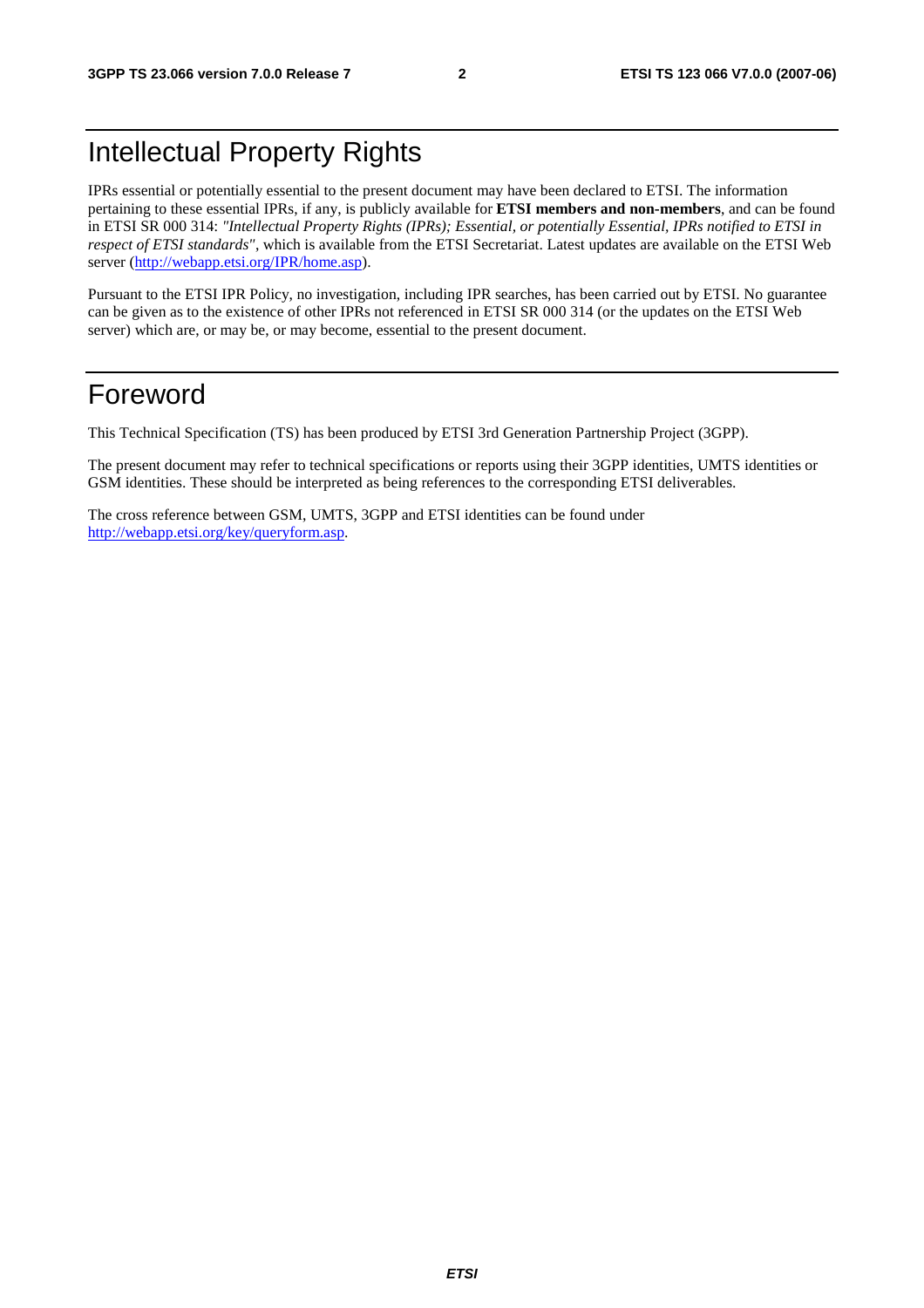# Intellectual Property Rights

IPRs essential or potentially essential to the present document may have been declared to ETSI. The information pertaining to these essential IPRs, if any, is publicly available for **ETSI members and non-members**, and can be found in ETSI SR 000 314: *"Intellectual Property Rights (IPRs); Essential, or potentially Essential, IPRs notified to ETSI in respect of ETSI standards"*, which is available from the ETSI Secretariat. Latest updates are available on the ETSI Web server (http://webapp.etsi.org/IPR/home.asp).

Pursuant to the ETSI IPR Policy, no investigation, including IPR searches, has been carried out by ETSI. No guarantee can be given as to the existence of other IPRs not referenced in ETSI SR 000 314 (or the updates on the ETSI Web server) which are, or may be, or may become, essential to the present document.

# Foreword

This Technical Specification (TS) has been produced by ETSI 3rd Generation Partnership Project (3GPP).

The present document may refer to technical specifications or reports using their 3GPP identities, UMTS identities or GSM identities. These should be interpreted as being references to the corresponding ETSI deliverables.

The cross reference between GSM, UMTS, 3GPP and ETSI identities can be found under http://webapp.etsi.org/key/queryform.asp.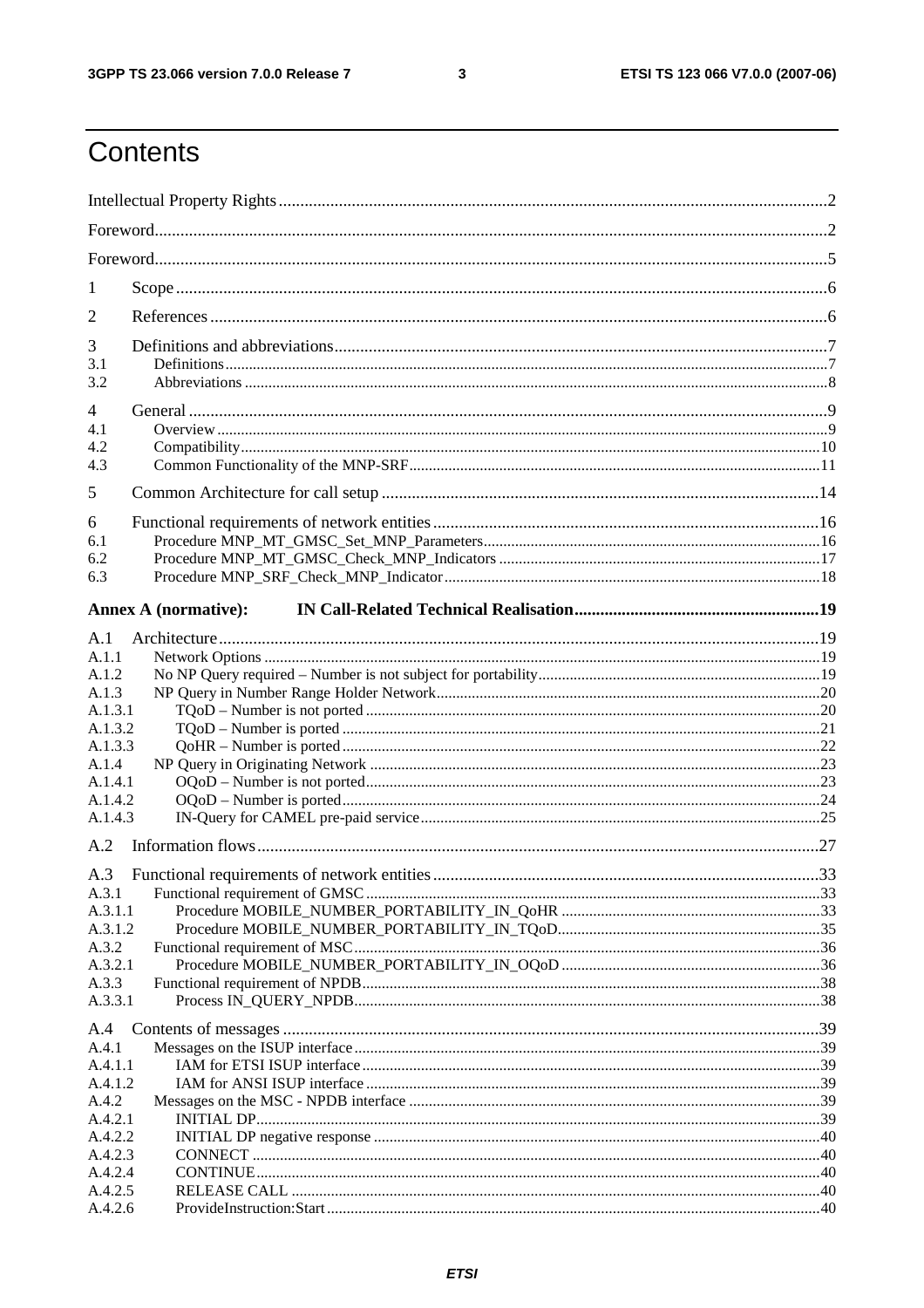# Contents

Intellectual Property Rights ....................................................................................................................2

Foreword....................................................................................................................................................2

Foreword....................................................................................................................................................5

1 Scope ......................................................................................................................................................6

2 References ..............................................................................................................................................6

3 Definitions and abbreviations..................................................................................................................7
3.1 Definitions..........................................................................................................................................7
3.2 Abbreviations .....................................................................................................................................8

4 General ...................................................................................................................................................9
4.1 Overview ............................................................................................................................................9
4.2 Compatibility.....................................................................................................................................10
4.3 Common Functionality of the MNP-SRF.........................................................................................11

5 Common Architecture for call setup .....................................................................................................14

6 Functional requirements of network entities.........................................................................................16
6.1 Procedure MNP_MT_GMSC_Set_MNP_Parameters.......................................................................16
6.2 Procedure MNP_MT_GMSC_Check_MNP_Indicators ...................................................................17
6.3 Procedure MNP_SRF_Check_MNP_Indicator.................................................................................18

**Annex A (normative): IN Call-Related Technical Realisation........................................................19**

A.1 Architecture...........................................................................................................................................19
A.1.1 Network Options ..............................................................................................................................19
A.1.2 No NP Query required – Number is not subject for portability.......................................................19
A.1.3 NP Query in Number Range Holder Network..................................................................................20
A.1.3.1 TQoD – Number is not ported ......................................................................................................20
A.1.3.2 TQoD – Number is ported ............................................................................................................21
A.1.3.3 QoHR – Number is ported ............................................................................................................22
A.1.4 NP Query in Originating Network ...................................................................................................23
A.1.4.1 OQoD – Number is not ported......................................................................................................23
A.1.4.2 OQoD – Number is ported............................................................................................................24
A.1.4.3 IN-Query for CAMEL pre-paid service........................................................................................25

A.2 Information flows..................................................................................................................................27

A.3 Functional requirements of network entities.........................................................................................33
A.3.1 Functional requirement of GMSC....................................................................................................33
A.3.1.1 Procedure MOBILE_NUMBER_PORTABILITY_IN_QoHR ...................................................33
A.3.1.2 Procedure MOBILE_NUMBER_PORTABILITY_IN_TQoD....................................................35
A.3.2 Functional requirement of MSC.......................................................................................................36
A.3.2.1 Procedure MOBILE_NUMBER_PORTABILITY_IN_OQoD ...................................................36
A.3.3 Functional requirement of NPDB.....................................................................................................38
A.3.3.1 Process IN_QUERY_NPDB.........................................................................................................38

A.4 Contents of messages ............................................................................................................................39
A.4.1 Messages on the ISUP interface.......................................................................................................39
A.4.1.1 IAM for ETSI ISUP interface.......................................................................................................39
A.4.1.2 IAM for ANSI ISUP interface.......................................................................................................39
A.4.2 Messages on the MSC - NPDB interface .........................................................................................39
A.4.2.1 INITIAL DP..................................................................................................................................39
A.4.2.2 INITIAL DP negative response ....................................................................................................40
A.4.2.3 CONNECT ...................................................................................................................................40
A.4.2.4 CONTINUE..................................................................................................................................40
A.4.2.5 RELEASE CALL .........................................................................................................................40
A.4.2.6 ProvideInstruction:Start................................................................................................................40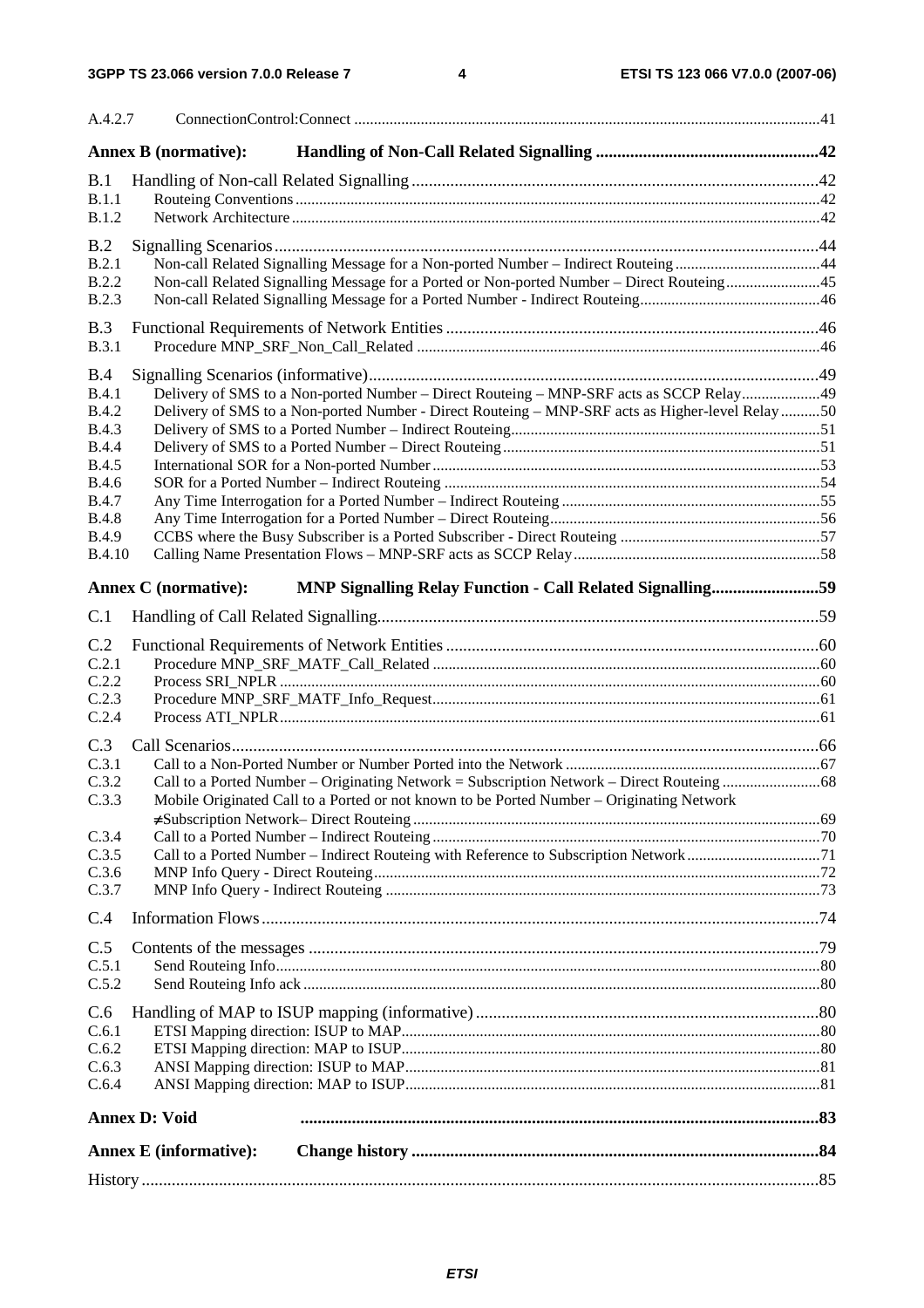A.4.2.7 ConnectionControl:Connect .....................................................................................................................41

**Annex B (normative): Handling of Non-Call Related Signalling ...................................................42**

B.1 Handling of Non-call Related Signalling .............................................................................................42
B.1.1 Routeing Conventions ...................................................................................................................42
B.1.2 Network Architecture ....................................................................................................................42

B.2 Signalling Scenarios .............................................................................................................................44
B.2.1 Non-call Related Signalling Message for a Non-ported Number – Indirect Routeing ....................................44
B.2.2 Non-call Related Signalling Message for a Ported or Non-ported Number – Direct Routeing ........................45
B.2.3 Non-call Related Signalling Message for a Ported Number - Indirect Routeing .............................................46

B.3 Functional Requirements of Network Entities .....................................................................................46
B.3.1 Procedure MNP_SRF_Non_Call_Related ......................................................................................46

B.4 Signalling Scenarios (informative) ........................................................................................................49
B.4.1 Delivery of SMS to a Non-ported Number – Direct Routeing – MNP-SRF acts as SCCP Relay ...................49
B.4.2 Delivery of SMS to a Non-ported Number - Direct Routeing – MNP-SRF acts as Higher-level Relay ..........50
B.4.3 Delivery of SMS to a Ported Number – Indirect Routeing .............................................................................51
B.4.4 Delivery of SMS to a Ported Number – Direct Routeing ...............................................................................51
B.4.5 International SOR for a Non-ported Number .................................................................................................53
B.4.6 SOR for a Ported Number – Indirect Routeing ..............................................................................................54
B.4.7 Any Time Interrogation for a Ported Number – Indirect Routeing ................................................................55
B.4.8 Any Time Interrogation for a Ported Number – Direct Routeing ....................................................................56
B.4.9 CCBS where the Busy Subscriber is a Ported Subscriber - Direct Routeing ..................................................57
B.4.10 Calling Name Presentation Flows – MNP-SRF acts as SCCP Relay ..............................................................58

**Annex C (normative): MNP Signalling Relay Function - Call Related Signalling.........................59**

C.1 Handling of Call Related Signalling......................................................................................................59

C.2 Functional Requirements of Network Entities ......................................................................................60
C.2.1 Procedure MNP_SRF_MATF_Call_Related .................................................................................60
C.2.2 Process SRI_NPLR ........................................................................................................................60
C.2.3 Procedure MNP_SRF_MATF_Info_Request.................................................................................61
C.2.4 Process ATI_NPLR.........................................................................................................................61

C.3 Call Scenarios........................................................................................................................................66
C.3.1 Call to a Non-Ported Number or Number Ported into the Network ...............................................67
C.3.2 Call to a Ported Number – Originating Network = Subscription Network – Direct Routeing .........................68
C.3.3 Mobile Originated Call to a Ported or not known to be Ported Number – Originating Network ≠Subscription Network– Direct Routeing .....................................................................................69
C.3.4 Call to a Ported Number – Indirect Routeing ..................................................................................70
C.3.5 Call to a Ported Number – Indirect Routeing with Reference to Subscription Network .................................71
C.3.6 MNP Info Query - Direct Routeing.................................................................................................72
C.3.7 MNP Info Query - Indirect Routeing ..............................................................................................73

C.4 Information Flows.................................................................................................................................74

C.5 Contents of the messages ......................................................................................................................79
C.5.1 Send Routeing Info..........................................................................................................................80
C.5.2 Send Routeing Info ack ...................................................................................................................80

C.6 Handling of MAP to ISUP mapping (informative) ...............................................................................80
C.6.1 ETSI Mapping direction: ISUP to MAP..........................................................................................80
C.6.2 ETSI Mapping direction: MAP to ISUP..........................................................................................80
C.6.3 ANSI Mapping direction: ISUP to MAP.........................................................................................81
C.6.4 ANSI Mapping direction: MAP to ISUP.........................................................................................81

**Annex D: Void .......................................................................................................................83**

**Annex E (informative): Change history .............................................................................................84**

History ............................................................................................................................................85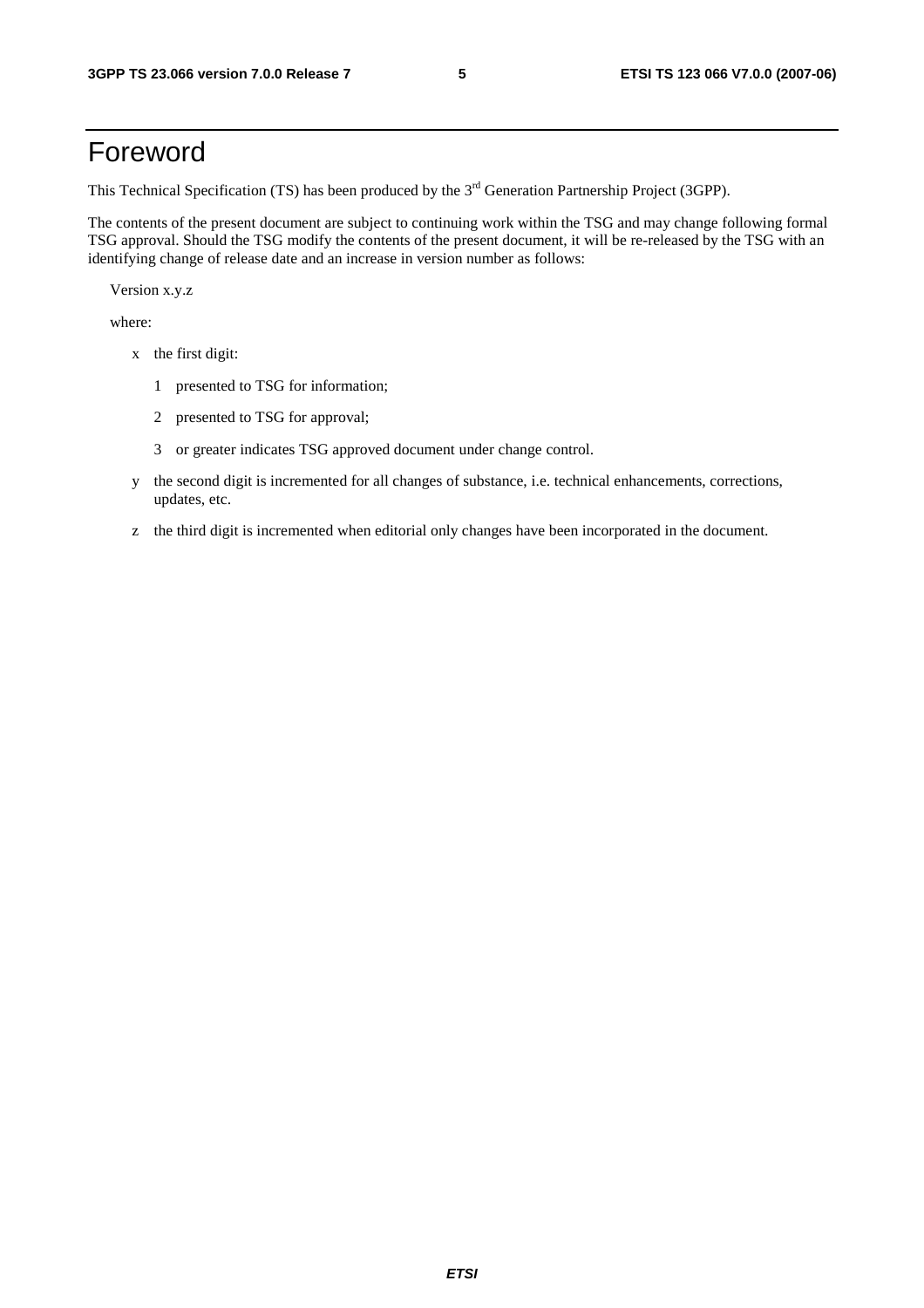# Foreword

This Technical Specification (TS) has been produced by the 3rd Generation Partnership Project (3GPP).

The contents of the present document are subject to continuing work within the TSG and may change following formal TSG approval. Should the TSG modify the contents of the present document, it will be re-released by the TSG with an identifying change of release date and an increase in version number as follows:

Version x.y.z

where:

- x the first digit:
  - 1 presented to TSG for information;
  - 2 presented to TSG for approval;
  - 3 or greater indicates TSG approved document under change control.
- y the second digit is incremented for all changes of substance, i.e. technical enhancements, corrections, updates, etc.
- z the third digit is incremented when editorial only changes have been incorporated in the document.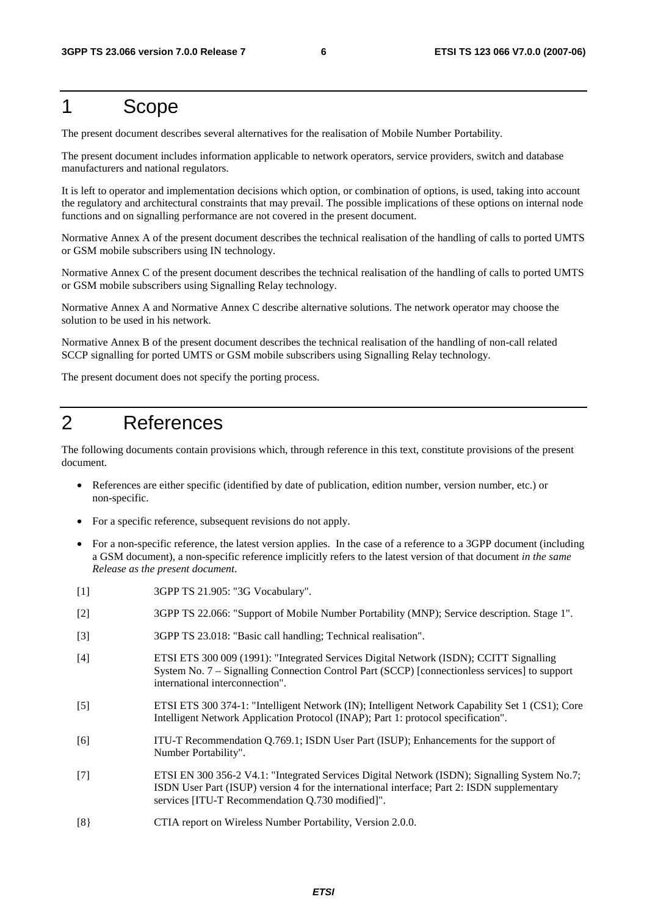# 1 Scope

The present document describes several alternatives for the realisation of Mobile Number Portability.

The present document includes information applicable to network operators, service providers, switch and database manufacturers and national regulators.

It is left to operator and implementation decisions which option, or combination of options, is used, taking into account the regulatory and architectural constraints that may prevail. The possible implications of these options on internal node functions and on signalling performance are not covered in the present document.

Normative Annex A of the present document describes the technical realisation of the handling of calls to ported UMTS or GSM mobile subscribers using IN technology.

Normative Annex C of the present document describes the technical realisation of the handling of calls to ported UMTS or GSM mobile subscribers using Signalling Relay technology.

Normative Annex A and Normative Annex C describe alternative solutions. The network operator may choose the solution to be used in his network.

Normative Annex B of the present document describes the technical realisation of the handling of non-call related SCCP signalling for ported UMTS or GSM mobile subscribers using Signalling Relay technology.

The present document does not specify the porting process.

# 2 References

The following documents contain provisions which, through reference in this text, constitute provisions of the present document.

- References are either specific (identified by date of publication, edition number, version number, etc.) or non-specific.
- For a specific reference, subsequent revisions do not apply.
- For a non-specific reference, the latest version applies. In the case of a reference to a 3GPP document (including a GSM document), a non-specific reference implicitly refers to the latest version of that document *in the same Release as the present document*.

[1] 3GPP TS 21.905: "3G Vocabulary".

[2] 3GPP TS 22.066: "Support of Mobile Number Portability (MNP); Service description. Stage 1".

[3] 3GPP TS 23.018: "Basic call handling; Technical realisation".

[4] ETSI ETS 300 009 (1991): "Integrated Services Digital Network (ISDN); CCITT Signalling System No. 7 – Signalling Connection Control Part (SCCP) [connectionless services] to support international interconnection".

[5] ETSI ETS 300 374-1: "Intelligent Network (IN); Intelligent Network Capability Set 1 (CS1); Core Intelligent Network Application Protocol (INAP); Part 1: protocol specification".

[6] ITU-T Recommendation Q.769.1; ISDN User Part (ISUP); Enhancements for the support of Number Portability".

[7] ETSI EN 300 356-2 V4.1: "Integrated Services Digital Network (ISDN); Signalling System No.7; ISDN User Part (ISUP) version 4 for the international interface; Part 2: ISDN supplementary services [ITU-T Recommendation Q.730 modified]".

[8} CTIA report on Wireless Number Portability, Version 2.0.0.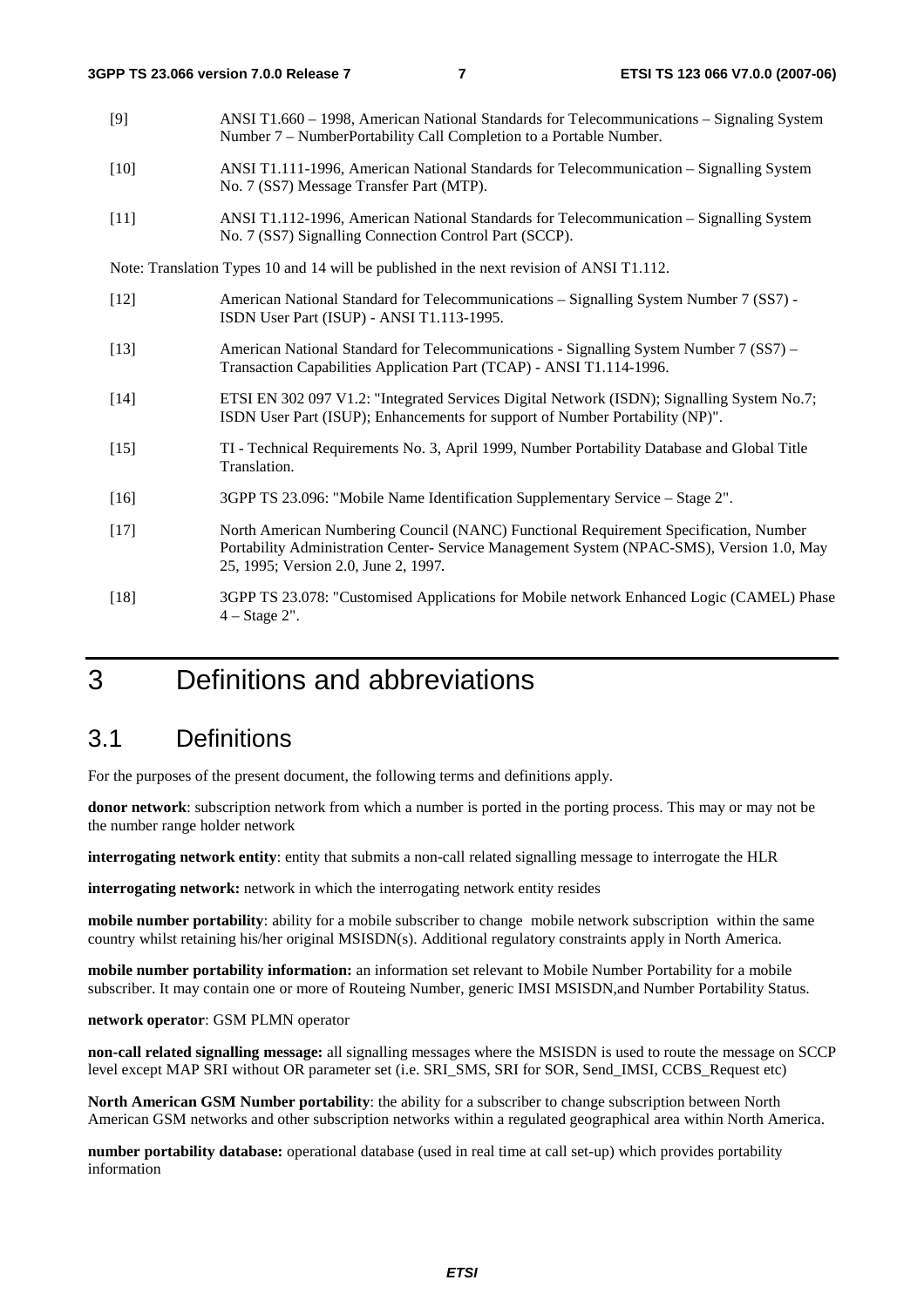[9] ANSI T1.660 – 1998, American National Standards for Telecommunications – Signaling System Number 7 – NumberPortability Call Completion to a Portable Number.

[10] ANSI T1.111-1996, American National Standards for Telecommunication – Signalling System No. 7 (SS7) Message Transfer Part (MTP).

[11] ANSI T1.112-1996, American National Standards for Telecommunication – Signalling System No. 7 (SS7) Signalling Connection Control Part (SCCP).

Note: Translation Types 10 and 14 will be published in the next revision of ANSI T1.112.

[12] American National Standard for Telecommunications – Signalling System Number 7 (SS7) - ISDN User Part (ISUP) - ANSI T1.113-1995.

[13] American National Standard for Telecommunications - Signalling System Number 7 (SS7) – Transaction Capabilities Application Part (TCAP) - ANSI T1.114-1996.

[14] ETSI EN 302 097 V1.2: "Integrated Services Digital Network (ISDN); Signalling System No.7; ISDN User Part (ISUP); Enhancements for support of Number Portability (NP)".

[15] TI - Technical Requirements No. 3, April 1999, Number Portability Database and Global Title Translation.

[16] 3GPP TS 23.096: "Mobile Name Identification Supplementary Service – Stage 2".

[17] North American Numbering Council (NANC) Functional Requirement Specification, Number Portability Administration Center- Service Management System (NPAC-SMS), Version 1.0, May 25, 1995; Version 2.0, June 2, 1997.

[18] 3GPP TS 23.078: "Customised Applications for Mobile network Enhanced Logic (CAMEL) Phase 4 – Stage 2".

# 3 Definitions and abbreviations

## 3.1 Definitions

For the purposes of the present document, the following terms and definitions apply.

**donor network**: subscription network from which a number is ported in the porting process. This may or may not be the number range holder network

**interrogating network entity**: entity that submits a non-call related signalling message to interrogate the HLR

**interrogating network:** network in which the interrogating network entity resides

**mobile number portability**: ability for a mobile subscriber to change mobile network subscription within the same country whilst retaining his/her original MSISDN(s). Additional regulatory constraints apply in North America.

**mobile number portability information:** an information set relevant to Mobile Number Portability for a mobile subscriber. It may contain one or more of Routeing Number, generic IMSI MSISDN,and Number Portability Status.

**network operator**: GSM PLMN operator

**non-call related signalling message:** all signalling messages where the MSISDN is used to route the message on SCCP level except MAP SRI without OR parameter set (i.e. SRI_SMS, SRI for SOR, Send_IMSI, CCBS_Request etc)

**North American GSM Number portability**: the ability for a subscriber to change subscription between North American GSM networks and other subscription networks within a regulated geographical area within North America.

**number portability database:** operational database (used in real time at call set-up) which provides portability information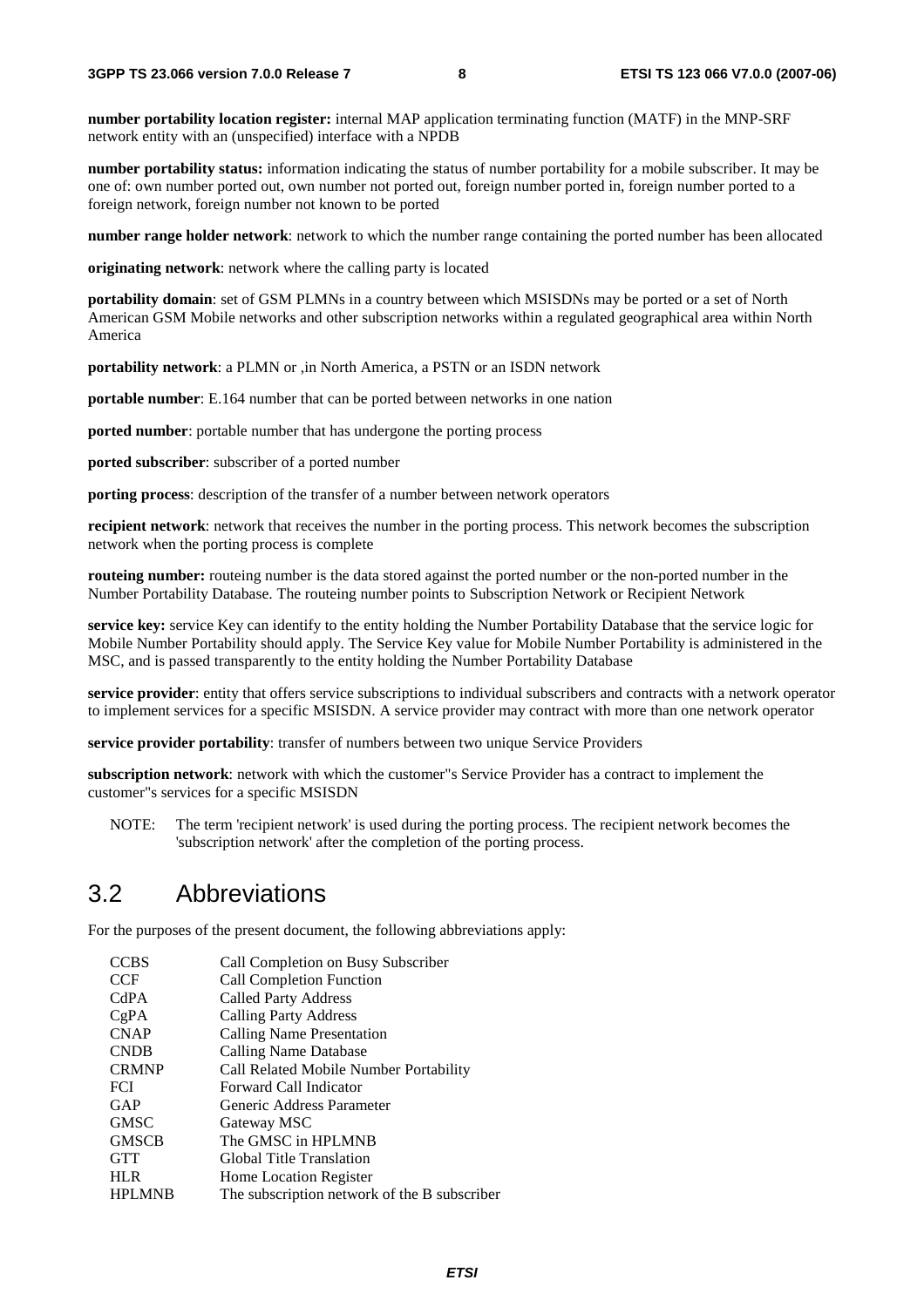**number portability location register:** internal MAP application terminating function (MATF) in the MNP-SRF network entity with an (unspecified) interface with a NPDB

**number portability status:** information indicating the status of number portability for a mobile subscriber. It may be one of: own number ported out, own number not ported out, foreign number ported in, foreign number ported to a foreign network, foreign number not known to be ported

**number range holder network**: network to which the number range containing the ported number has been allocated

**originating network**: network where the calling party is located

**portability domain**: set of GSM PLMNs in a country between which MSISDNs may be ported or a set of North American GSM Mobile networks and other subscription networks within a regulated geographical area within North America

**portability network**: a PLMN or ,in North America, a PSTN or an ISDN network

**portable number**: E.164 number that can be ported between networks in one nation

**ported number**: portable number that has undergone the porting process

**ported subscriber**: subscriber of a ported number

**porting process**: description of the transfer of a number between network operators

**recipient network**: network that receives the number in the porting process. This network becomes the subscription network when the porting process is complete

**routeing number:** routeing number is the data stored against the ported number or the non-ported number in the Number Portability Database. The routeing number points to Subscription Network or Recipient Network

**service key:** service Key can identify to the entity holding the Number Portability Database that the service logic for Mobile Number Portability should apply. The Service Key value for Mobile Number Portability is administered in the MSC, and is passed transparently to the entity holding the Number Portability Database

**service provider**: entity that offers service subscriptions to individual subscribers and contracts with a network operator to implement services for a specific MSISDN. A service provider may contract with more than one network operator

**service provider portability**: transfer of numbers between two unique Service Providers

**subscription network**: network with which the customer"s Service Provider has a contract to implement the customer"s services for a specific MSISDN

NOTE: The term 'recipient network' is used during the porting process. The recipient network becomes the 'subscription network' after the completion of the porting process.

## 3.2 Abbreviations

For the purposes of the present document, the following abbreviations apply:

| | |
|---|---|
| CCBS | Call Completion on Busy Subscriber |
| CCF | Call Completion Function |
| CdPA | Called Party Address |
| CgPA | Calling Party Address |
| CNAP | Calling Name Presentation |
| CNDB | Calling Name Database |
| CRMNP | Call Related Mobile Number Portability |
| FCI | Forward Call Indicator |
| GAP | Generic Address Parameter |
| GMSC | Gateway MSC |
| GMSCB | The GMSC in HPLMNB |
| GTT | Global Title Translation |
| HLR | Home Location Register |
| HPLMNB | The subscription network of the B subscriber |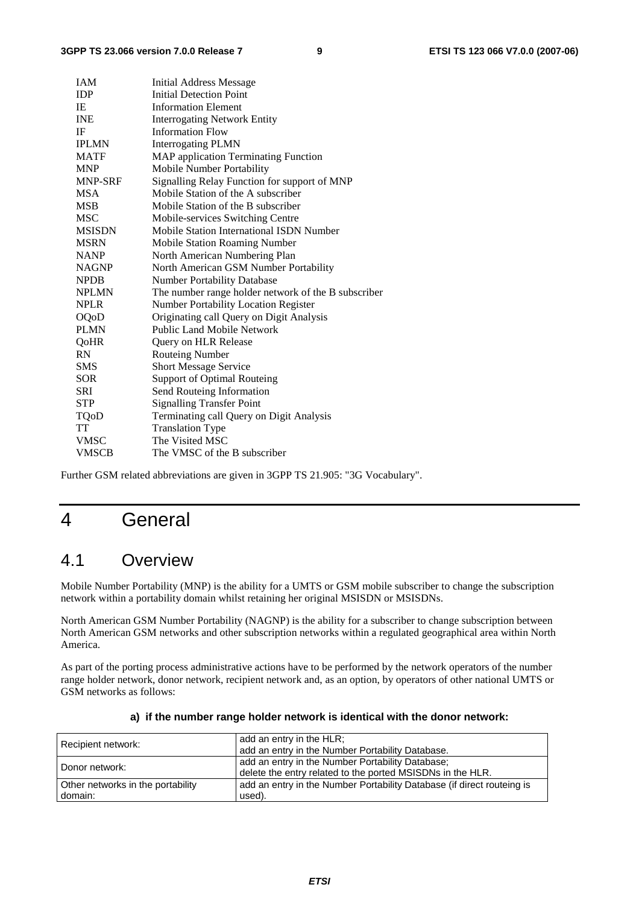| | |
|---|---|
| IAM | Initial Address Message |
| IDP | Initial Detection Point |
| IE | Information Element |
| INE | Interrogating Network Entity |
| IF | Information Flow |
| IPLMN | Interrogating PLMN |
| MATF | MAP application Terminating Function |
| MNP | Mobile Number Portability |
| MNP-SRF | Signalling Relay Function for support of MNP |
| MSA | Mobile Station of the A subscriber |
| MSB | Mobile Station of the B subscriber |
| MSC | Mobile-services Switching Centre |
| MSISDN | Mobile Station International ISDN Number |
| MSRN | Mobile Station Roaming Number |
| NANP | North American Numbering Plan |
| NAGNP | North American GSM Number Portability |
| NPDB | Number Portability Database |
| NPLMN | The number range holder network of the B subscriber |
| NPLR | Number Portability Location Register |
| OQoD | Originating call Query on Digit Analysis |
| PLMN | Public Land Mobile Network |
| QoHR | Query on HLR Release |
| RN | Routeing Number |
| SMS | Short Message Service |
| SOR | Support of Optimal Routeing |
| SRI | Send Routeing Information |
| STP | Signalling Transfer Point |
| TQoD | Terminating call Query on Digit Analysis |
| TT | Translation Type |
| VMSC | The Visited MSC |
| VMSCB | The VMSC of the B subscriber |

Further GSM related abbreviations are given in 3GPP TS 21.905: "3G Vocabulary".

# 4 General

## 4.1 Overview

Mobile Number Portability (MNP) is the ability for a UMTS or GSM mobile subscriber to change the subscription network within a portability domain whilst retaining her original MSISDN or MSISDNs.

North American GSM Number Portability (NAGNP) is the ability for a subscriber to change subscription between North American GSM networks and other subscription networks within a regulated geographical area within North America.

As part of the porting process administrative actions have to be performed by the network operators of the number range holder network, donor network, recipient network and, as an option, by operators of other national UMTS or GSM networks as follows:

**a) if the number range holder network is identical with the donor network:**

| | |
|---|---|
| Recipient network: | add an entry in the HLR;<br>add an entry in the Number Portability Database. |
| Donor network: | add an entry in the Number Portability Database;<br>delete the entry related to the ported MSISDNs in the HLR. |
| Other networks in the portability domain: | add an entry in the Number Portability Database (if direct routeing is used). |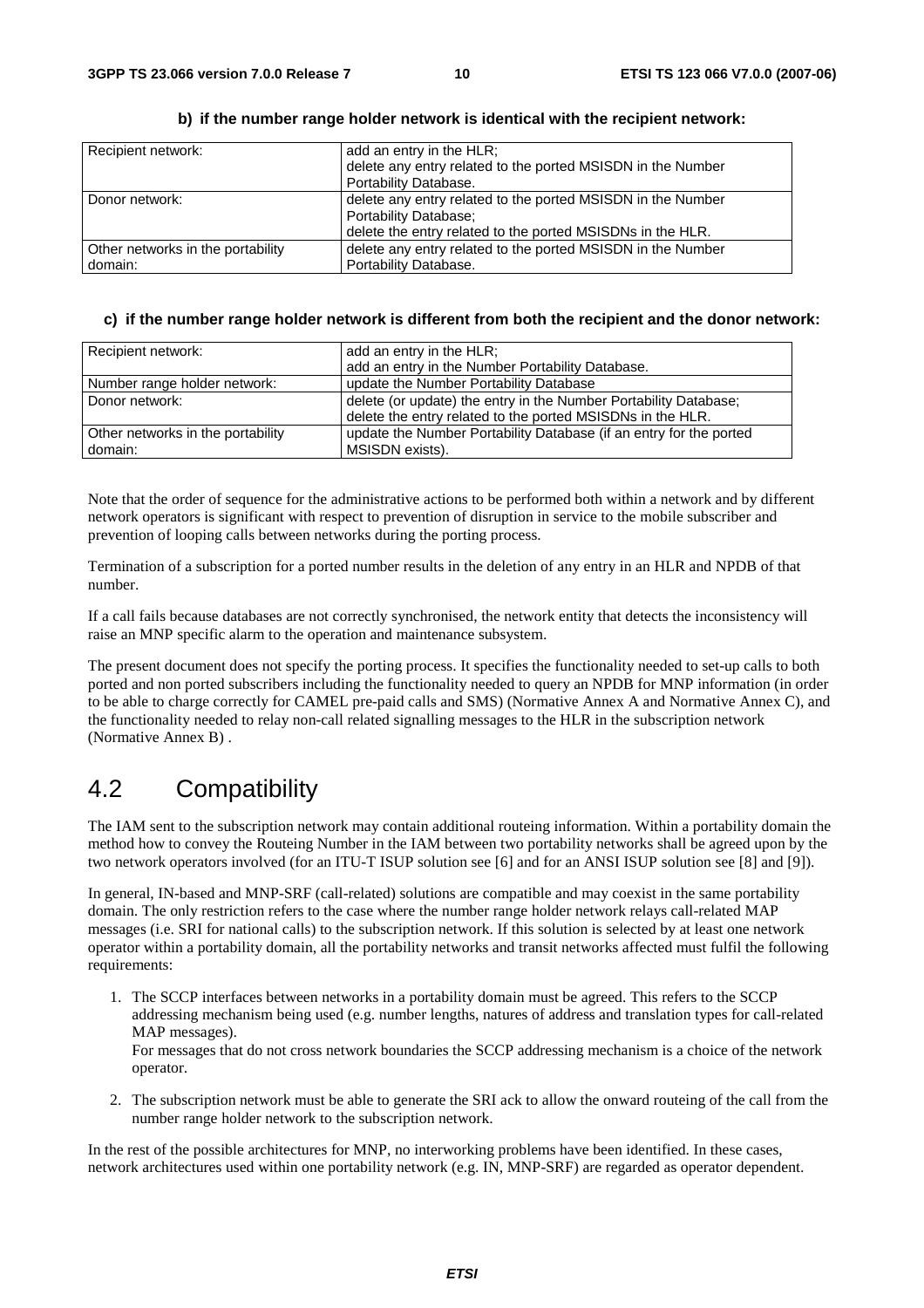**b) if the number range holder network is identical with the recipient network:**

| | |
|---|---|
| Recipient network: | add an entry in the HLR; delete any entry related to the ported MSISDN in the Number Portability Database. |
| Donor network: | delete any entry related to the ported MSISDN in the Number Portability Database; delete the entry related to the ported MSISDNs in the HLR. |
| Other networks in the portability domain: | delete any entry related to the ported MSISDN in the Number Portability Database. |

**c) if the number range holder network is different from both the recipient and the donor network:**

| | |
|---|---|
| Recipient network: | add an entry in the HLR; add an entry in the Number Portability Database. |
| Number range holder network: | update the Number Portability Database |
| Donor network: | delete (or update) the entry in the Number Portability Database; delete the entry related to the ported MSISDNs in the HLR. |
| Other networks in the portability domain: | update the Number Portability Database (if an entry for the ported MSISDN exists). |

Note that the order of sequence for the administrative actions to be performed both within a network and by different network operators is significant with respect to prevention of disruption in service to the mobile subscriber and prevention of looping calls between networks during the porting process.

Termination of a subscription for a ported number results in the deletion of any entry in an HLR and NPDB of that number.

If a call fails because databases are not correctly synchronised, the network entity that detects the inconsistency will raise an MNP specific alarm to the operation and maintenance subsystem.

The present document does not specify the porting process. It specifies the functionality needed to set-up calls to both ported and non ported subscribers including the functionality needed to query an NPDB for MNP information (in order to be able to charge correctly for CAMEL pre-paid calls and SMS) (Normative Annex A and Normative Annex C), and the functionality needed to relay non-call related signalling messages to the HLR in the subscription network (Normative Annex B) .

## 4.2 Compatibility

The IAM sent to the subscription network may contain additional routeing information. Within a portability domain the method how to convey the Routeing Number in the IAM between two portability networks shall be agreed upon by the two network operators involved (for an ITU-T ISUP solution see [6] and for an ANSI ISUP solution see [8] and [9]).

In general, IN-based and MNP-SRF (call-related) solutions are compatible and may coexist in the same portability domain. The only restriction refers to the case where the number range holder network relays call-related MAP messages (i.e. SRI for national calls) to the subscription network. If this solution is selected by at least one network operator within a portability domain, all the portability networks and transit networks affected must fulfil the following requirements:

1. The SCCP interfaces between networks in a portability domain must be agreed. This refers to the SCCP addressing mechanism being used (e.g. number lengths, natures of address and translation types for call-related MAP messages).
   For messages that do not cross network boundaries the SCCP addressing mechanism is a choice of the network operator.

2. The subscription network must be able to generate the SRI ack to allow the onward routeing of the call from the number range holder network to the subscription network.

In the rest of the possible architectures for MNP, no interworking problems have been identified. In these cases, network architectures used within one portability network (e.g. IN, MNP-SRF) are regarded as operator dependent.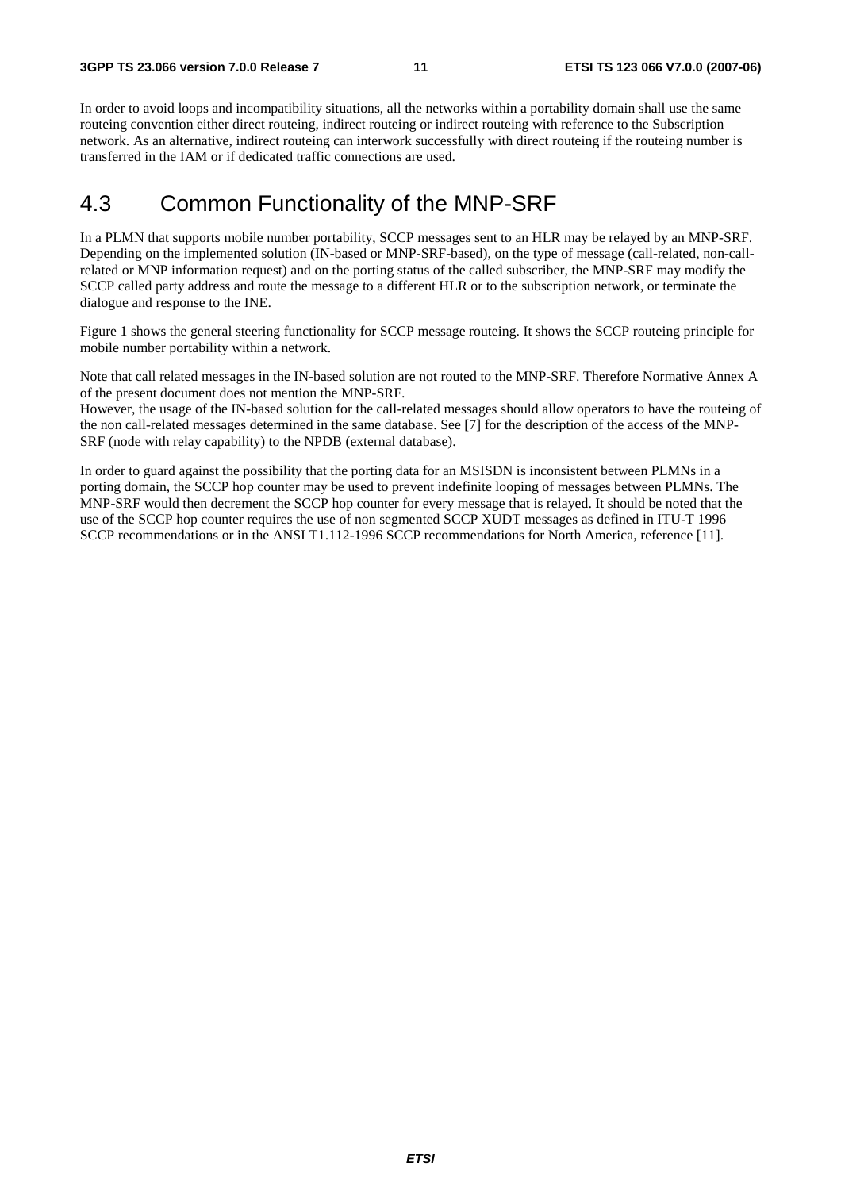In order to avoid loops and incompatibility situations, all the networks within a portability domain shall use the same routeing convention either direct routeing, indirect routeing or indirect routeing with reference to the Subscription network. As an alternative, indirect routeing can interwork successfully with direct routeing if the routeing number is transferred in the IAM or if dedicated traffic connections are used.

## 4.3 Common Functionality of the MNP-SRF

In a PLMN that supports mobile number portability, SCCP messages sent to an HLR may be relayed by an MNP-SRF. Depending on the implemented solution (IN-based or MNP-SRF-based), on the type of message (call-related, non-call-related or MNP information request) and on the porting status of the called subscriber, the MNP-SRF may modify the SCCP called party address and route the message to a different HLR or to the subscription network, or terminate the dialogue and response to the INE.

Figure 1 shows the general steering functionality for SCCP message routeing. It shows the SCCP routeing principle for mobile number portability within a network.

Note that call related messages in the IN-based solution are not routed to the MNP-SRF. Therefore Normative Annex A of the present document does not mention the MNP-SRF.
However, the usage of the IN-based solution for the call-related messages should allow operators to have the routeing of the non call-related messages determined in the same database. See [7] for the description of the access of the MNP-SRF (node with relay capability) to the NPDB (external database).

In order to guard against the possibility that the porting data for an MSISDN is inconsistent between PLMNs in a porting domain, the SCCP hop counter may be used to prevent indefinite looping of messages between PLMNs. The MNP-SRF would then decrement the SCCP hop counter for every message that is relayed. It should be noted that the use of the SCCP hop counter requires the use of non segmented SCCP XUDT messages as defined in ITU-T 1996 SCCP recommendations or in the ANSI T1.112-1996 SCCP recommendations for North America, reference [11].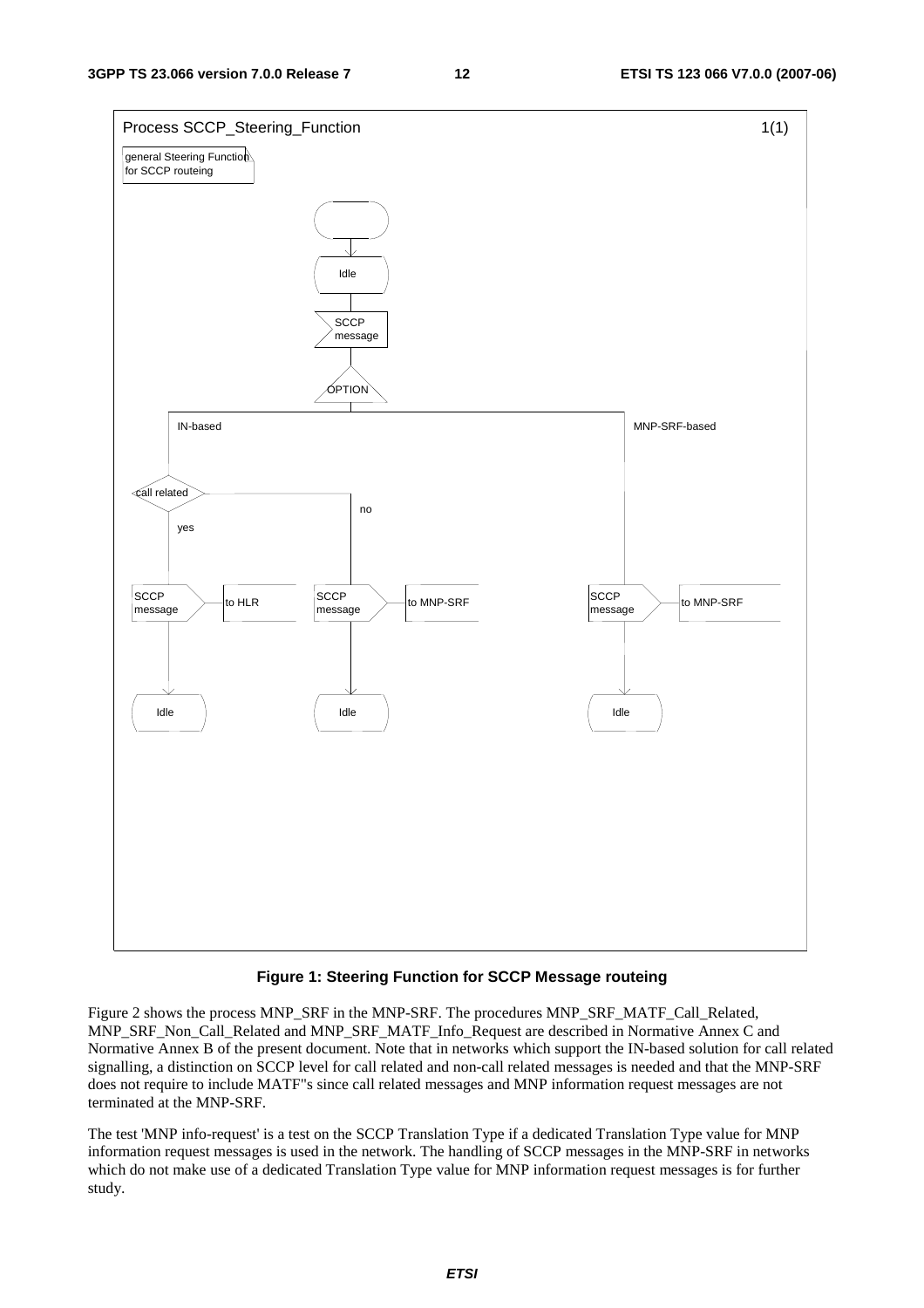Process SCCP_Steering_Function 1(1)

general Steering Function for SCCP routeing

Idle

SCCP message

OPTION

IN-based

MNP-SRF-based

call related

no

yes

SCCP message — to HLR

SCCP message — to MNP-SRF

SCCP message — to MNP-SRF

Idle

Idle

Idle

**Figure 1: Steering Function for SCCP Message routeing**

Figure 2 shows the process MNP_SRF in the MNP-SRF. The procedures MNP_SRF_MATF_Call_Related, MNP_SRF_Non_Call_Related and MNP_SRF_MATF_Info_Request are described in Normative Annex C and Normative Annex B of the present document. Note that in networks which support the IN-based solution for call related signalling, a distinction on SCCP level for call related and non-call related messages is needed and that the MNP-SRF does not require to include MATF"s since call related messages and MNP information request messages are not terminated at the MNP-SRF.

The test 'MNP info-request' is a test on the SCCP Translation Type if a dedicated Translation Type value for MNP information request messages is used in the network. The handling of SCCP messages in the MNP-SRF in networks which do not make use of a dedicated Translation Type value for MNP information request messages is for further study.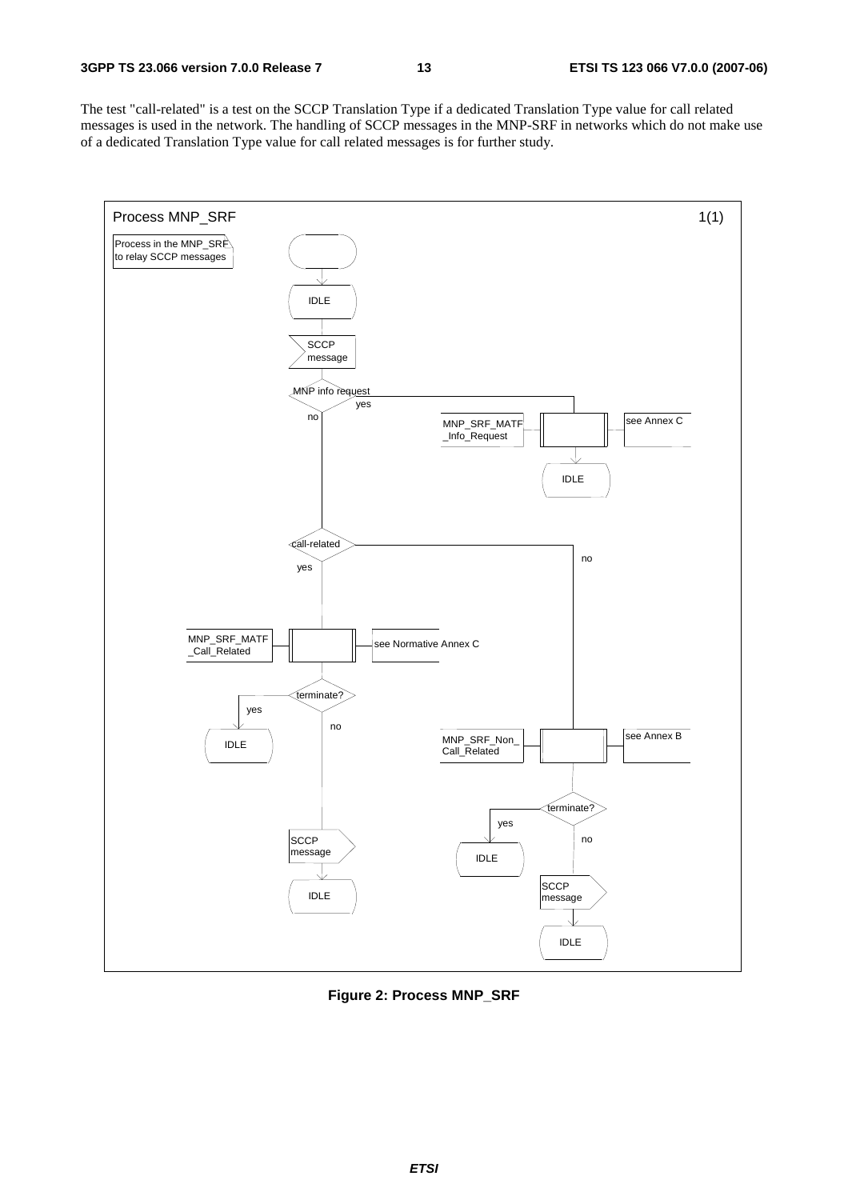The test "call-related" is a test on the SCCP Translation Type if a dedicated Translation Type value for call related messages is used in the network. The handling of SCCP messages in the MNP-SRF in networks which do not make use of a dedicated Translation Type value for call related messages is for further study.

**Figure 2: Process MNP_SRF**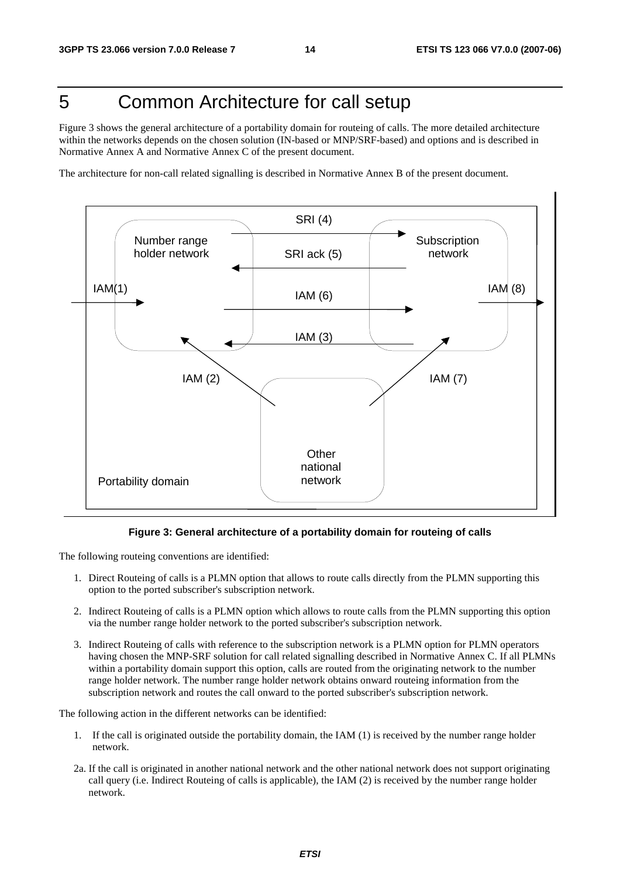# 5 Common Architecture for call setup

Figure 3 shows the general architecture of a portability domain for routeing of calls. The more detailed architecture within the networks depends on the chosen solution (IN-based or MNP/SRF-based) and options and is described in Normative Annex A and Normative Annex C of the present document.

The architecture for non-call related signalling is described in Normative Annex B of the present document.

**Figure 3: General architecture of a portability domain for routeing of calls**

The following routeing conventions are identified:

1. Direct Routeing of calls is a PLMN option that allows to route calls directly from the PLMN supporting this option to the ported subscriber's subscription network.
2. Indirect Routeing of calls is a PLMN option which allows to route calls from the PLMN supporting this option via the number range holder network to the ported subscriber's subscription network.
3. Indirect Routeing of calls with reference to the subscription network is a PLMN option for PLMN operators having chosen the MNP-SRF solution for call related signalling described in Normative Annex C. If all PLMNs within a portability domain support this option, calls are routed from the originating network to the number range holder network. The number range holder network obtains onward routeing information from the subscription network and routes the call onward to the ported subscriber's subscription network.

The following action in the different networks can be identified:

1. If the call is originated outside the portability domain, the IAM (1) is received by the number range holder network.

2a. If the call is originated in another national network and the other national network does not support originating call query (i.e. Indirect Routeing of calls is applicable), the IAM (2) is received by the number range holder network.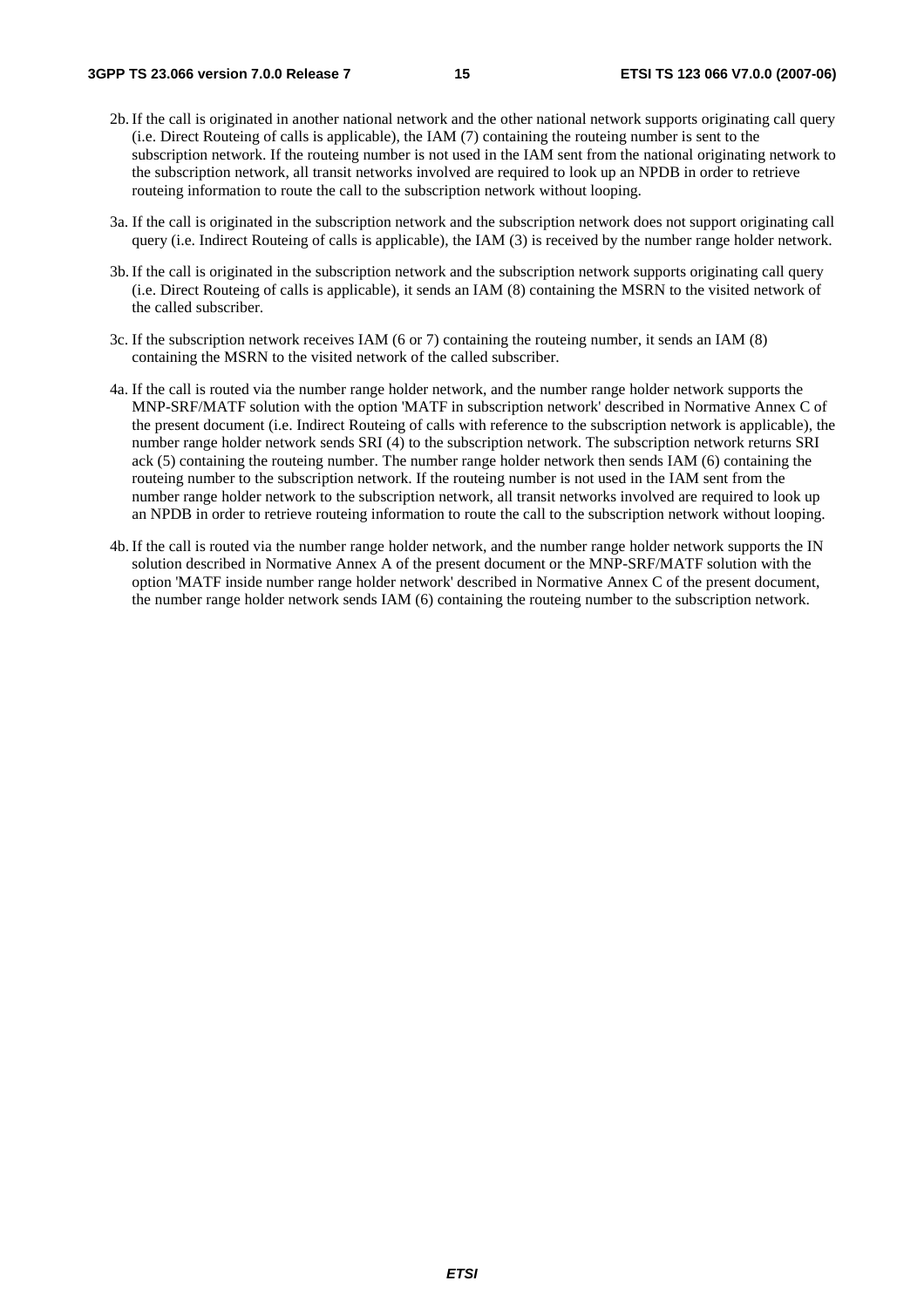2b. If the call is originated in another national network and the other national network supports originating call query (i.e. Direct Routeing of calls is applicable), the IAM (7) containing the routeing number is sent to the subscription network. If the routeing number is not used in the IAM sent from the national originating network to the subscription network, all transit networks involved are required to look up an NPDB in order to retrieve routeing information to route the call to the subscription network without looping.

3a. If the call is originated in the subscription network and the subscription network does not support originating call query (i.e. Indirect Routeing of calls is applicable), the IAM (3) is received by the number range holder network.

3b. If the call is originated in the subscription network and the subscription network supports originating call query (i.e. Direct Routeing of calls is applicable), it sends an IAM (8) containing the MSRN to the visited network of the called subscriber.

3c. If the subscription network receives IAM (6 or 7) containing the routeing number, it sends an IAM (8) containing the MSRN to the visited network of the called subscriber.

4a. If the call is routed via the number range holder network, and the number range holder network supports the MNP-SRF/MATF solution with the option 'MATF in subscription network' described in Normative Annex C of the present document (i.e. Indirect Routeing of calls with reference to the subscription network is applicable), the number range holder network sends SRI (4) to the subscription network. The subscription network returns SRI ack (5) containing the routeing number. The number range holder network then sends IAM (6) containing the routeing number to the subscription network. If the routeing number is not used in the IAM sent from the number range holder network to the subscription network, all transit networks involved are required to look up an NPDB in order to retrieve routeing information to route the call to the subscription network without looping.

4b. If the call is routed via the number range holder network, and the number range holder network supports the IN solution described in Normative Annex A of the present document or the MNP-SRF/MATF solution with the option 'MATF inside number range holder network' described in Normative Annex C of the present document, the number range holder network sends IAM (6) containing the routeing number to the subscription network.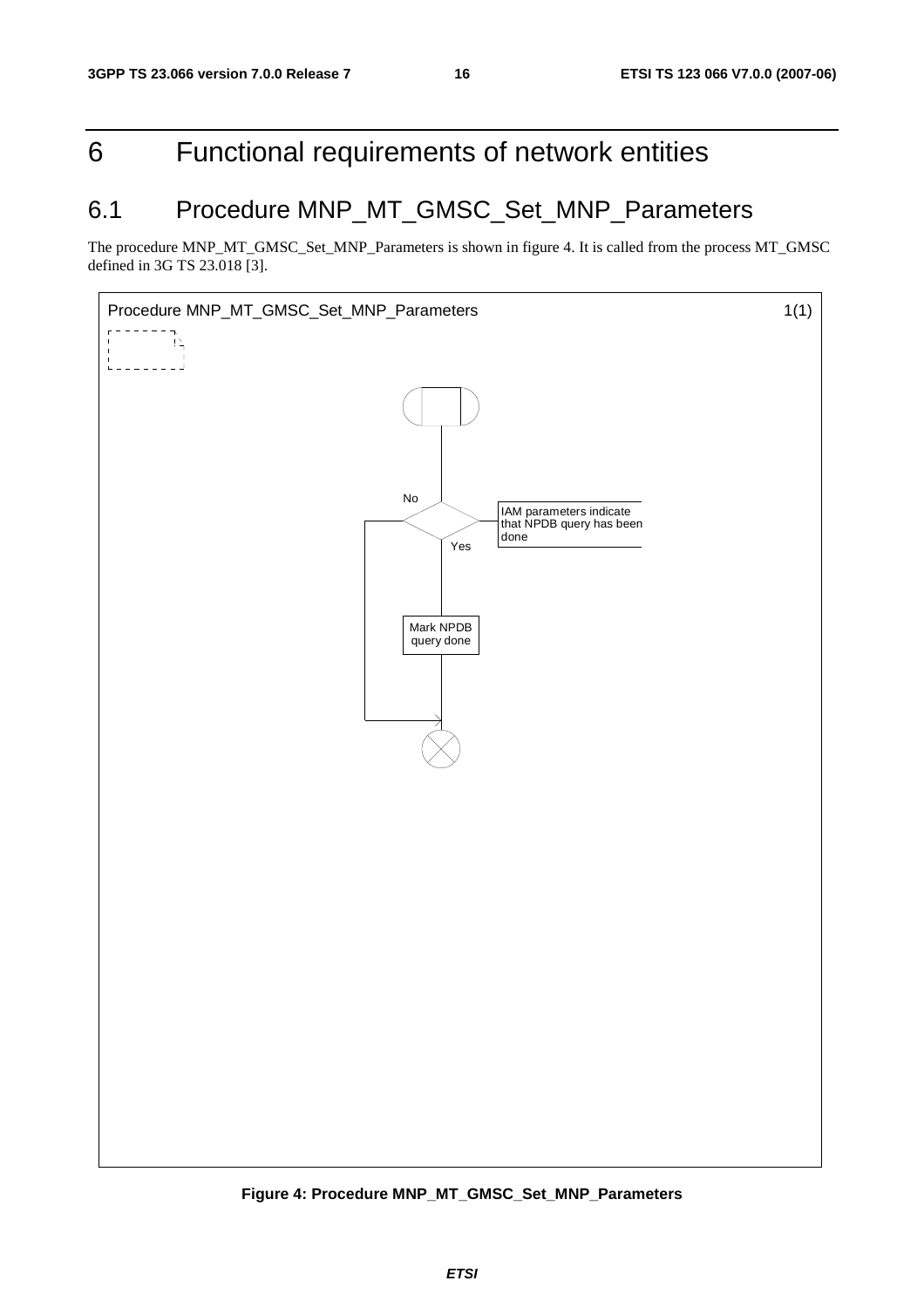# 6 Functional requirements of network entities

## 6.1 Procedure MNP_MT_GMSC_Set_MNP_Parameters

The procedure MNP_MT_GMSC_Set_MNP_Parameters is shown in figure 4. It is called from the process MT_GMSC defined in 3G TS 23.018 [3].

Procedure MNP_MT_GMSC_Set_MNP_Parameters 1(1)

IAM parameters indicate that NPDB query has been done

No

Yes

Mark NPDB query done

**Figure 4: Procedure MNP_MT_GMSC_Set_MNP_Parameters**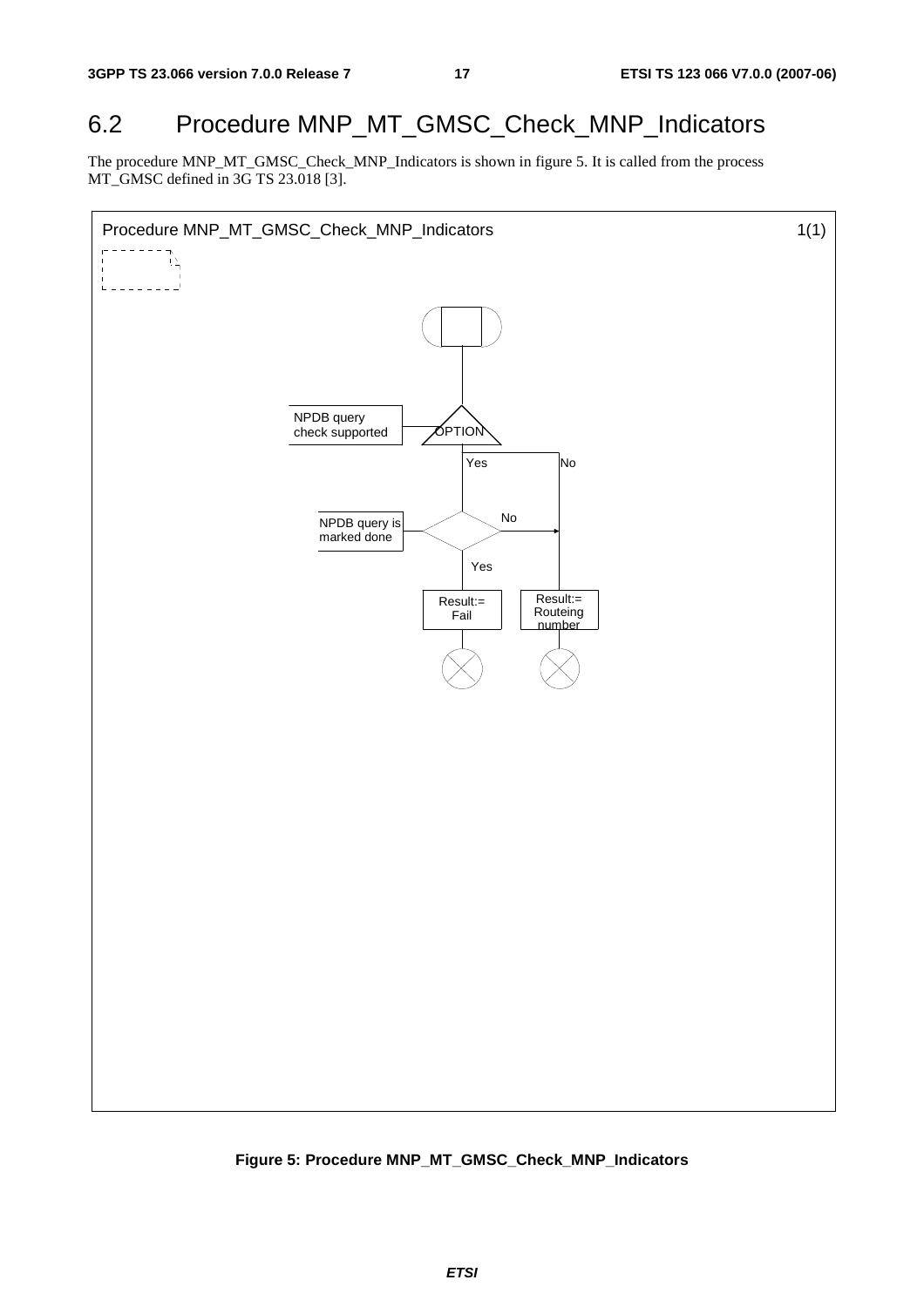## 6.2 Procedure MNP_MT_GMSC_Check_MNP_Indicators

The procedure MNP_MT_GMSC_Check_MNP_Indicators is shown in figure 5. It is called from the process MT_GMSC defined in 3G TS 23.018 [3].

Procedure MNP_MT_GMSC_Check_MNP_Indicators 1(1)

NPDB query check supported

OPTION

Yes No

NPDB query is marked done

No

Yes

Result:= Fail

Result:= Routeing number

**Figure 5: Procedure MNP_MT_GMSC_Check_MNP_Indicators**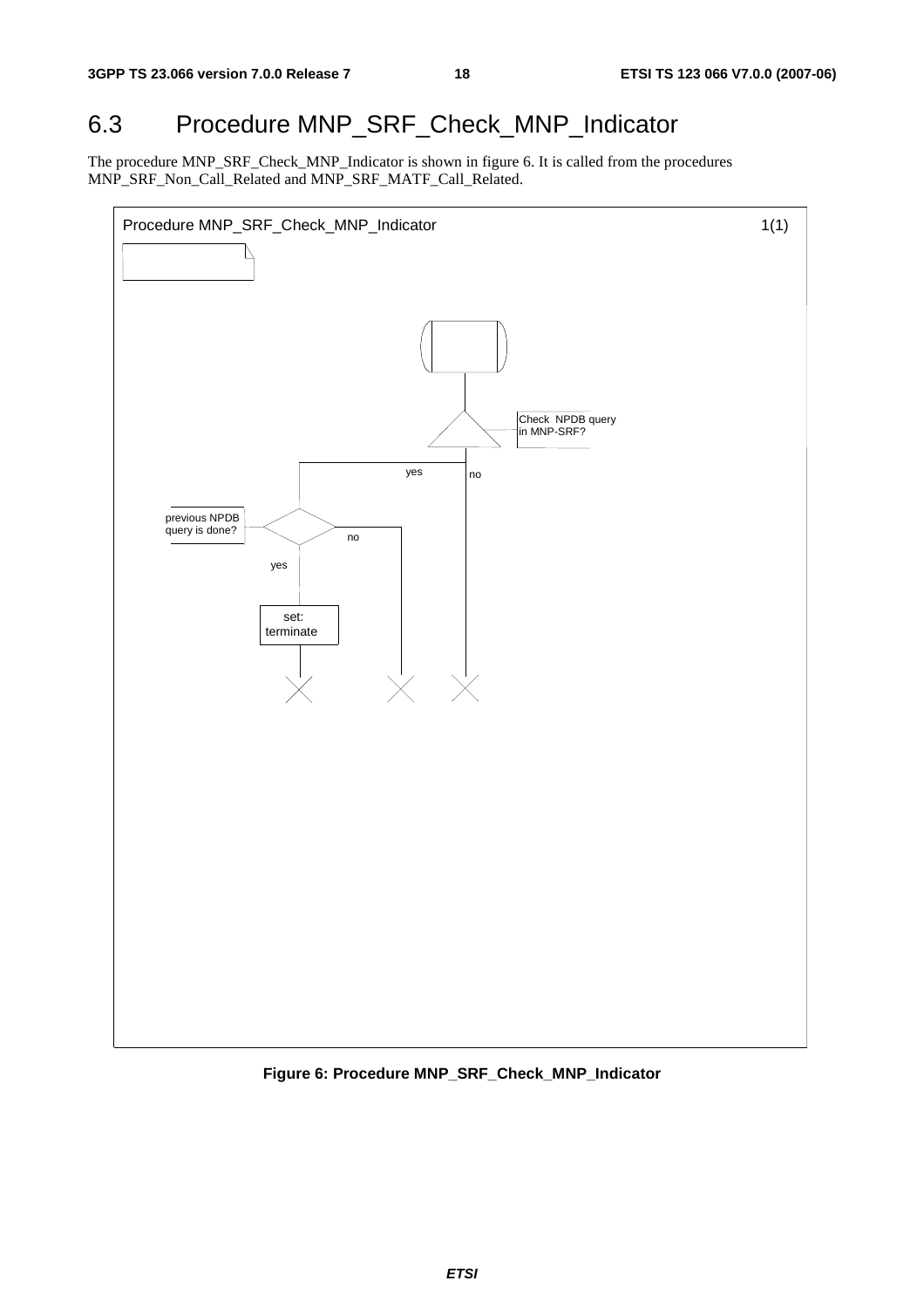## 6.3 Procedure MNP_SRF_Check_MNP_Indicator

The procedure MNP_SRF_Check_MNP_Indicator is shown in figure 6. It is called from the procedures MNP_SRF_Non_Call_Related and MNP_SRF_MATF_Call_Related.

Procedure MNP_SRF_Check_MNP_Indicator 1(1)

Check NPDB query in MNP-SRF?

yes

no

previous NPDB query is done?

no

yes

set: terminate

**Figure 6: Procedure MNP_SRF_Check_MNP_Indicator**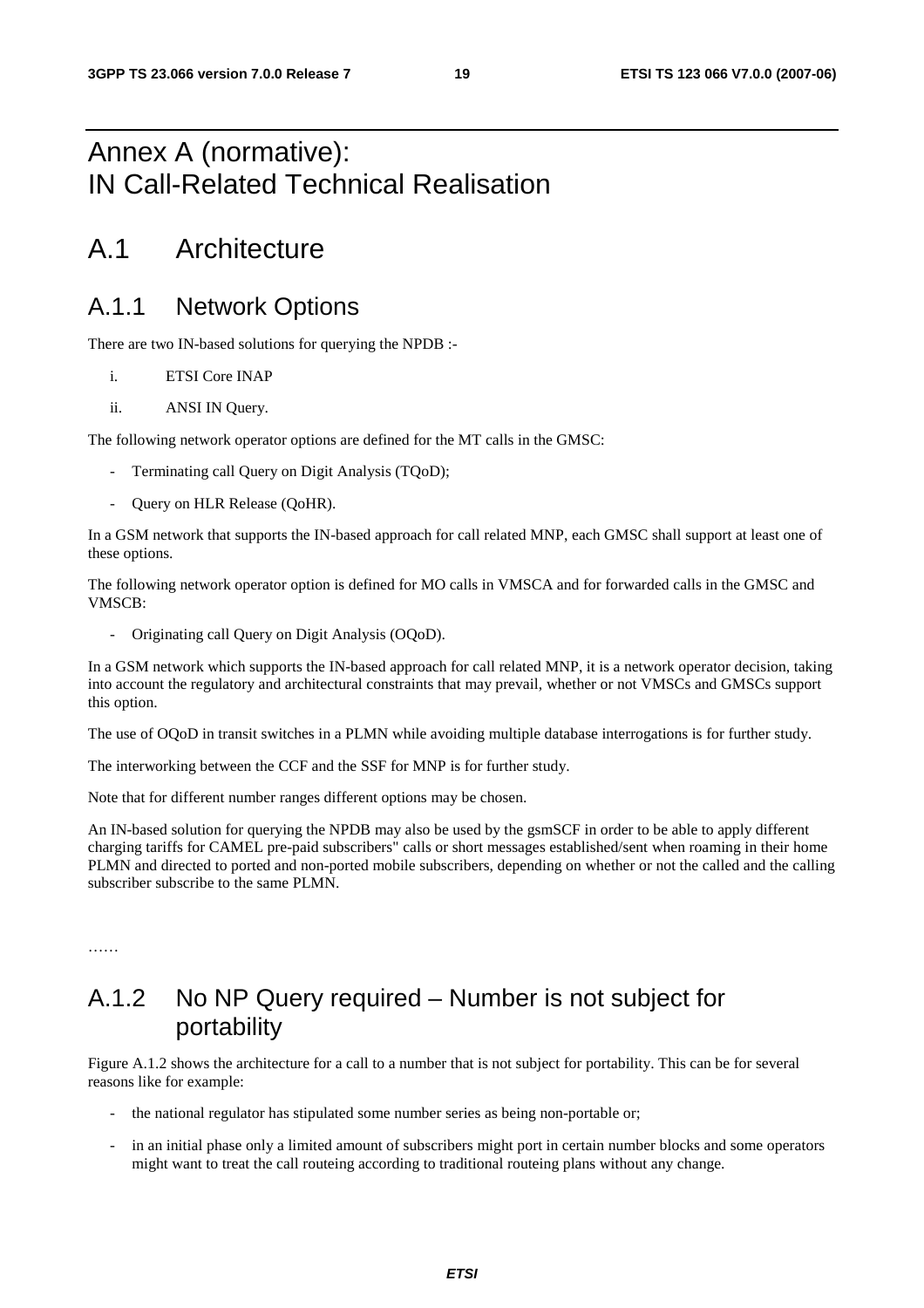# Annex A (normative): IN Call-Related Technical Realisation

# A.1 Architecture

## A.1.1 Network Options

There are two IN-based solutions for querying the NPDB :-

i. ETSI Core INAP

ii. ANSI IN Query.

The following network operator options are defined for the MT calls in the GMSC:

- Terminating call Query on Digit Analysis (TQoD);
- Query on HLR Release (QoHR).

In a GSM network that supports the IN-based approach for call related MNP, each GMSC shall support at least one of these options.

The following network operator option is defined for MO calls in VMSCA and for forwarded calls in the GMSC and VMSCB:

- Originating call Query on Digit Analysis (OQoD).

In a GSM network which supports the IN-based approach for call related MNP, it is a network operator decision, taking into account the regulatory and architectural constraints that may prevail, whether or not VMSCs and GMSCs support this option.

The use of OQoD in transit switches in a PLMN while avoiding multiple database interrogations is for further study.

The interworking between the CCF and the SSF for MNP is for further study.

Note that for different number ranges different options may be chosen.

An IN-based solution for querying the NPDB may also be used by the gsmSCF in order to be able to apply different charging tariffs for CAMEL pre-paid subscribers" calls or short messages established/sent when roaming in their home PLMN and directed to ported and non-ported mobile subscribers, depending on whether or not the called and the calling subscriber subscribe to the same PLMN.

……

## A.1.2 No NP Query required – Number is not subject for portability

Figure A.1.2 shows the architecture for a call to a number that is not subject for portability. This can be for several reasons like for example:

- the national regulator has stipulated some number series as being non-portable or;
- in an initial phase only a limited amount of subscribers might port in certain number blocks and some operators might want to treat the call routeing according to traditional routeing plans without any change.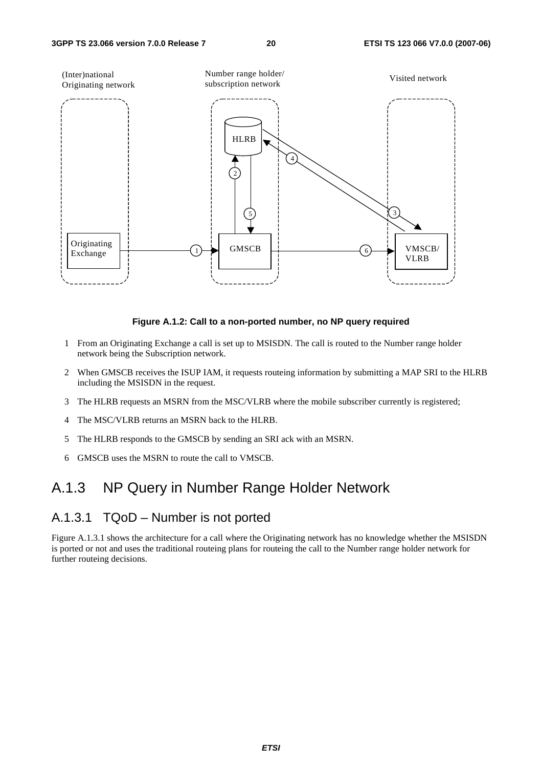**Figure A.1.2: Call to a non-ported number, no NP query required**

1 From an Originating Exchange a call is set up to MSISDN. The call is routed to the Number range holder network being the Subscription network.

2 When GMSCB receives the ISUP IAM, it requests routeing information by submitting a MAP SRI to the HLRB including the MSISDN in the request.

3 The HLRB requests an MSRN from the MSC/VLRB where the mobile subscriber currently is registered;

4 The MSC/VLRB returns an MSRN back to the HLRB.

5 The HLRB responds to the GMSCB by sending an SRI ack with an MSRN.

6 GMSCB uses the MSRN to route the call to VMSCB.

## A.1.3 NP Query in Number Range Holder Network

### A.1.3.1 TQoD – Number is not ported

Figure A.1.3.1 shows the architecture for a call where the Originating network has no knowledge whether the MSISDN is ported or not and uses the traditional routeing plans for routeing the call to the Number range holder network for further routeing decisions.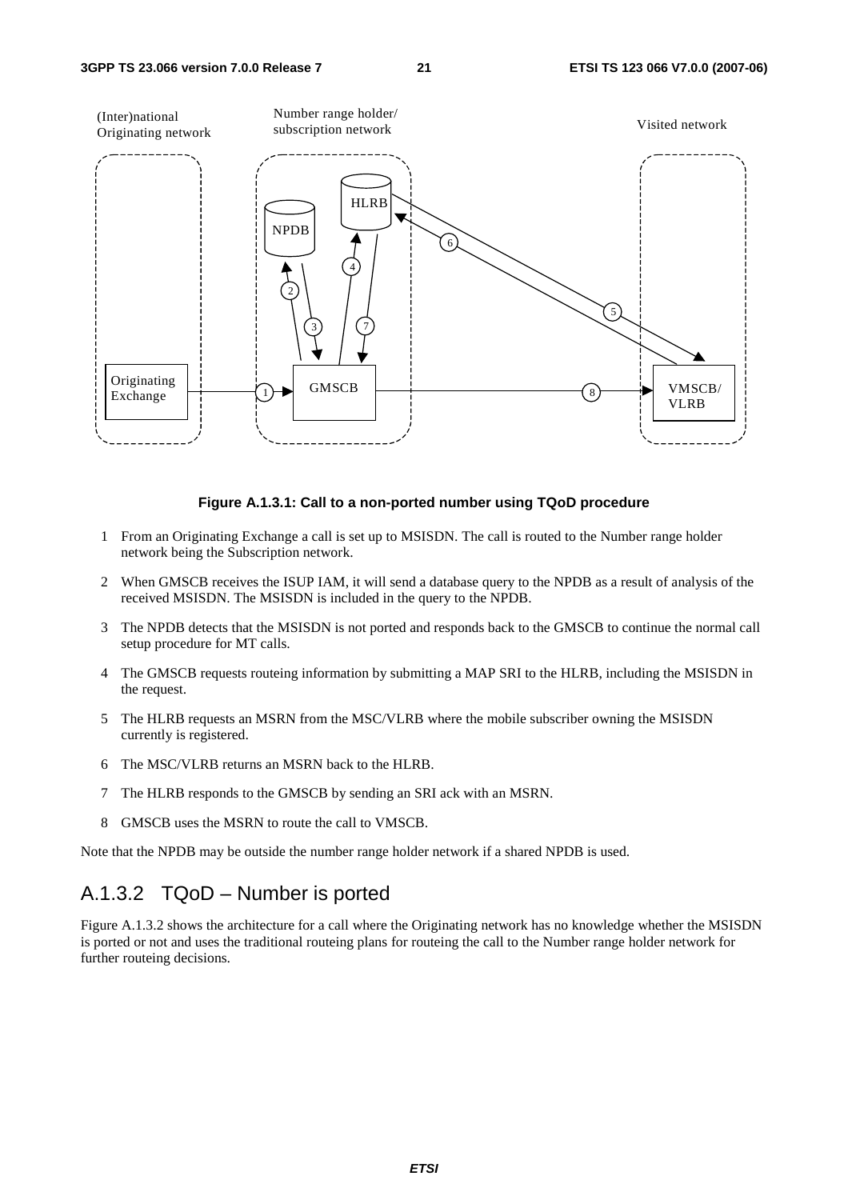Figure A.1.3.1: Call to a non-ported number using TQoD procedure

1 From an Originating Exchange a call is set up to MSISDN. The call is routed to the Number range holder network being the Subscription network.

2 When GMSCB receives the ISUP IAM, it will send a database query to the NPDB as a result of analysis of the received MSISDN. The MSISDN is included in the query to the NPDB.

3 The NPDB detects that the MSISDN is not ported and responds back to the GMSCB to continue the normal call setup procedure for MT calls.

4 The GMSCB requests routeing information by submitting a MAP SRI to the HLRB, including the MSISDN in the request.

5 The HLRB requests an MSRN from the MSC/VLRB where the mobile subscriber owning the MSISDN currently is registered.

6 The MSC/VLRB returns an MSRN back to the HLRB.

7 The HLRB responds to the GMSCB by sending an SRI ack with an MSRN.

8 GMSCB uses the MSRN to route the call to VMSCB.

Note that the NPDB may be outside the number range holder network if a shared NPDB is used.

## A.1.3.2 TQoD – Number is ported

Figure A.1.3.2 shows the architecture for a call where the Originating network has no knowledge whether the MSISDN is ported or not and uses the traditional routeing plans for routeing the call to the Number range holder network for further routeing decisions.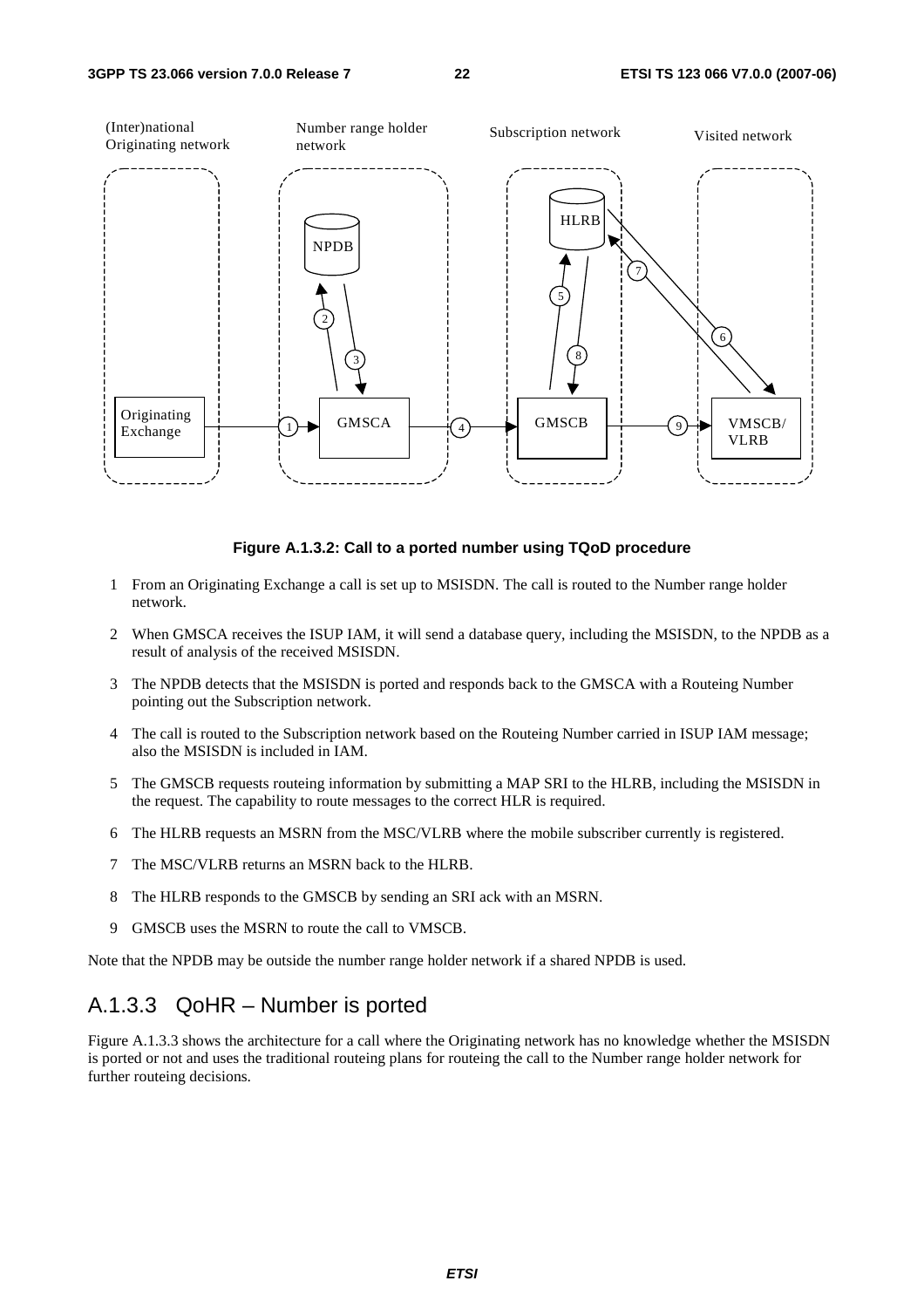**Figure A.1.3.2: Call to a ported number using TQoD procedure**

1. From an Originating Exchange a call is set up to MSISDN. The call is routed to the Number range holder network.
2. When GMSCA receives the ISUP IAM, it will send a database query, including the MSISDN, to the NPDB as a result of analysis of the received MSISDN.
3. The NPDB detects that the MSISDN is ported and responds back to the GMSCA with a Routeing Number pointing out the Subscription network.
4. The call is routed to the Subscription network based on the Routeing Number carried in ISUP IAM message; also the MSISDN is included in IAM.
5. The GMSCB requests routeing information by submitting a MAP SRI to the HLRB, including the MSISDN in the request. The capability to route messages to the correct HLR is required.
6. The HLRB requests an MSRN from the MSC/VLRB where the mobile subscriber currently is registered.
7. The MSC/VLRB returns an MSRN back to the HLRB.
8. The HLRB responds to the GMSCB by sending an SRI ack with an MSRN.
9. GMSCB uses the MSRN to route the call to VMSCB.

Note that the NPDB may be outside the number range holder network if a shared NPDB is used.

### A.1.3.3 QoHR – Number is ported

Figure A.1.3.3 shows the architecture for a call where the Originating network has no knowledge whether the MSISDN is ported or not and uses the traditional routeing plans for routeing the call to the Number range holder network for further routeing decisions.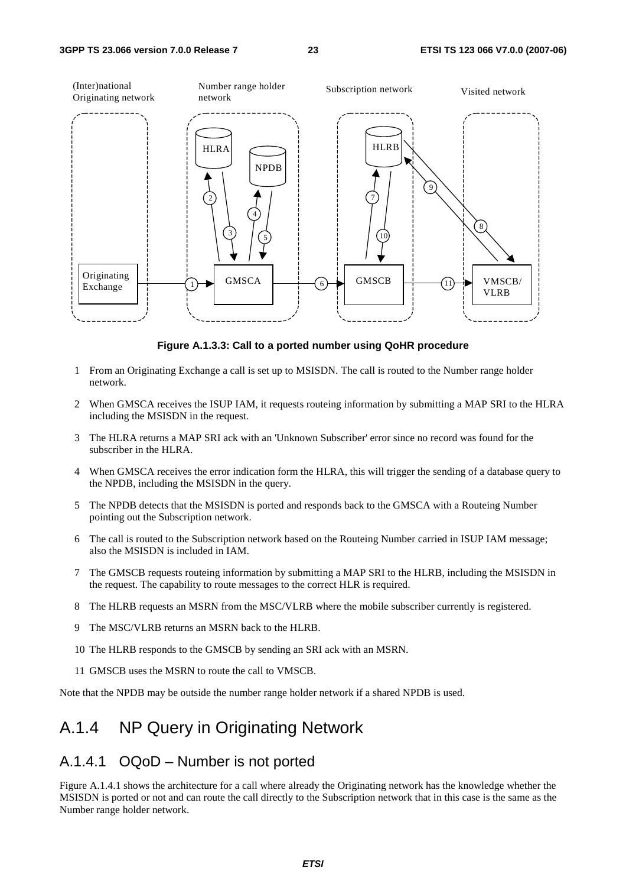**Figure A.1.3.3: Call to a ported number using QoHR procedure**

1 From an Originating Exchange a call is set up to MSISDN. The call is routed to the Number range holder network.

2 When GMSCA receives the ISUP IAM, it requests routeing information by submitting a MAP SRI to the HLRA including the MSISDN in the request.

3 The HLRA returns a MAP SRI ack with an 'Unknown Subscriber' error since no record was found for the subscriber in the HLRA.

4 When GMSCA receives the error indication form the HLRA, this will trigger the sending of a database query to the NPDB, including the MSISDN in the query.

5 The NPDB detects that the MSISDN is ported and responds back to the GMSCA with a Routeing Number pointing out the Subscription network.

6 The call is routed to the Subscription network based on the Routeing Number carried in ISUP IAM message; also the MSISDN is included in IAM.

7 The GMSCB requests routeing information by submitting a MAP SRI to the HLRB, including the MSISDN in the request. The capability to route messages to the correct HLR is required.

8 The HLRB requests an MSRN from the MSC/VLRB where the mobile subscriber currently is registered.

9 The MSC/VLRB returns an MSRN back to the HLRB.

10 The HLRB responds to the GMSCB by sending an SRI ack with an MSRN.

11 GMSCB uses the MSRN to route the call to VMSCB.

Note that the NPDB may be outside the number range holder network if a shared NPDB is used.

## A.1.4 NP Query in Originating Network

### A.1.4.1 OQoD – Number is not ported

Figure A.1.4.1 shows the architecture for a call where already the Originating network has the knowledge whether the MSISDN is ported or not and can route the call directly to the Subscription network that in this case is the same as the Number range holder network.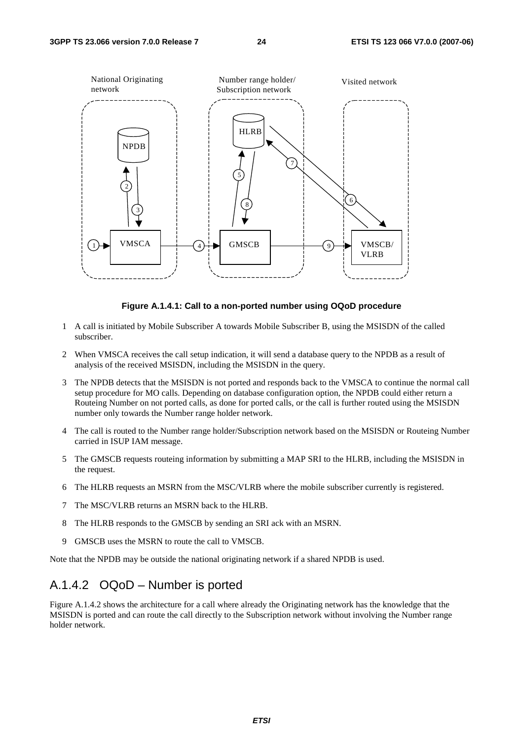**Figure A.1.4.1: Call to a non-ported number using OQoD procedure**

1. A call is initiated by Mobile Subscriber A towards Mobile Subscriber B, using the MSISDN of the called subscriber.
2. When VMSCA receives the call setup indication, it will send a database query to the NPDB as a result of analysis of the received MSISDN, including the MSISDN in the query.
3. The NPDB detects that the MSISDN is not ported and responds back to the VMSCA to continue the normal call setup procedure for MO calls. Depending on database configuration option, the NPDB could either return a Routeing Number on not ported calls, as done for ported calls, or the call is further routed using the MSISDN number only towards the Number range holder network.
4. The call is routed to the Number range holder/Subscription network based on the MSISDN or Routeing Number carried in ISUP IAM message.
5. The GMSCB requests routeing information by submitting a MAP SRI to the HLRB, including the MSISDN in the request.
6. The HLRB requests an MSRN from the MSC/VLRB where the mobile subscriber currently is registered.
7. The MSC/VLRB returns an MSRN back to the HLRB.
8. The HLRB responds to the GMSCB by sending an SRI ack with an MSRN.
9. GMSCB uses the MSRN to route the call to VMSCB.

Note that the NPDB may be outside the national originating network if a shared NPDB is used.

## A.1.4.2 OQoD – Number is ported

Figure A.1.4.2 shows the architecture for a call where already the Originating network has the knowledge that the MSISDN is ported and can route the call directly to the Subscription network without involving the Number range holder network.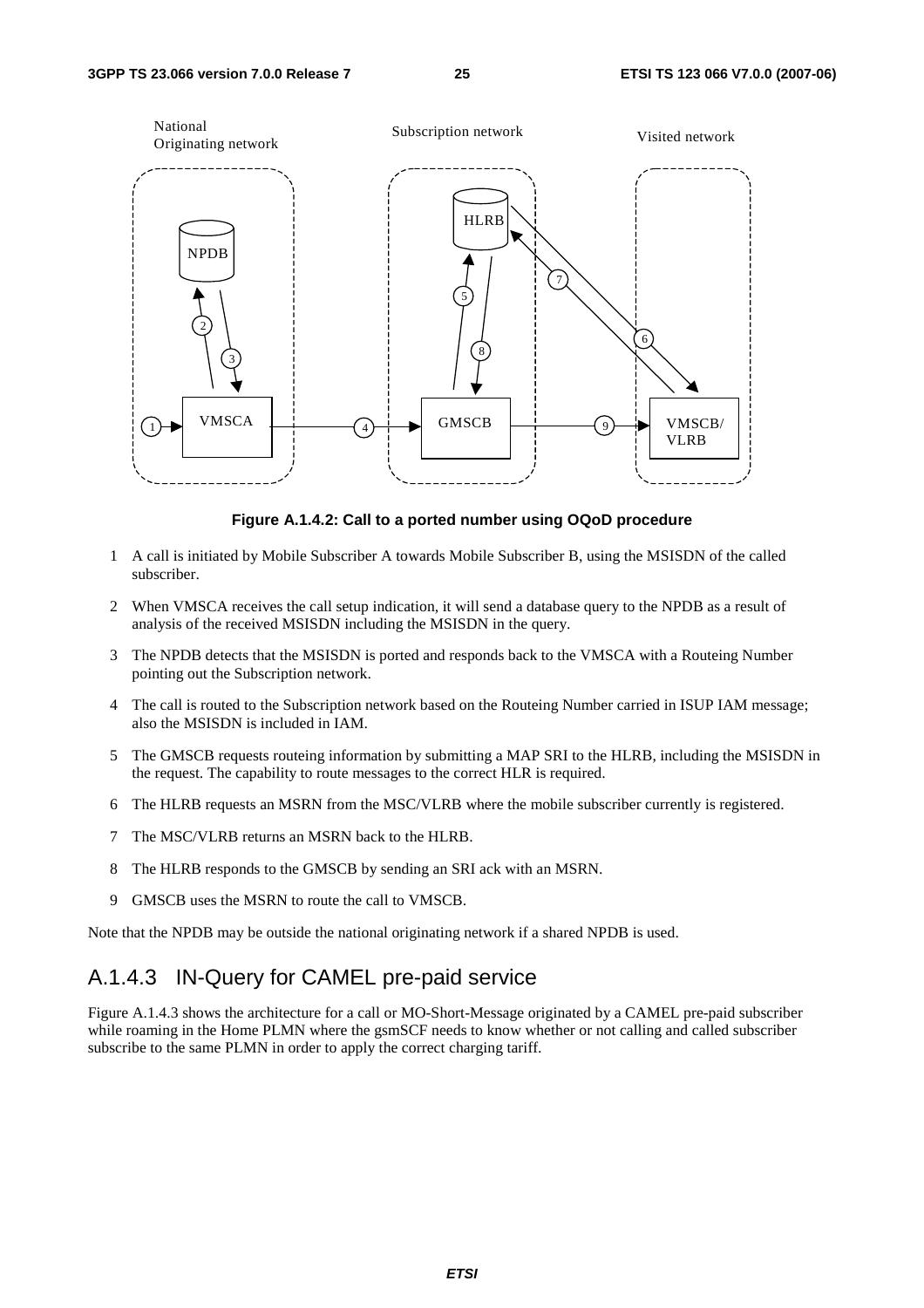**Figure A.1.4.2: Call to a ported number using OQoD procedure**

1. A call is initiated by Mobile Subscriber A towards Mobile Subscriber B, using the MSISDN of the called subscriber.
2. When VMSCA receives the call setup indication, it will send a database query to the NPDB as a result of analysis of the received MSISDN including the MSISDN in the query.
3. The NPDB detects that the MSISDN is ported and responds back to the VMSCA with a Routeing Number pointing out the Subscription network.
4. The call is routed to the Subscription network based on the Routeing Number carried in ISUP IAM message; also the MSISDN is included in IAM.
5. The GMSCB requests routeing information by submitting a MAP SRI to the HLRB, including the MSISDN in the request. The capability to route messages to the correct HLR is required.
6. The HLRB requests an MSRN from the MSC/VLRB where the mobile subscriber currently is registered.
7. The MSC/VLRB returns an MSRN back to the HLRB.
8. The HLRB responds to the GMSCB by sending an SRI ack with an MSRN.
9. GMSCB uses the MSRN to route the call to VMSCB.

Note that the NPDB may be outside the national originating network if a shared NPDB is used.

## A.1.4.3 IN-Query for CAMEL pre-paid service

Figure A.1.4.3 shows the architecture for a call or MO-Short-Message originated by a CAMEL pre-paid subscriber while roaming in the Home PLMN where the gsmSCF needs to know whether or not calling and called subscriber subscribe to the same PLMN in order to apply the correct charging tariff.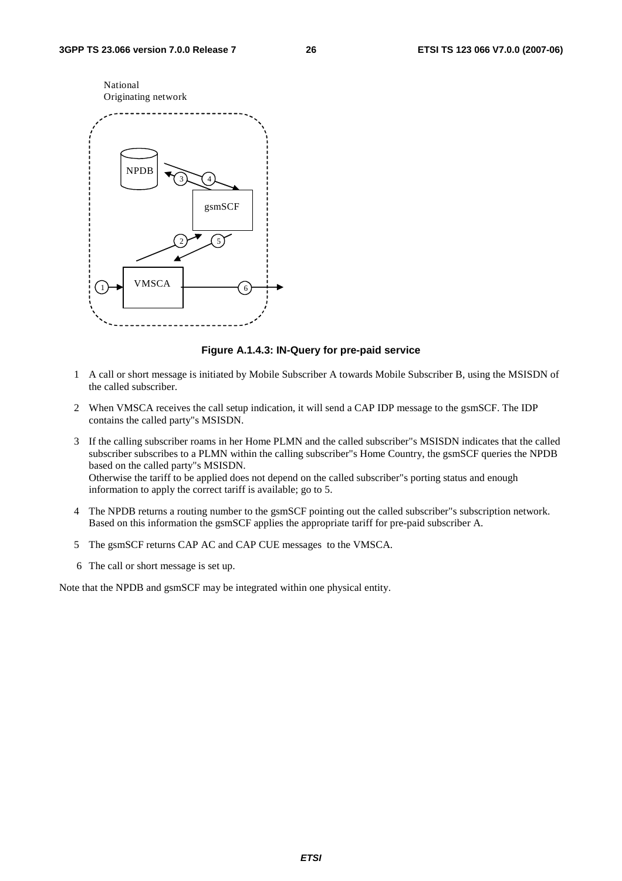National
Originating network

NPDB

gsmSCF

VMSCA

**Figure A.1.4.3: IN-Query for pre-paid service**

1 A call or short message is initiated by Mobile Subscriber A towards Mobile Subscriber B, using the MSISDN of the called subscriber.

2 When VMSCA receives the call setup indication, it will send a CAP IDP message to the gsmSCF. The IDP contains the called party"s MSISDN.

3 If the calling subscriber roams in her Home PLMN and the called subscriber"s MSISDN indicates that the called subscriber subscribes to a PLMN within the calling subscriber"s Home Country, the gsmSCF queries the NPDB based on the called party"s MSISDN.
Otherwise the tariff to be applied does not depend on the called subscriber"s porting status and enough information to apply the correct tariff is available; go to 5.

4 The NPDB returns a routing number to the gsmSCF pointing out the called subscriber"s subscription network. Based on this information the gsmSCF applies the appropriate tariff for pre-paid subscriber A.

5 The gsmSCF returns CAP AC and CAP CUE messages to the VMSCA.

6 The call or short message is set up.

Note that the NPDB and gsmSCF may be integrated within one physical entity.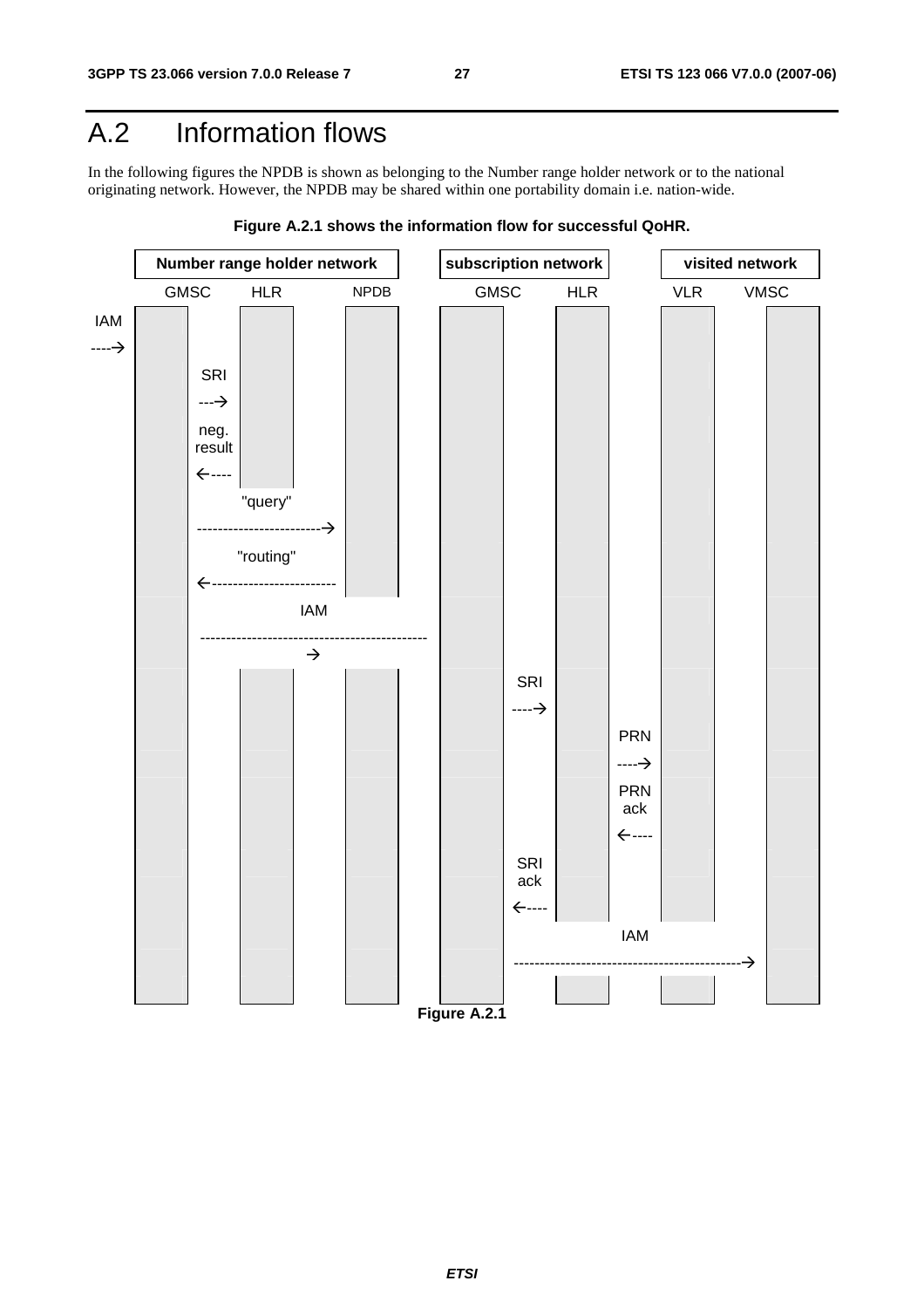# A.2 Information flows

In the following figures the NPDB is shown as belonging to the Number range holder network or to the national originating network. However, the NPDB may be shared within one portability domain i.e. nation-wide.

**Figure A.2.1 shows the information flow for successful QoHR.**

| Number range holder network | | | subscription network | | visited network | |
|---|---|---|---|---|---|---|
| GMSC | HLR | NPDB | GMSC | HLR | VLR | VMSC |

- IAM ----> (to Number range holder GMSC)
- SRI ---> (GMSC to HLR)
- neg. result <---- (HLR to GMSC)
- "query" ------------------------> (GMSC to NPDB)
- "routing" <------------------------ (NPDB to GMSC)
- IAM --------------------------------------------> (Number range holder GMSC to subscription network GMSC)
- SRI ----> (subscription GMSC to HLR)
- PRN ----> (HLR to VLR)
- PRN ack <---- (VLR to HLR)
- SRI ack <---- (HLR to subscription GMSC)
- IAM --------------------------------------------> (subscription GMSC to VMSC)

**Figure A.2.1**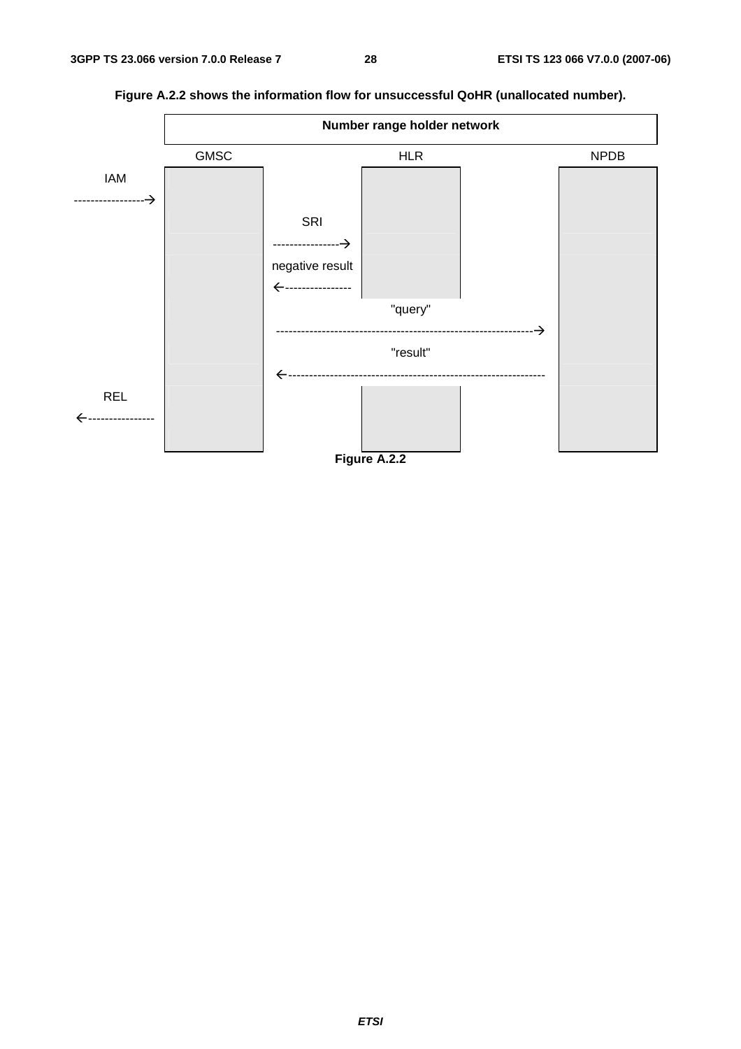**Figure A.2.2 shows the information flow for unsuccessful QoHR (unallocated number).**

```
                    Number range holder network
              GMSC                 HLR                        NPDB
 IAM
----------------->
                      SRI
                   ---------------->
                   negative result
                   <----------------
                                 "query"
                   ------------------------------------------------->
                                 "result"
                   <-------------------------------------------------
 REL
<----------------
```

**Figure A.2.2**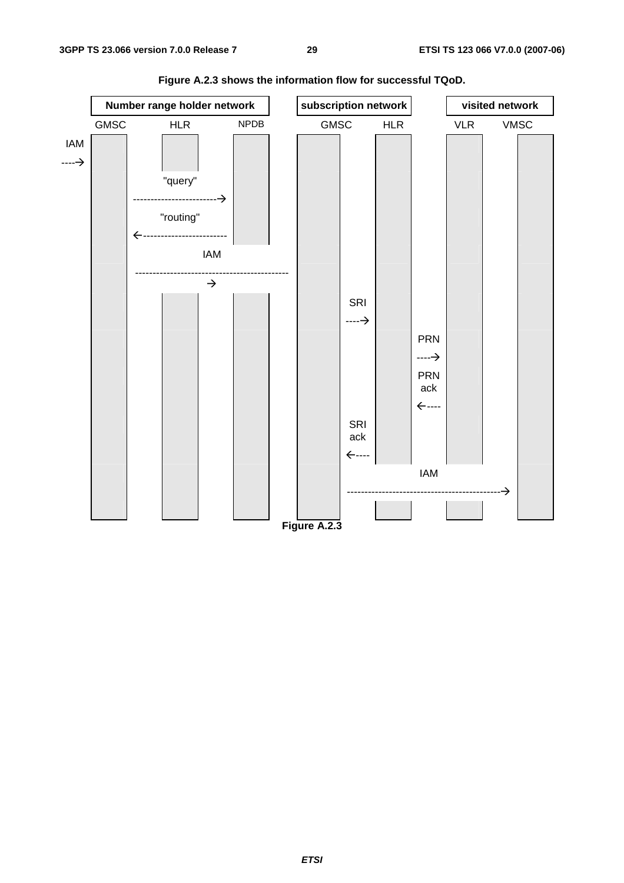**Figure A.2.3 shows the information flow for successful TQoD.**

| Number range holder network | | | subscription network | | visited network | |
|---|---|---|---|---|---|---|
| GMSC | HLR | NPDB | GMSC | HLR | VLR | VMSC |

```
IAM
---->  GMSC (Number range holder network)
GMSC -- "query" --> NPDB
GMSC <-- "routing" -- NPDB
GMSC (Number range holder network) -- IAM --> GMSC (subscription network)
GMSC -- SRI --> HLR
HLR -- PRN --> VLR
HLR <-- PRN ack -- VLR
GMSC <-- SRI ack -- HLR
GMSC (subscription network) -- IAM --> VMSC
```

**Figure A.2.3**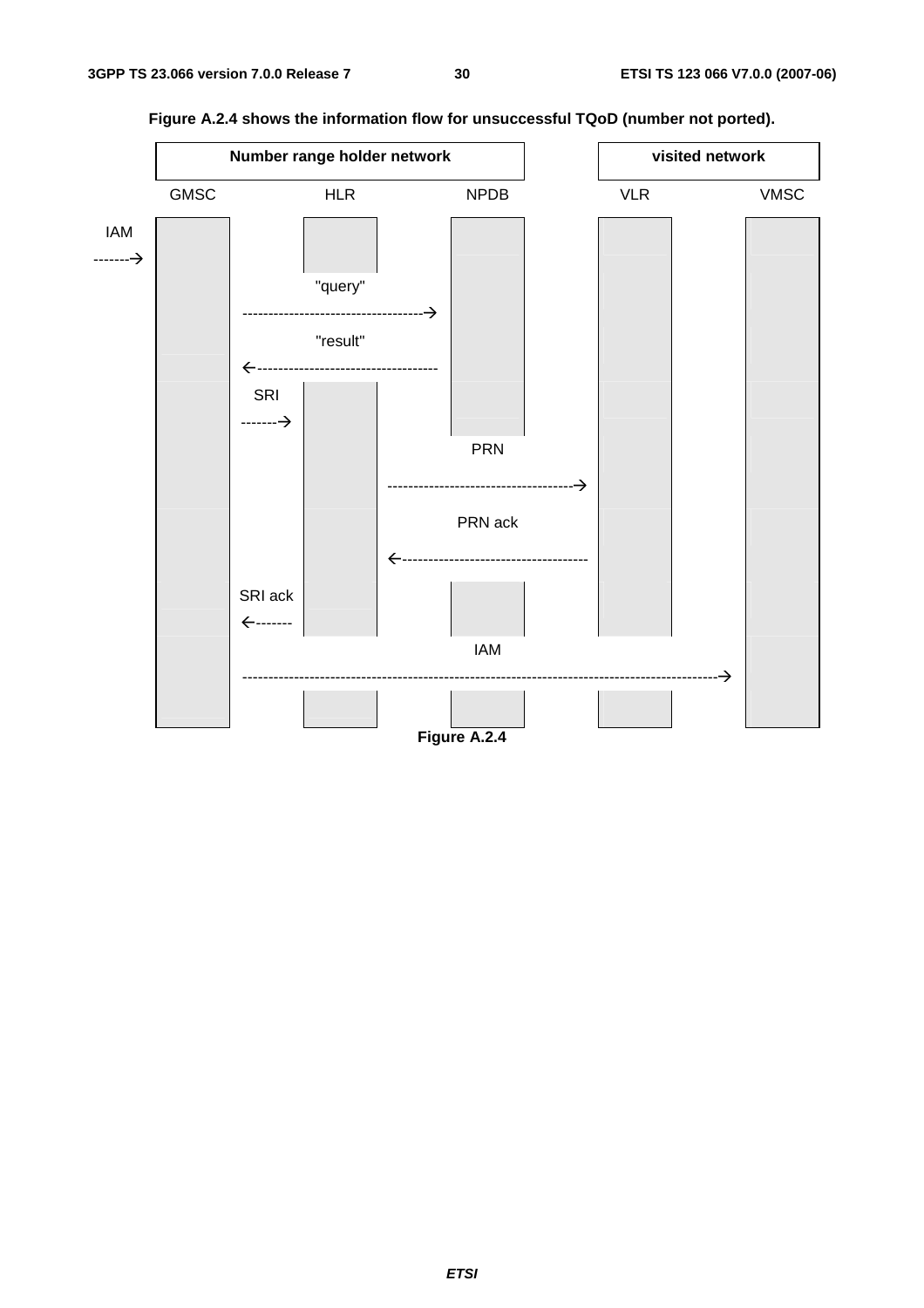**Figure A.2.4 shows the information flow for unsuccessful TQoD (number not ported).**

| Number range holder network | | | visited network | |
|---|---|---|---|---|
| GMSC | HLR | NPDB | VLR | VMSC |

```
IAM
------->  GMSC
GMSC   --------"query"-------->  NPDB
GMSC   <-------"result"--------  NPDB
GMSC   --------SRI------------>  HLR
HLR    --------PRN------------>  VLR
HLR    <-------PRN ack---------  VLR
GMSC   <-------SRI ack---------  HLR
GMSC   --------IAM------------>  VMSC
```

**Figure A.2.4**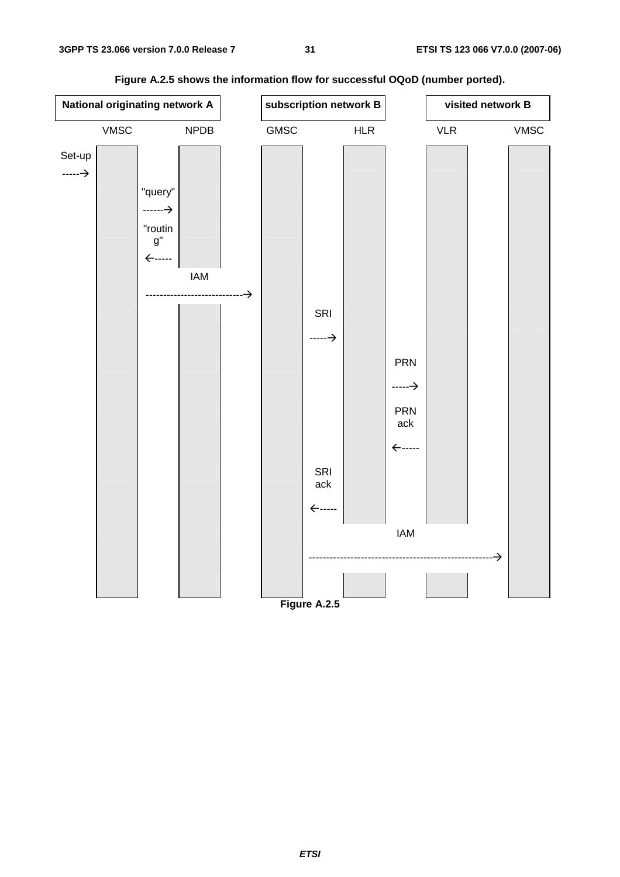**Figure A.2.5 shows the information flow for successful OQoD (number ported).**

| National originating network A | | subscription network B | | visited network B | |
|---|---|---|---|---|---|
| VMSC | NPDB | GMSC | HLR | VLR | VMSC |

Set-up -----→ (VMSC)

VMSC "query" ------→ NPDB

VMSC ←----- "routing" NPDB

VMSC ---------------------------→ IAM GMSC

GMSC -----→ SRI HLR

HLR -----→ PRN VLR

HLR ←----- PRN ack VLR

GMSC ←----- SRI ack HLR

GMSC ----------------------------------------------------→ IAM VMSC

**Figure A.2.5**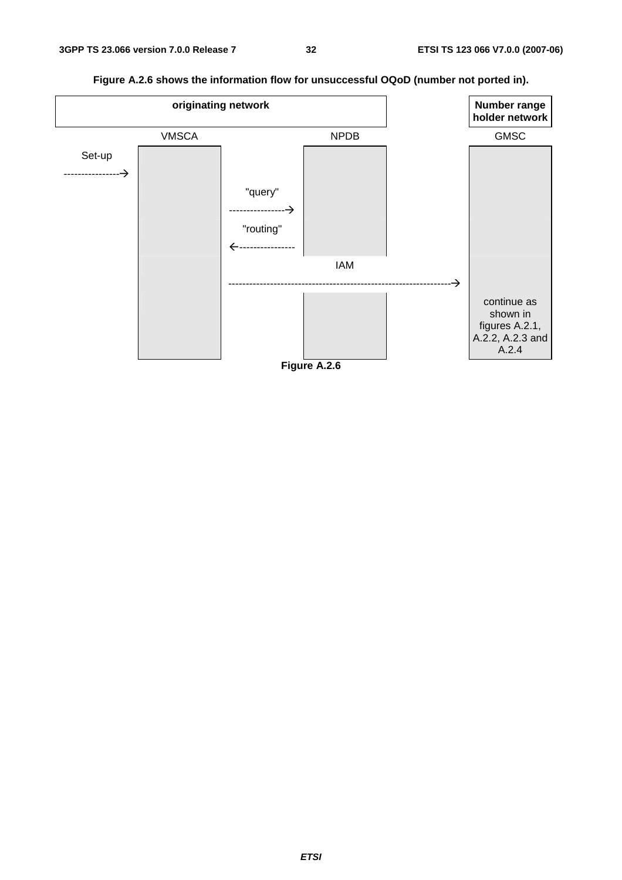**Figure A.2.6 shows the information flow for unsuccessful OQoD (number not ported in).**

| originating network | | | Number range holder network |
|---|---|---|---|
| | VMSCA | NPDB | GMSC |

```
              VMSCA                    NPDB                      GMSC
Set-up
--------------->
                         "query"
                     --------------->
                         "routing"
                     <---------------
                                   IAM
                     ------------------------------------------------->
                                                             continue as
                                                             shown in
                                                             figures A.2.1,
                                                             A.2.2, A.2.3 and
                                                             A.2.4
```

**Figure A.2.6**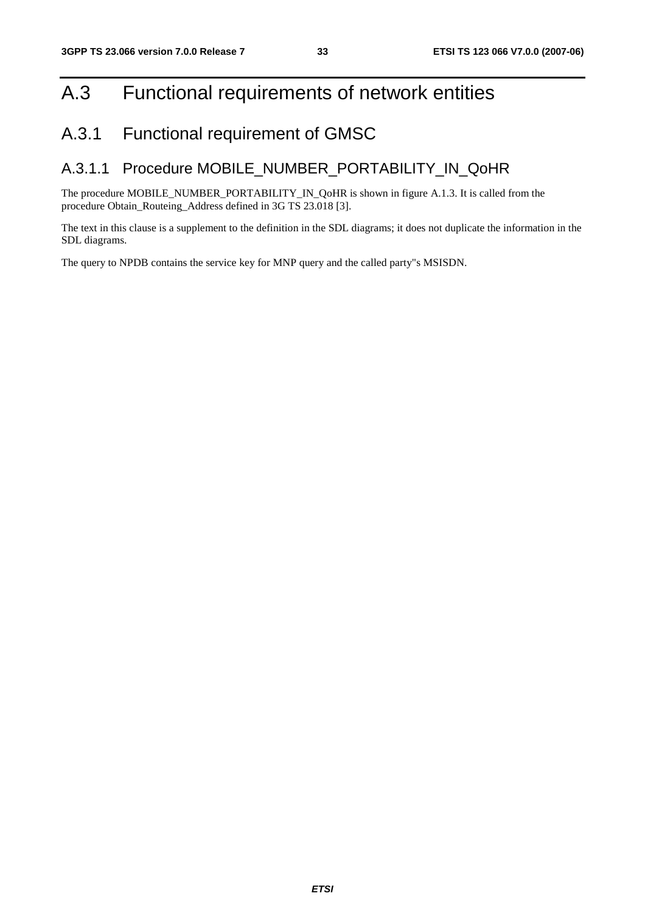# A.3 Functional requirements of network entities

## A.3.1 Functional requirement of GMSC

### A.3.1.1 Procedure MOBILE_NUMBER_PORTABILITY_IN_QoHR

The procedure MOBILE_NUMBER_PORTABILITY_IN_QoHR is shown in figure A.1.3. It is called from the procedure Obtain_Routeing_Address defined in 3G TS 23.018 [3].

The text in this clause is a supplement to the definition in the SDL diagrams; it does not duplicate the information in the SDL diagrams.

The query to NPDB contains the service key for MNP query and the called party"s MSISDN.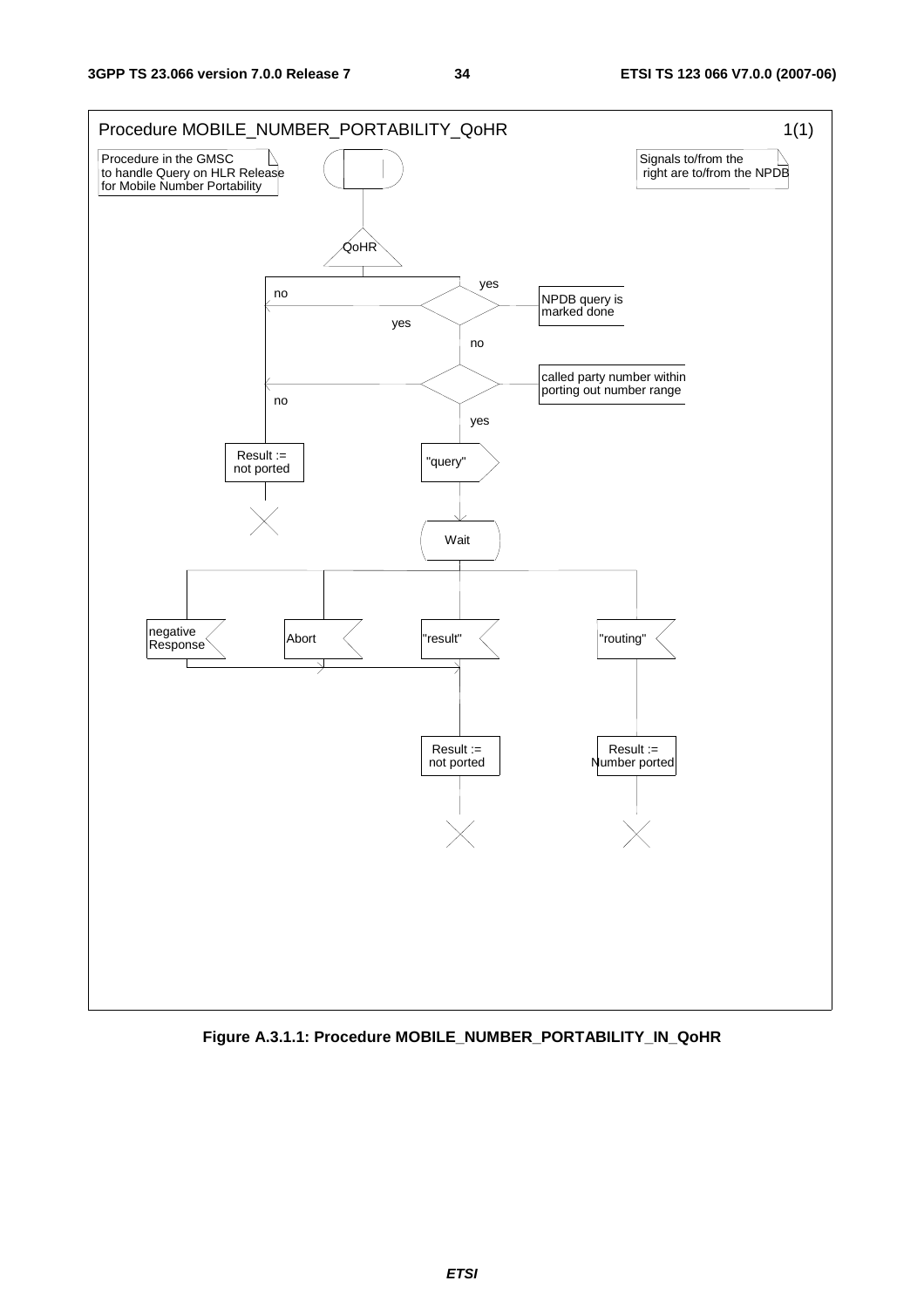Procedure MOBILE_NUMBER_PORTABILITY_QoHR 1(1)

Procedure in the GMSC to handle Query on HLR Release for Mobile Number Portability

Signals to/from the right are to/from the NPDB

QoHR

NPDB query is marked done

yes

no

yes

no

called party number within porting out number range

no

yes

Result := not ported

"query"

Wait

negative Response

Abort

"result"

"routing"

Result := not ported

Result := Number ported

**Figure A.3.1.1: Procedure MOBILE_NUMBER_PORTABILITY_IN_QoHR**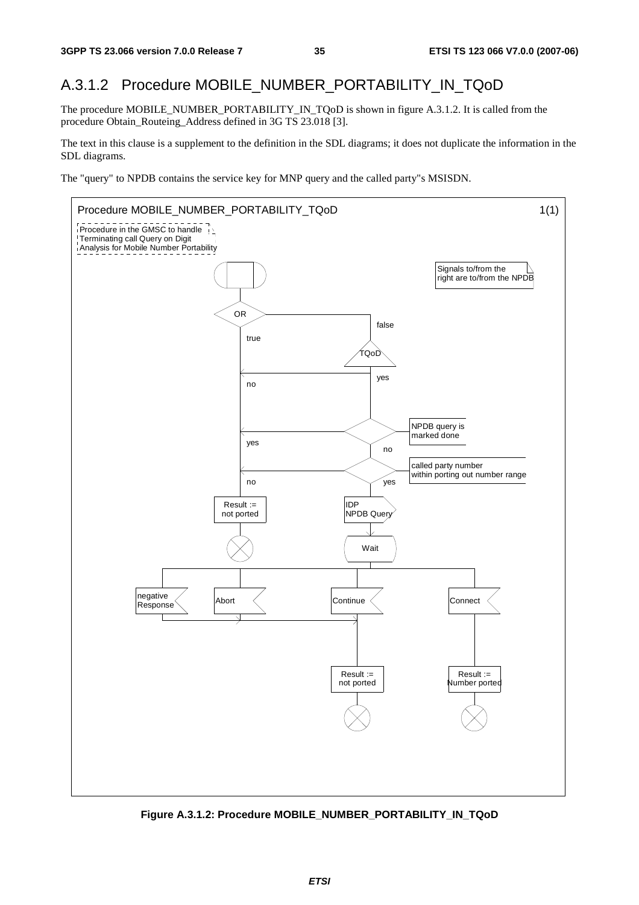## A.3.1.2 Procedure MOBILE_NUMBER_PORTABILITY_IN_TQoD

The procedure MOBILE_NUMBER_PORTABILITY_IN_TQoD is shown in figure A.3.1.2. It is called from the procedure Obtain_Routeing_Address defined in 3G TS 23.018 [3].

The text in this clause is a supplement to the definition in the SDL diagrams; it does not duplicate the information in the SDL diagrams.

The "query" to NPDB contains the service key for MNP query and the called party"s MSISDN.

Procedure MOBILE_NUMBER_PORTABILITY_TQoD 1(1)

Procedure in the GMSC to handle Terminating call Query on Digit Analysis for Mobile Number Portability

Signals to/from the right are to/from the NPDB

OR

true

false

TQoD

yes

no

NPDB query is marked done

yes

no

called party number within porting out number range

no

yes

Result := not ported

IDP NPDB Query

Wait

negative Response

Abort

Continue

Connect

Result := not ported

Result := Number ported

**Figure A.3.1.2: Procedure MOBILE_NUMBER_PORTABILITY_IN_TQoD**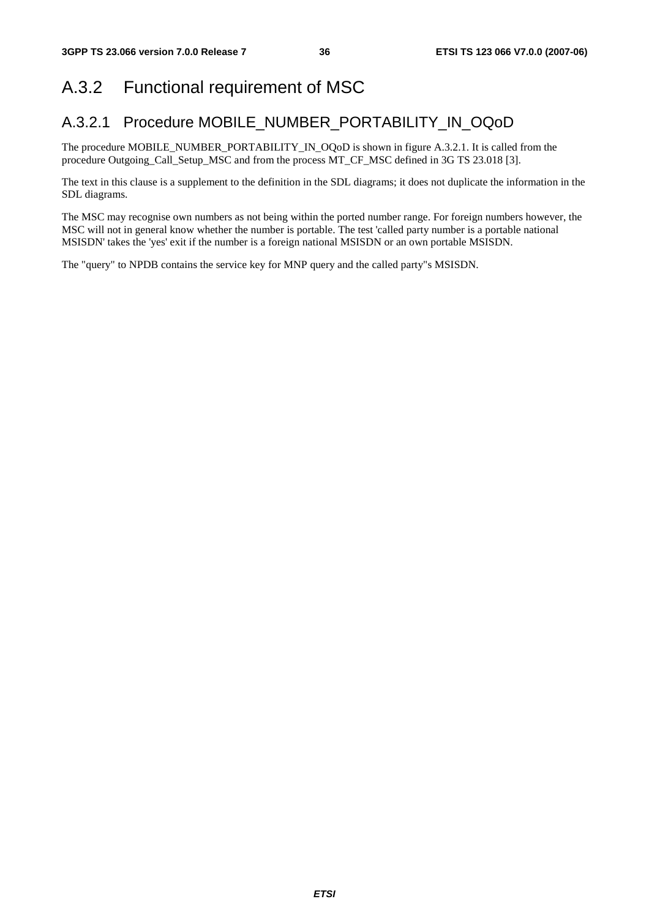## A.3.2 Functional requirement of MSC

### A.3.2.1 Procedure MOBILE_NUMBER_PORTABILITY_IN_OQoD

The procedure MOBILE_NUMBER_PORTABILITY_IN_OQoD is shown in figure A.3.2.1. It is called from the procedure Outgoing_Call_Setup_MSC and from the process MT_CF_MSC defined in 3G TS 23.018 [3].

The text in this clause is a supplement to the definition in the SDL diagrams; it does not duplicate the information in the SDL diagrams.

The MSC may recognise own numbers as not being within the ported number range. For foreign numbers however, the MSC will not in general know whether the number is portable. The test 'called party number is a portable national MSISDN' takes the 'yes' exit if the number is a foreign national MSISDN or an own portable MSISDN.

The "query" to NPDB contains the service key for MNP query and the called party"s MSISDN.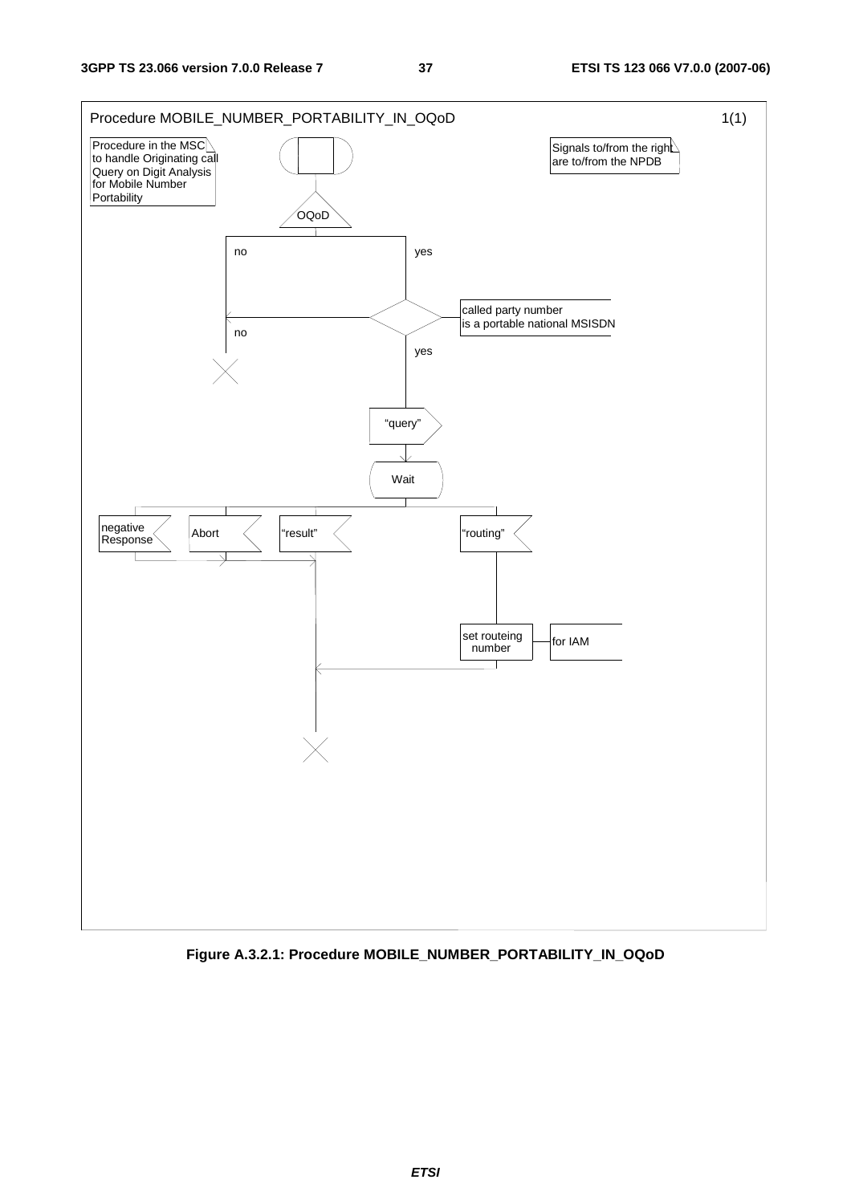Procedure MOBILE_NUMBER_PORTABILITY_IN_OQoD

1(1)

Procedure in the MSC to handle Originating call Query on Digit Analysis for Mobile Number Portability

Signals to/from the right are to/from the NPDB

OQoD

no

yes

called party number is a portable national MSISDN

no

yes

"query"

Wait

negative Response

Abort

"result"

"routing"

set routeing number

for IAM

**Figure A.3.2.1: Procedure MOBILE_NUMBER_PORTABILITY_IN_OQoD**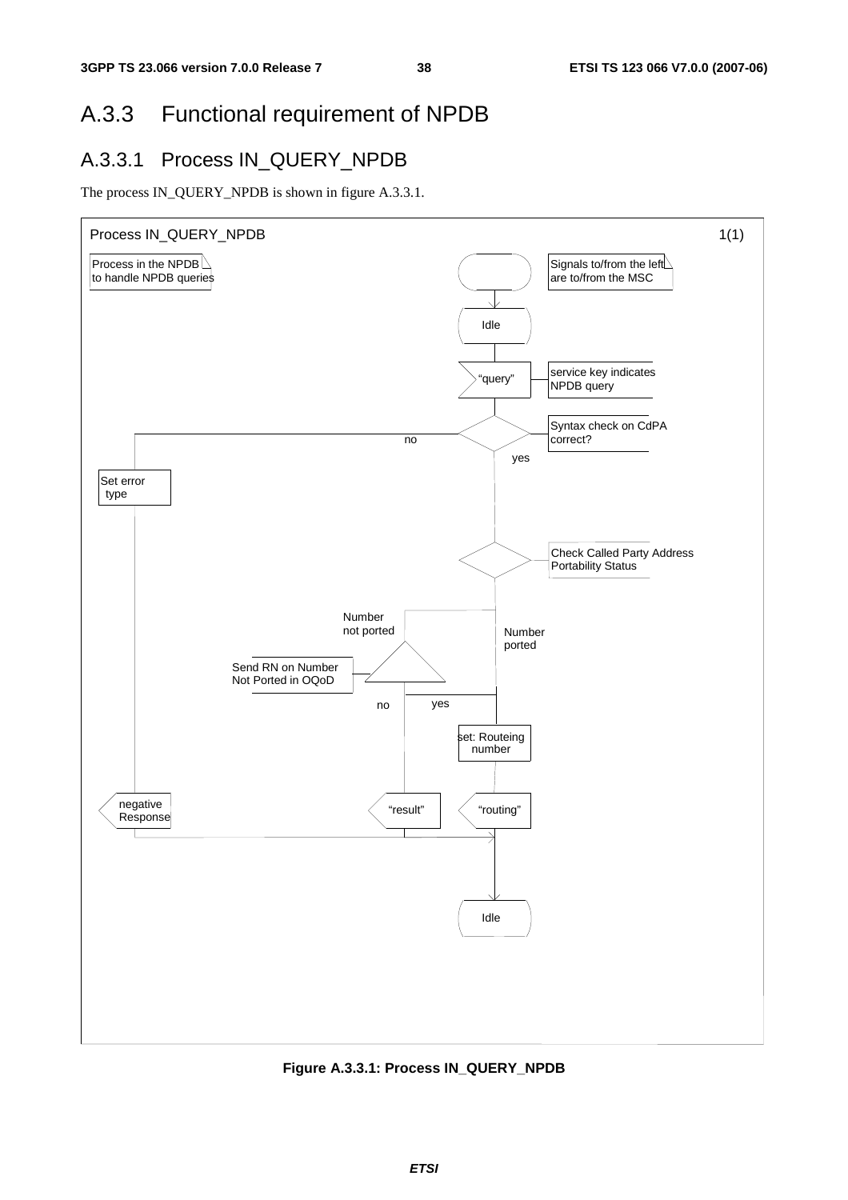# A.3.3 Functional requirement of NPDB

## A.3.3.1 Process IN_QUERY_NPDB

The process IN_QUERY_NPDB is shown in figure A.3.3.1.

Process IN_QUERY_NPDB 1(1)

Process in the NPDB to handle NPDB queries

Signals to/from the left are to/from the MSC

Idle

"query"

service key indicates NPDB query

Syntax check on CdPA correct?

no

yes

Set error type

Check Called Party Address Portability Status

Number not ported

Number ported

Send RN on Number Not Ported in OQoD

no

yes

set: Routeing number

negative Response

"result"

"routing"

Idle

**Figure A.3.3.1: Process IN_QUERY_NPDB**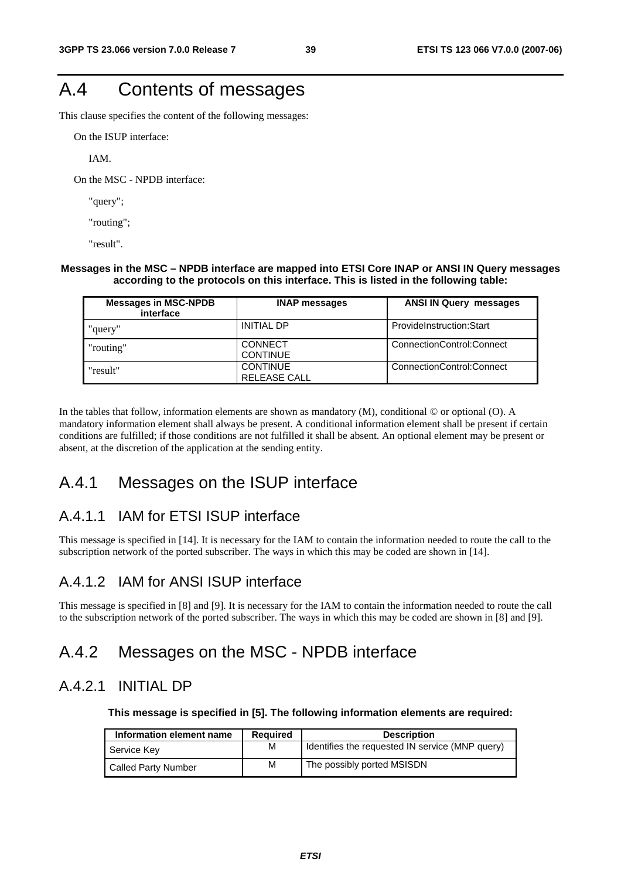# A.4 Contents of messages

This clause specifies the content of the following messages:

On the ISUP interface:

IAM.

On the MSC - NPDB interface:

"query";

"routing";

"result".

**Messages in the MSC – NPDB interface are mapped into ETSI Core INAP or ANSI IN Query messages according to the protocols on this interface. This is listed in the following table:**

| Messages in MSC-NPDB interface | INAP messages | ANSI IN Query messages |
|---|---|---|
| "query" | INITIAL DP | ProvideInstruction:Start |
| "routing" | CONNECT<br>CONTINUE | ConnectionControl:Connect |
| "result" | CONTINUE<br>RELEASE CALL | ConnectionControl:Connect |

In the tables that follow, information elements are shown as mandatory (M), conditional © or optional (O). A mandatory information element shall always be present. A conditional information element shall be present if certain conditions are fulfilled; if those conditions are not fulfilled it shall be absent. An optional element may be present or absent, at the discretion of the application at the sending entity.

## A.4.1 Messages on the ISUP interface

### A.4.1.1 IAM for ETSI ISUP interface

This message is specified in [14]. It is necessary for the IAM to contain the information needed to route the call to the subscription network of the ported subscriber. The ways in which this may be coded are shown in [14].

### A.4.1.2 IAM for ANSI ISUP interface

This message is specified in [8] and [9]. It is necessary for the IAM to contain the information needed to route the call to the subscription network of the ported subscriber. The ways in which this may be coded are shown in [8] and [9].

## A.4.2 Messages on the MSC - NPDB interface

### A.4.2.1 INITIAL DP

**This message is specified in [5]. The following information elements are required:**

| Information element name | Required | Description |
|---|---|---|
| Service Key | M | Identifies the requested IN service (MNP query) |
| Called Party Number | M | The possibly ported MSISDN |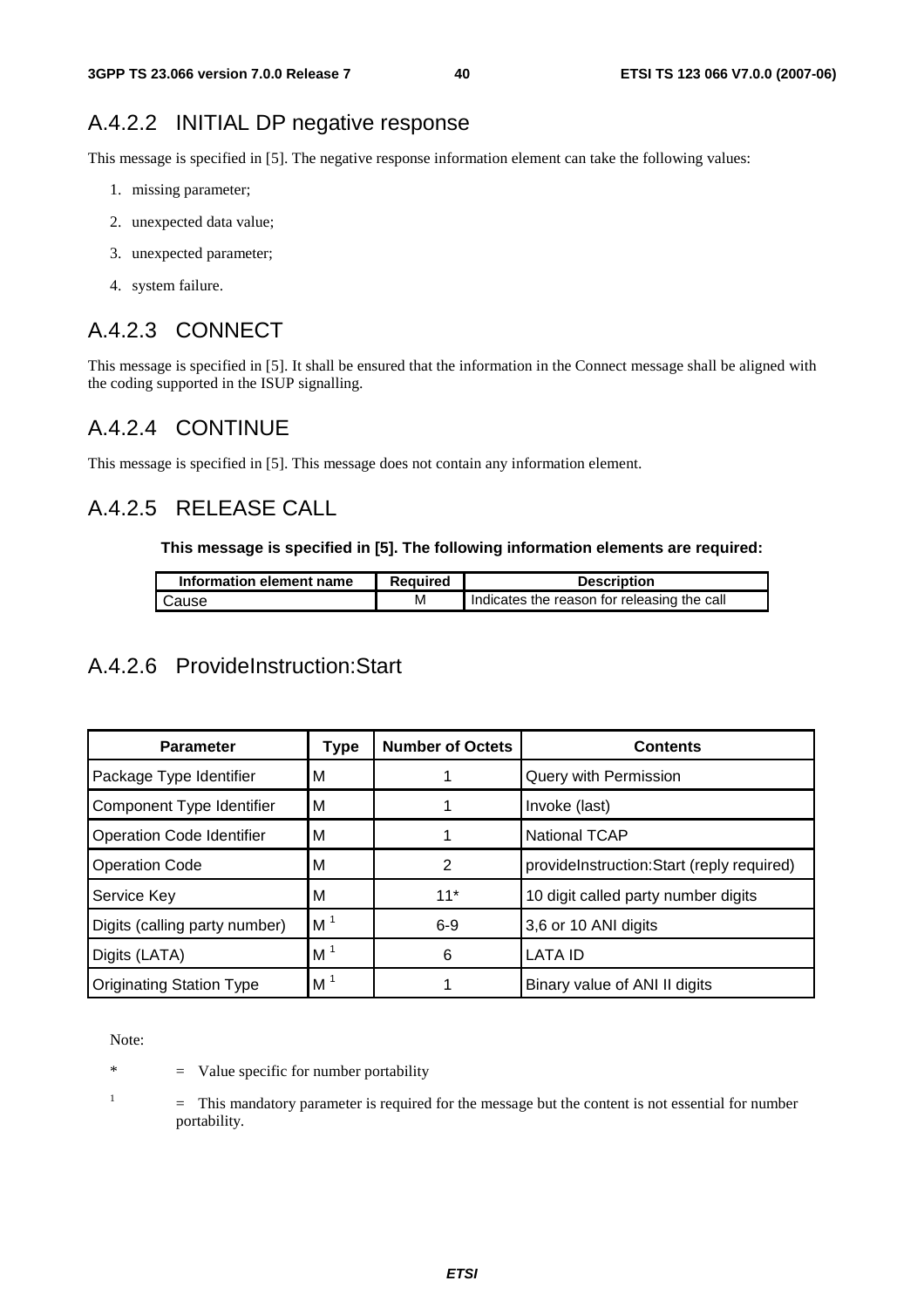### A.4.2.2 INITIAL DP negative response

This message is specified in [5]. The negative response information element can take the following values:

1. missing parameter;
2. unexpected data value;
3. unexpected parameter;
4. system failure.

### A.4.2.3 CONNECT

This message is specified in [5]. It shall be ensured that the information in the Connect message shall be aligned with the coding supported in the ISUP signalling.

### A.4.2.4 CONTINUE

This message is specified in [5]. This message does not contain any information element.

### A.4.2.5 RELEASE CALL

**This message is specified in [5]. The following information elements are required:**

| Information element name | Required | Description |
|---|---|---|
| Cause | M | Indicates the reason for releasing the call |

### A.4.2.6 ProvideInstruction:Start

| Parameter | Type | Number of Octets | Contents |
|---|---|---|---|
| Package Type Identifier | M | 1 | Query with Permission |
| Component Type Identifier | M | 1 | Invoke (last) |
| Operation Code Identifier | M | 1 | National TCAP |
| Operation Code | M | 2 | provideInstruction:Start (reply required) |
| Service Key | M | 11* | 10 digit called party number digits |
| Digits (calling party number) | M [1] | 6-9 | 3,6 or 10 ANI digits |
| Digits (LATA) | M [1] | 6 | LATA ID |
| Originating Station Type | M [1] | 1 | Binary value of ANI II digits |

Note:

* = Value specific for number portability

[1] = This mandatory parameter is required for the message but the content is not essential for number portability.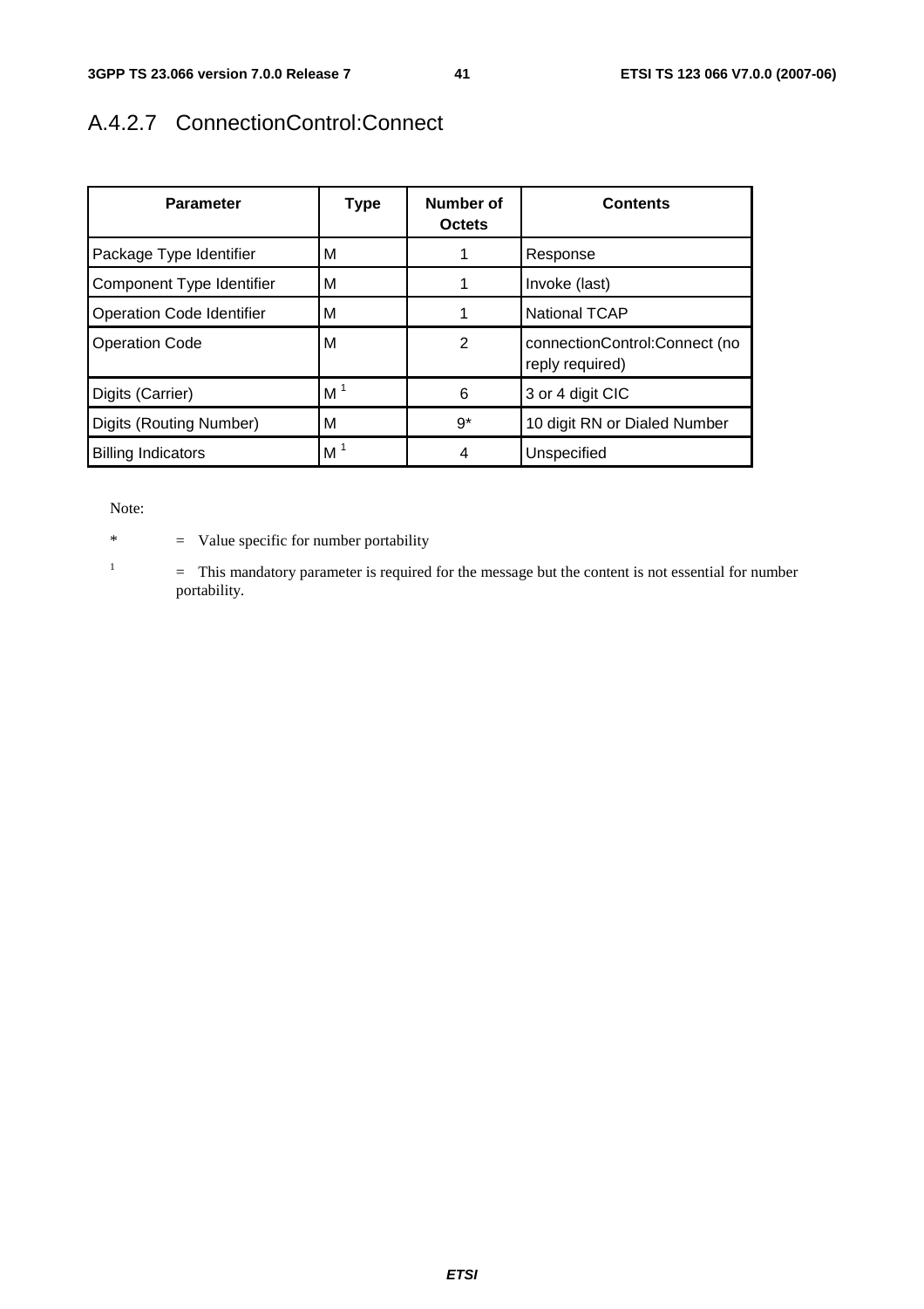## A.4.2.7 ConnectionControl:Connect

| Parameter | Type | Number of Octets | Contents |
|---|---|---|---|
| Package Type Identifier | M | 1 | Response |
| Component Type Identifier | M | 1 | Invoke (last) |
| Operation Code Identifier | M | 1 | National TCAP |
| Operation Code | M | 2 | connectionControl:Connect (no reply required) |
| Digits (Carrier) | M [1] | 6 | 3 or 4 digit CIC |
| Digits (Routing Number) | M | 9* | 10 digit RN or Dialed Number |
| Billing Indicators | M [1] | 4 | Unspecified |

Note:

* = Value specific for number portability

[1] = This mandatory parameter is required for the message but the content is not essential for number portability.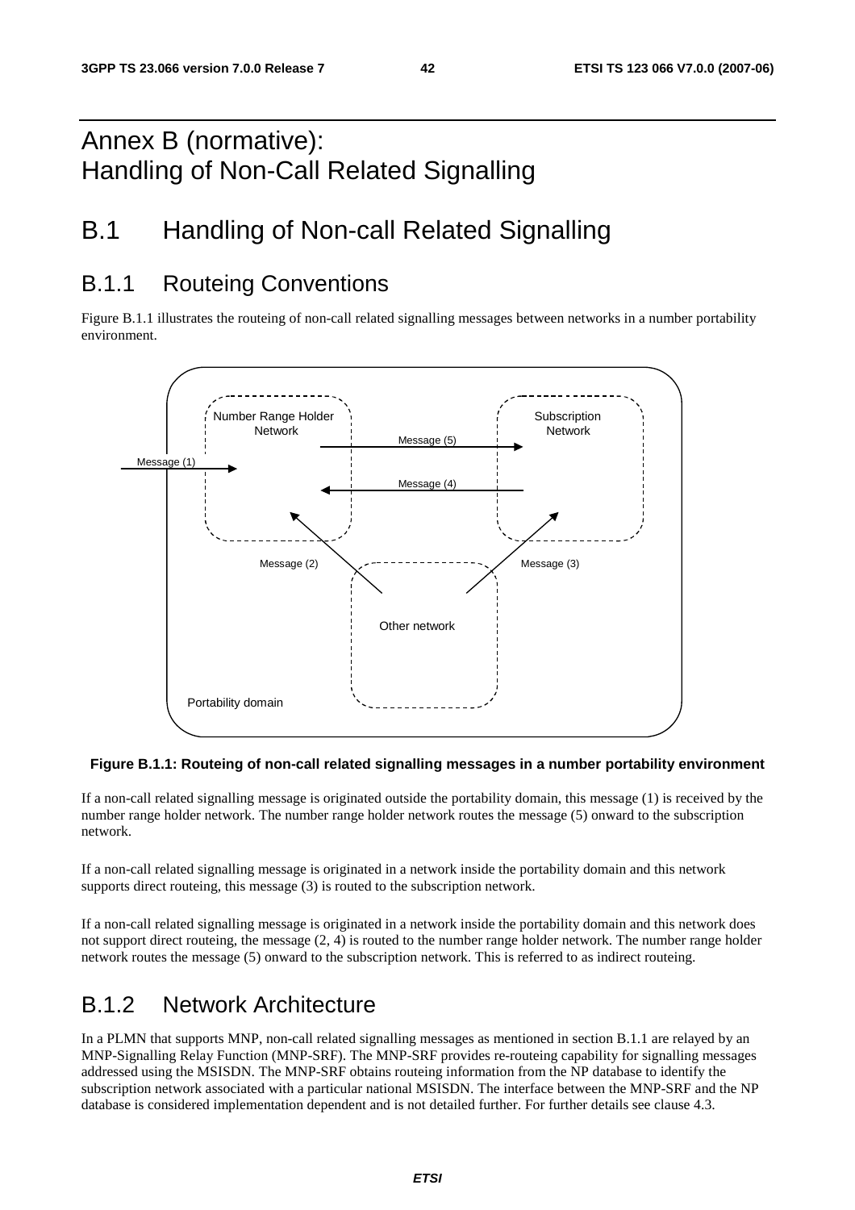# Annex B (normative): Handling of Non-Call Related Signalling

# B.1 Handling of Non-call Related Signalling

## B.1.1 Routeing Conventions

Figure B.1.1 illustrates the routeing of non-call related signalling messages between networks in a number portability environment.

**Figure B.1.1: Routeing of non-call related signalling messages in a number portability environment**

If a non-call related signalling message is originated outside the portability domain, this message (1) is received by the number range holder network. The number range holder network routes the message (5) onward to the subscription network.

If a non-call related signalling message is originated in a network inside the portability domain and this network supports direct routeing, this message (3) is routed to the subscription network.

If a non-call related signalling message is originated in a network inside the portability domain and this network does not support direct routeing, the message (2, 4) is routed to the number range holder network. The number range holder network routes the message (5) onward to the subscription network. This is referred to as indirect routeing.

## B.1.2 Network Architecture

In a PLMN that supports MNP, non-call related signalling messages as mentioned in section B.1.1 are relayed by an MNP-Signalling Relay Function (MNP-SRF). The MNP-SRF provides re-routeing capability for signalling messages addressed using the MSISDN. The MNP-SRF obtains routeing information from the NP database to identify the subscription network associated with a particular national MSISDN. The interface between the MNP-SRF and the NP database is considered implementation dependent and is not detailed further. For further details see clause 4.3.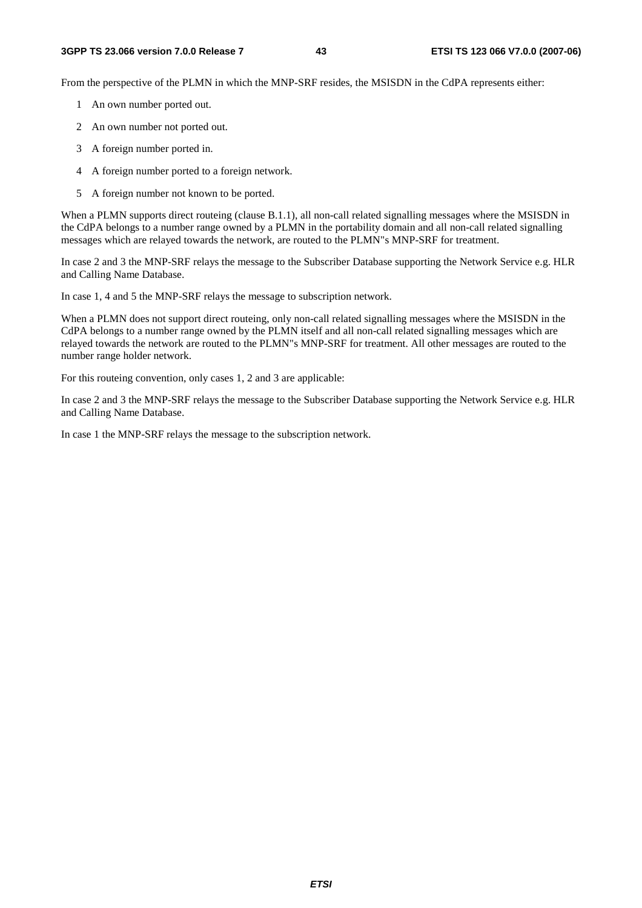From the perspective of the PLMN in which the MNP-SRF resides, the MSISDN in the CdPA represents either:

1 An own number ported out.

2 An own number not ported out.

3 A foreign number ported in.

4 A foreign number ported to a foreign network.

5 A foreign number not known to be ported.

When a PLMN supports direct routeing (clause B.1.1), all non-call related signalling messages where the MSISDN in the CdPA belongs to a number range owned by a PLMN in the portability domain and all non-call related signalling messages which are relayed towards the network, are routed to the PLMN"s MNP-SRF for treatment.

In case 2 and 3 the MNP-SRF relays the message to the Subscriber Database supporting the Network Service e.g. HLR and Calling Name Database.

In case 1, 4 and 5 the MNP-SRF relays the message to subscription network.

When a PLMN does not support direct routeing, only non-call related signalling messages where the MSISDN in the CdPA belongs to a number range owned by the PLMN itself and all non-call related signalling messages which are relayed towards the network are routed to the PLMN"s MNP-SRF for treatment. All other messages are routed to the number range holder network.

For this routeing convention, only cases 1, 2 and 3 are applicable:

In case 2 and 3 the MNP-SRF relays the message to the Subscriber Database supporting the Network Service e.g. HLR and Calling Name Database.

In case 1 the MNP-SRF relays the message to the subscription network.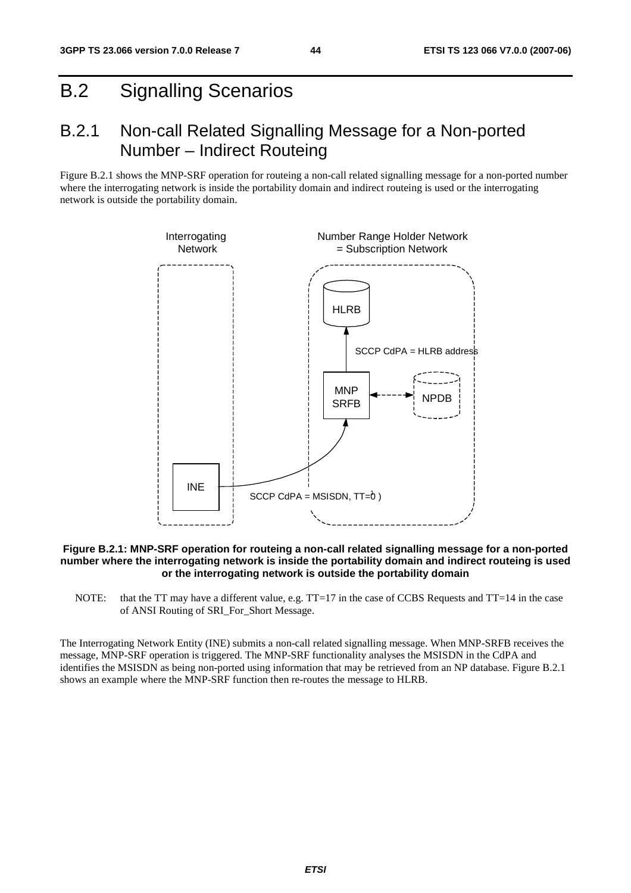# B.2 Signalling Scenarios

## B.2.1 Non-call Related Signalling Message for a Non-ported Number – Indirect Routeing

Figure B.2.1 shows the MNP-SRF operation for routeing a non-call related signalling message for a non-ported number where the interrogating network is inside the portability domain and indirect routeing is used or the interrogating network is outside the portability domain.

Interrogating Network

Number Range Holder Network = Subscription Network

HLRB

SCCP CdPA = HLRB address

MNP SRFB

NPDB

INE

SCCP CdPA = MSISDN, TT=0 [1] )

**Figure B.2.1: MNP-SRF operation for routeing a non-call related signalling message for a non-ported number where the interrogating network is inside the portability domain and indirect routeing is used or the interrogating network is outside the portability domain**

NOTE: that the TT may have a different value, e.g. TT=17 in the case of CCBS Requests and TT=14 in the case of ANSI Routing of SRI_For_Short Message.

The Interrogating Network Entity (INE) submits a non-call related signalling message. When MNP-SRFB receives the message, MNP-SRF operation is triggered. The MNP-SRF functionality analyses the MSISDN in the CdPA and identifies the MSISDN as being non-ported using information that may be retrieved from an NP database. Figure B.2.1 shows an example where the MNP-SRF function then re-routes the message to HLRB.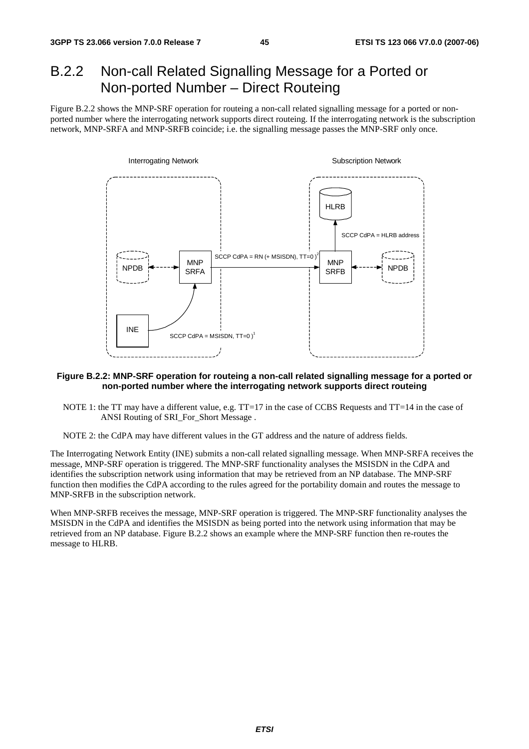## B.2.2 Non-call Related Signalling Message for a Ported or Non-ported Number – Direct Routeing

Figure B.2.2 shows the MNP-SRF operation for routeing a non-call related signalling message for a ported or non-ported number where the interrogating network supports direct routeing. If the interrogating network is the subscription network, MNP-SRFA and MNP-SRFB coincide; i.e. the signalling message passes the MNP-SRF only once.

**Figure B.2.2: MNP-SRF operation for routeing a non-call related signalling message for a ported or non-ported number where the interrogating network supports direct routeing**

NOTE 1: the TT may have a different value, e.g. TT=17 in the case of CCBS Requests and TT=14 in the case of ANSI Routing of SRI_For_Short Message .

NOTE 2: the CdPA may have different values in the GT address and the nature of address fields.

The Interrogating Network Entity (INE) submits a non-call related signalling message. When MNP-SRFA receives the message, MNP-SRF operation is triggered. The MNP-SRF functionality analyses the MSISDN in the CdPA and identifies the subscription network using information that may be retrieved from an NP database. The MNP-SRF function then modifies the CdPA according to the rules agreed for the portability domain and routes the message to MNP-SRFB in the subscription network.

When MNP-SRFB receives the message, MNP-SRF operation is triggered. The MNP-SRF functionality analyses the MSISDN in the CdPA and identifies the MSISDN as being ported into the network using information that may be retrieved from an NP database. Figure B.2.2 shows an example where the MNP-SRF function then re-routes the message to HLRB.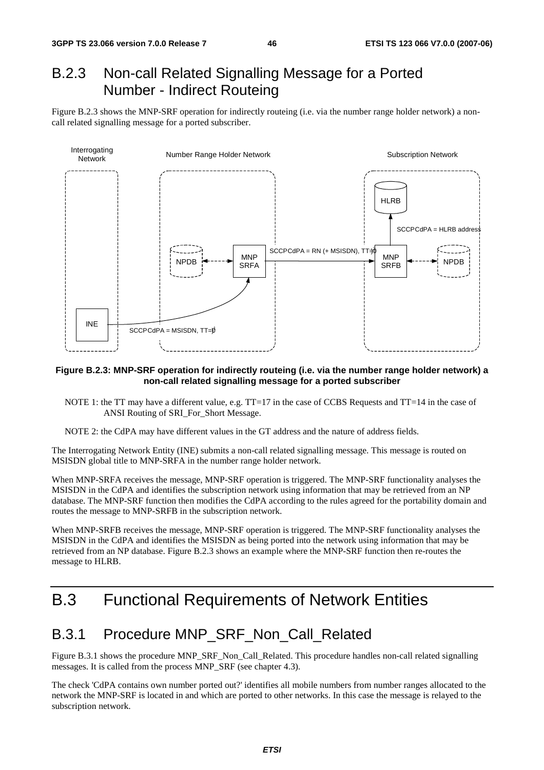## B.2.3 Non-call Related Signalling Message for a Ported Number - Indirect Routeing

Figure B.2.3 shows the MNP-SRF operation for indirectly routeing (i.e. via the number range holder network) a non-call related signalling message for a ported subscriber.

**Figure B.2.3: MNP-SRF operation for indirectly routeing (i.e. via the number range holder network) a non-call related signalling message for a ported subscriber**

NOTE 1: the TT may have a different value, e.g. TT=17 in the case of CCBS Requests and TT=14 in the case of ANSI Routing of SRI_For_Short Message.

NOTE 2: the CdPA may have different values in the GT address and the nature of address fields.

The Interrogating Network Entity (INE) submits a non-call related signalling message. This message is routed on MSISDN global title to MNP-SRFA in the number range holder network.

When MNP-SRFA receives the message, MNP-SRF operation is triggered. The MNP-SRF functionality analyses the MSISDN in the CdPA and identifies the subscription network using information that may be retrieved from an NP database. The MNP-SRF function then modifies the CdPA according to the rules agreed for the portability domain and routes the message to MNP-SRFB in the subscription network.

When MNP-SRFB receives the message, MNP-SRF operation is triggered. The MNP-SRF functionality analyses the MSISDN in the CdPA and identifies the MSISDN as being ported into the network using information that may be retrieved from an NP database. Figure B.2.3 shows an example where the MNP-SRF function then re-routes the message to HLRB.

# B.3 Functional Requirements of Network Entities

## B.3.1 Procedure MNP_SRF_Non_Call_Related

Figure B.3.1 shows the procedure MNP_SRF_Non_Call_Related. This procedure handles non-call related signalling messages. It is called from the process MNP_SRF (see chapter 4.3).

The check 'CdPA contains own number ported out?' identifies all mobile numbers from number ranges allocated to the network the MNP-SRF is located in and which are ported to other networks. In this case the message is relayed to the subscription network.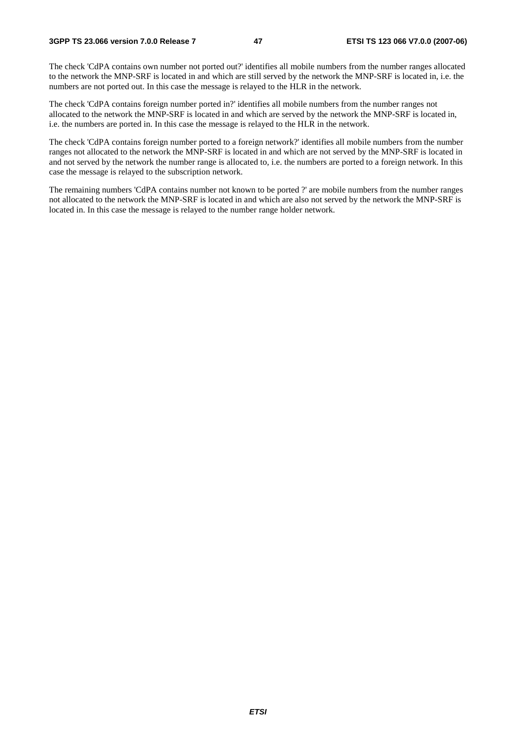The check 'CdPA contains own number not ported out?' identifies all mobile numbers from the number ranges allocated to the network the MNP-SRF is located in and which are still served by the network the MNP-SRF is located in, i.e. the numbers are not ported out. In this case the message is relayed to the HLR in the network.

The check 'CdPA contains foreign number ported in?' identifies all mobile numbers from the number ranges not allocated to the network the MNP-SRF is located in and which are served by the network the MNP-SRF is located in, i.e. the numbers are ported in. In this case the message is relayed to the HLR in the network.

The check 'CdPA contains foreign number ported to a foreign network?' identifies all mobile numbers from the number ranges not allocated to the network the MNP-SRF is located in and which are not served by the MNP-SRF is located in and not served by the network the number range is allocated to, i.e. the numbers are ported to a foreign network. In this case the message is relayed to the subscription network.

The remaining numbers 'CdPA contains number not known to be ported ?' are mobile numbers from the number ranges not allocated to the network the MNP-SRF is located in and which are also not served by the network the MNP-SRF is located in. In this case the message is relayed to the number range holder network.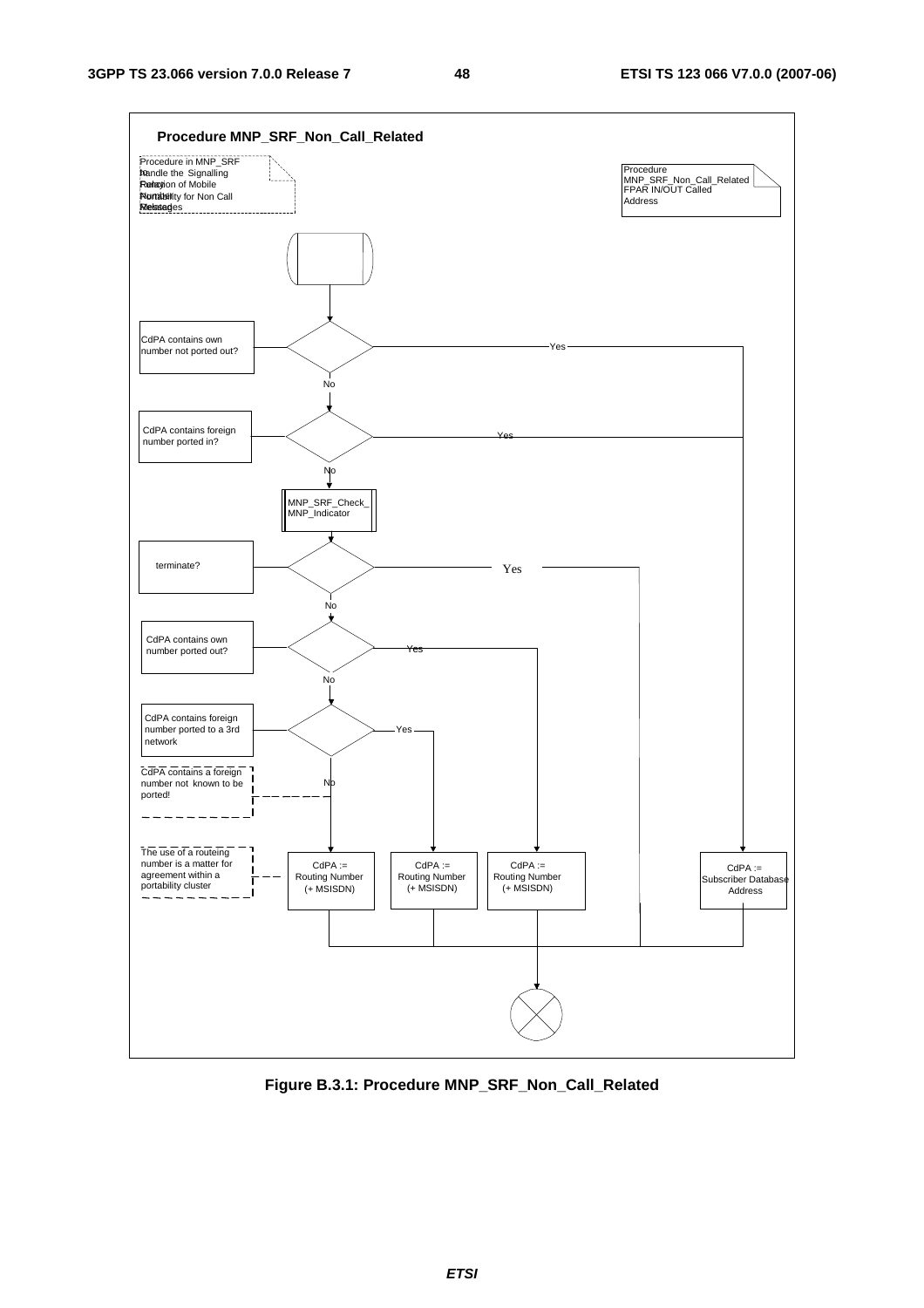**Procedure MNP_SRF_Non_Call_Related**

Procedure in MNP_SRF to handle the Signalling Relay function of Mobile Number Portability for Non Call Related Messages

Procedure MNP_SRF_Non_Call_Related FPAR IN/OUT Called Address

- CdPA contains own number not ported out?
  - Yes → CdPA := Subscriber Database Address
  - No → CdPA contains foreign number ported in?
    - Yes → CdPA := Subscriber Database Address
    - No → MNP_SRF_Check_MNP_Indicator
      - terminate?
        - Yes → end
        - No → CdPA contains own number ported out?
          - Yes → CdPA := Routing Number (+ MSISDN)
          - No → CdPA contains foreign number ported to a 3rd network
            - Yes → CdPA := Routing Number (+ MSISDN)
            - No → CdPA := Routing Number (+ MSISDN)

CdPA contains a foreign number not known to be ported!

The use of a routeing number is a matter for agreement within a portability cluster

Figure B.3.1: Procedure MNP_SRF_Non_Call_Related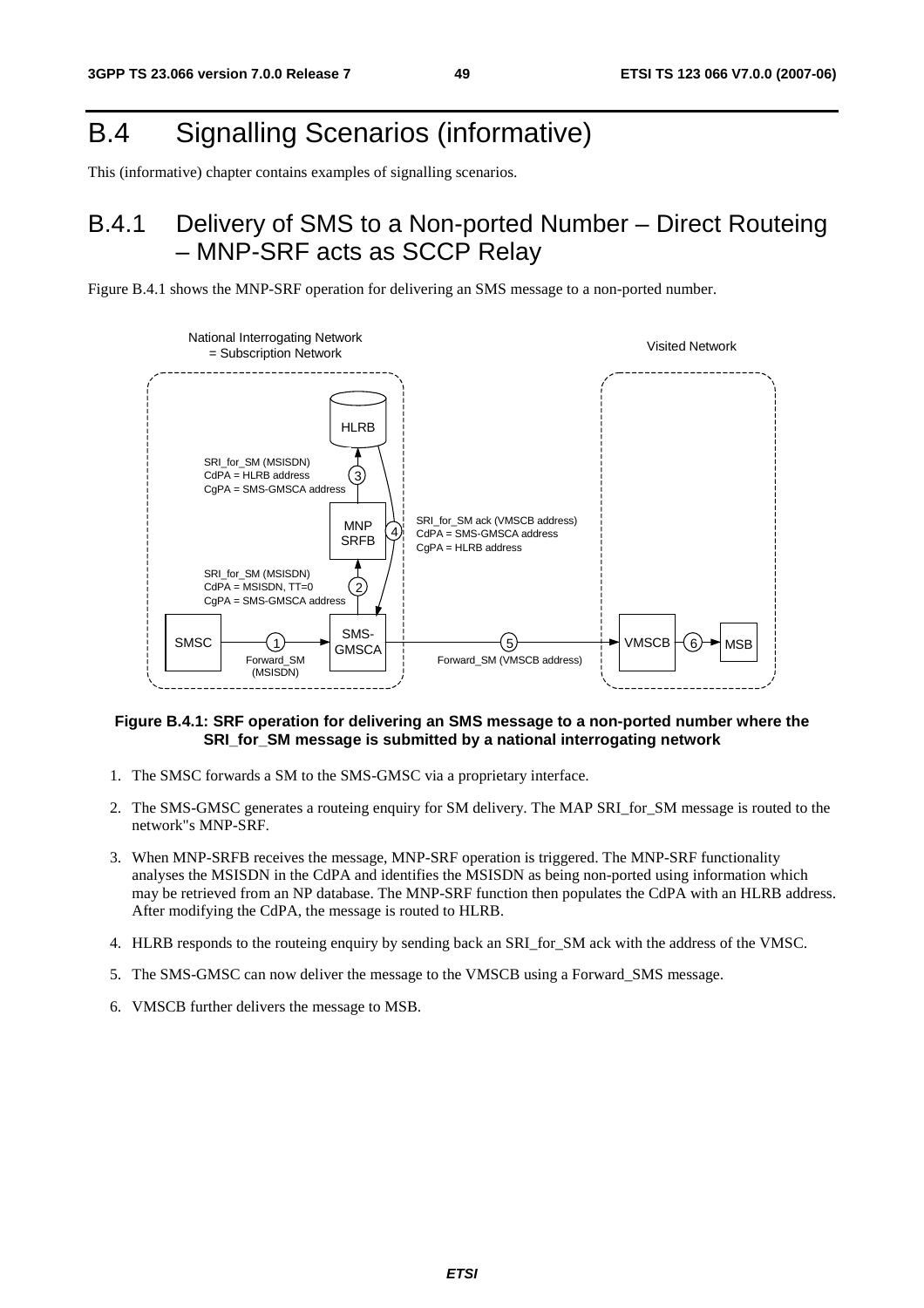# B.4 Signalling Scenarios (informative)

This (informative) chapter contains examples of signalling scenarios.

## B.4.1 Delivery of SMS to a Non-ported Number – Direct Routeing – MNP-SRF acts as SCCP Relay

Figure B.4.1 shows the MNP-SRF operation for delivering an SMS message to a non-ported number.

National Interrogating Network = Subscription Network

Visited Network

HLRB

SRI_for_SM (MSISDN)
CdPA = HLRB address
CgPA = SMS-GMSCA address

MNP SRFB

SRI_for_SM ack (VMSCB address)
CdPA = SMS-GMSCA address
CgPA = HLRB address

SRI_for_SM (MSISDN)
CdPA = MSISDN, TT=0
CgPA = SMS-GMSCA address

SMSC — 1 Forward_SM (MSISDN) → SMS-GMSCA — 5 Forward_SM (VMSCB address) → VMSCB — 6 → MSB

**Figure B.4.1: SRF operation for delivering an SMS message to a non-ported number where the SRI_for_SM message is submitted by a national interrogating network**

1. The SMSC forwards a SM to the SMS-GMSC via a proprietary interface.
2. The SMS-GMSC generates a routeing enquiry for SM delivery. The MAP SRI_for_SM message is routed to the network"s MNP-SRF.
3. When MNP-SRFB receives the message, MNP-SRF operation is triggered. The MNP-SRF functionality analyses the MSISDN in the CdPA and identifies the MSISDN as being non-ported using information which may be retrieved from an NP database. The MNP-SRF function then populates the CdPA with an HLRB address. After modifying the CdPA, the message is routed to HLRB.
4. HLRB responds to the routeing enquiry by sending back an SRI_for_SM ack with the address of the VMSC.
5. The SMS-GMSC can now deliver the message to the VMSCB using a Forward_SMS message.
6. VMSCB further delivers the message to MSB.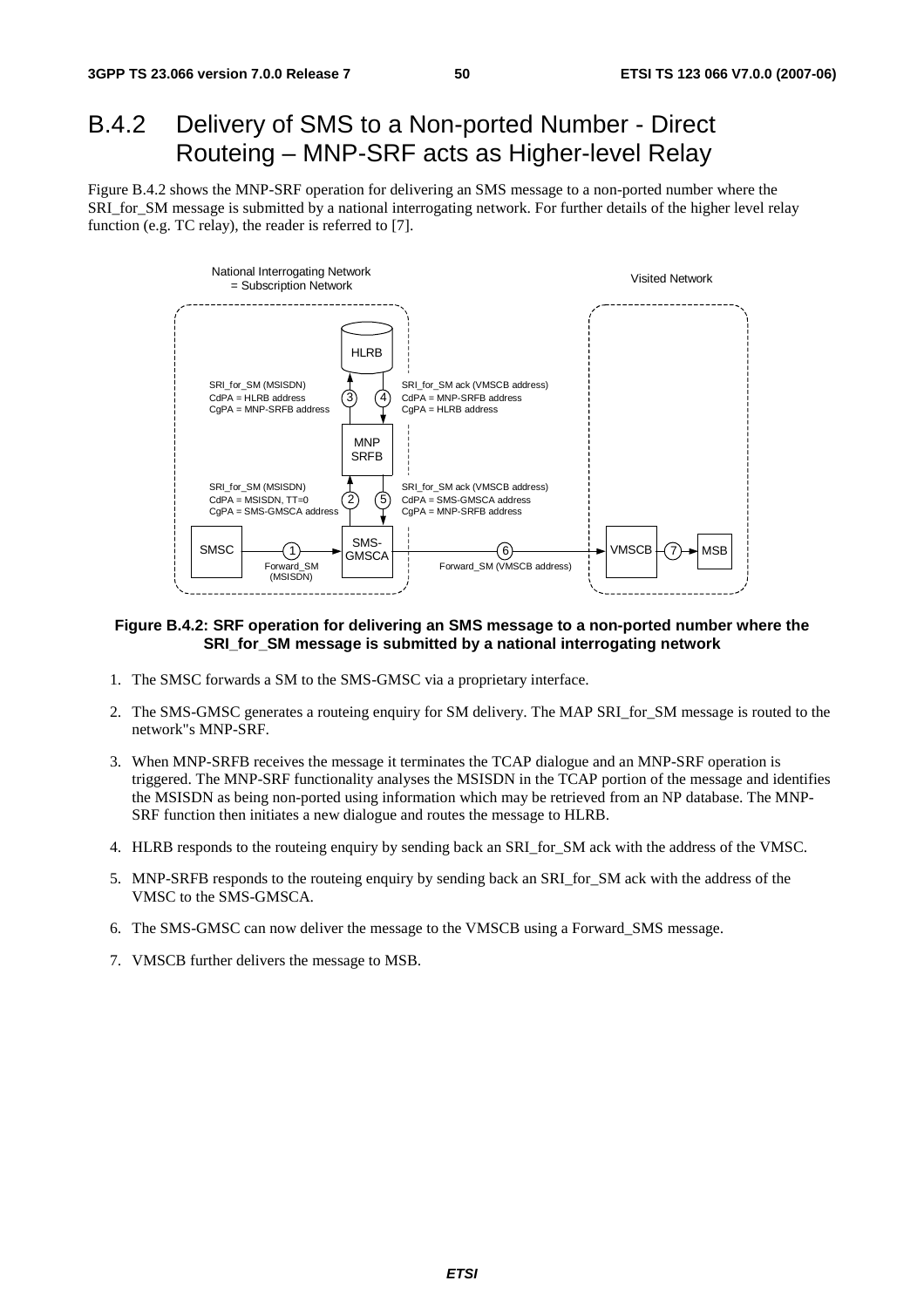## B.4.2 Delivery of SMS to a Non-ported Number - Direct Routeing – MNP-SRF acts as Higher-level Relay

Figure B.4.2 shows the MNP-SRF operation for delivering an SMS message to a non-ported number where the SRI_for_SM message is submitted by a national interrogating network. For further details of the higher level relay function (e.g. TC relay), the reader is referred to [7].

**Figure B.4.2: SRF operation for delivering an SMS message to a non-ported number where the SRI_for_SM message is submitted by a national interrogating network**

1. The SMSC forwards a SM to the SMS-GMSC via a proprietary interface.
2. The SMS-GMSC generates a routeing enquiry for SM delivery. The MAP SRI_for_SM message is routed to the network"s MNP-SRF.
3. When MNP-SRFB receives the message it terminates the TCAP dialogue and an MNP-SRF operation is triggered. The MNP-SRF functionality analyses the MSISDN in the TCAP portion of the message and identifies the MSISDN as being non-ported using information which may be retrieved from an NP database. The MNP-SRF function then initiates a new dialogue and routes the message to HLRB.
4. HLRB responds to the routeing enquiry by sending back an SRI_for_SM ack with the address of the VMSC.
5. MNP-SRFB responds to the routeing enquiry by sending back an SRI_for_SM ack with the address of the VMSC to the SMS-GMSCA.
6. The SMS-GMSC can now deliver the message to the VMSCB using a Forward_SMS message.
7. VMSCB further delivers the message to MSB.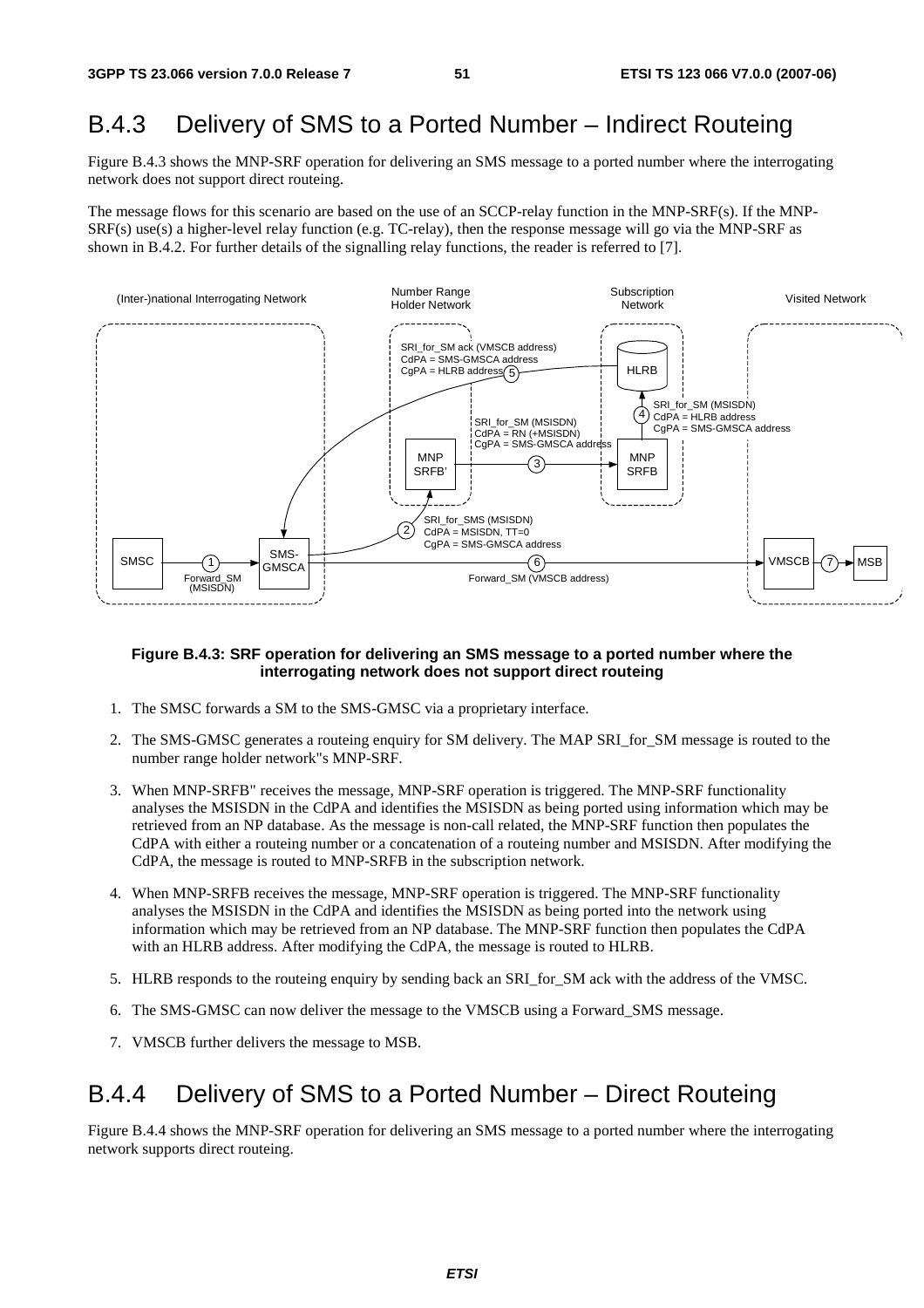## B.4.3 Delivery of SMS to a Ported Number – Indirect Routeing

Figure B.4.3 shows the MNP-SRF operation for delivering an SMS message to a ported number where the interrogating network does not support direct routeing.

The message flows for this scenario are based on the use of an SCCP-relay function in the MNP-SRF(s). If the MNP-SRF(s) use(s) a higher-level relay function (e.g. TC-relay), then the response message will go via the MNP-SRF as shown in B.4.2. For further details of the signalling relay functions, the reader is referred to [7].

**Figure B.4.3: SRF operation for delivering an SMS message to a ported number where the interrogating network does not support direct routeing**

1. The SMSC forwards a SM to the SMS-GMSC via a proprietary interface.
2. The SMS-GMSC generates a routeing enquiry for SM delivery. The MAP SRI_for_SM message is routed to the number range holder network"s MNP-SRF.
3. When MNP-SRFB" receives the message, MNP-SRF operation is triggered. The MNP-SRF functionality analyses the MSISDN in the CdPA and identifies the MSISDN as being ported using information which may be retrieved from an NP database. As the message is non-call related, the MNP-SRF function then populates the CdPA with either a routeing number or a concatenation of a routeing number and MSISDN. After modifying the CdPA, the message is routed to MNP-SRFB in the subscription network.
4. When MNP-SRFB receives the message, MNP-SRF operation is triggered. The MNP-SRF functionality analyses the MSISDN in the CdPA and identifies the MSISDN as being ported into the network using information which may be retrieved from an NP database. The MNP-SRF function then populates the CdPA with an HLRB address. After modifying the CdPA, the message is routed to HLRB.
5. HLRB responds to the routeing enquiry by sending back an SRI_for_SM ack with the address of the VMSC.
6. The SMS-GMSC can now deliver the message to the VMSCB using a Forward_SMS message.
7. VMSCB further delivers the message to MSB.

## B.4.4 Delivery of SMS to a Ported Number – Direct Routeing

Figure B.4.4 shows the MNP-SRF operation for delivering an SMS message to a ported number where the interrogating network supports direct routeing.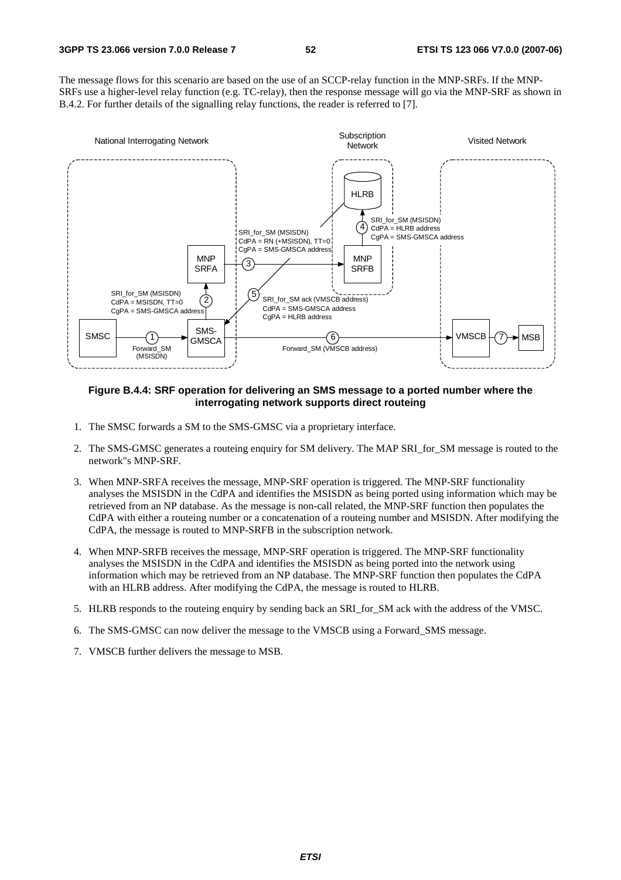The message flows for this scenario are based on the use of an SCCP-relay function in the MNP-SRFs. If the MNP-SRFs use a higher-level relay function (e.g. TC-relay), then the response message will go via the MNP-SRF as shown in B.4.2. For further details of the signalling relay functions, the reader is referred to [7].

**Figure B.4.4: SRF operation for delivering an SMS message to a ported number where the interrogating network supports direct routeing**

1. The SMSC forwards a SM to the SMS-GMSC via a proprietary interface.
2. The SMS-GMSC generates a routeing enquiry for SM delivery. The MAP SRI_for_SM message is routed to the network"s MNP-SRF.
3. When MNP-SRFA receives the message, MNP-SRF operation is triggered. The MNP-SRF functionality analyses the MSISDN in the CdPA and identifies the MSISDN as being ported using information which may be retrieved from an NP database. As the message is non-call related, the MNP-SRF function then populates the CdPA with either a routeing number or a concatenation of a routeing number and MSISDN. After modifying the CdPA, the message is routed to MNP-SRFB in the subscription network.
4. When MNP-SRFB receives the message, MNP-SRF operation is triggered. The MNP-SRF functionality analyses the MSISDN in the CdPA and identifies the MSISDN as being ported into the network using information which may be retrieved from an NP database. The MNP-SRF function then populates the CdPA with an HLRB address. After modifying the CdPA, the message is routed to HLRB.
5. HLRB responds to the routeing enquiry by sending back an SRI_for_SM ack with the address of the VMSC.
6. The SMS-GMSC can now deliver the message to the VMSCB using a Forward_SMS message.
7. VMSCB further delivers the message to MSB.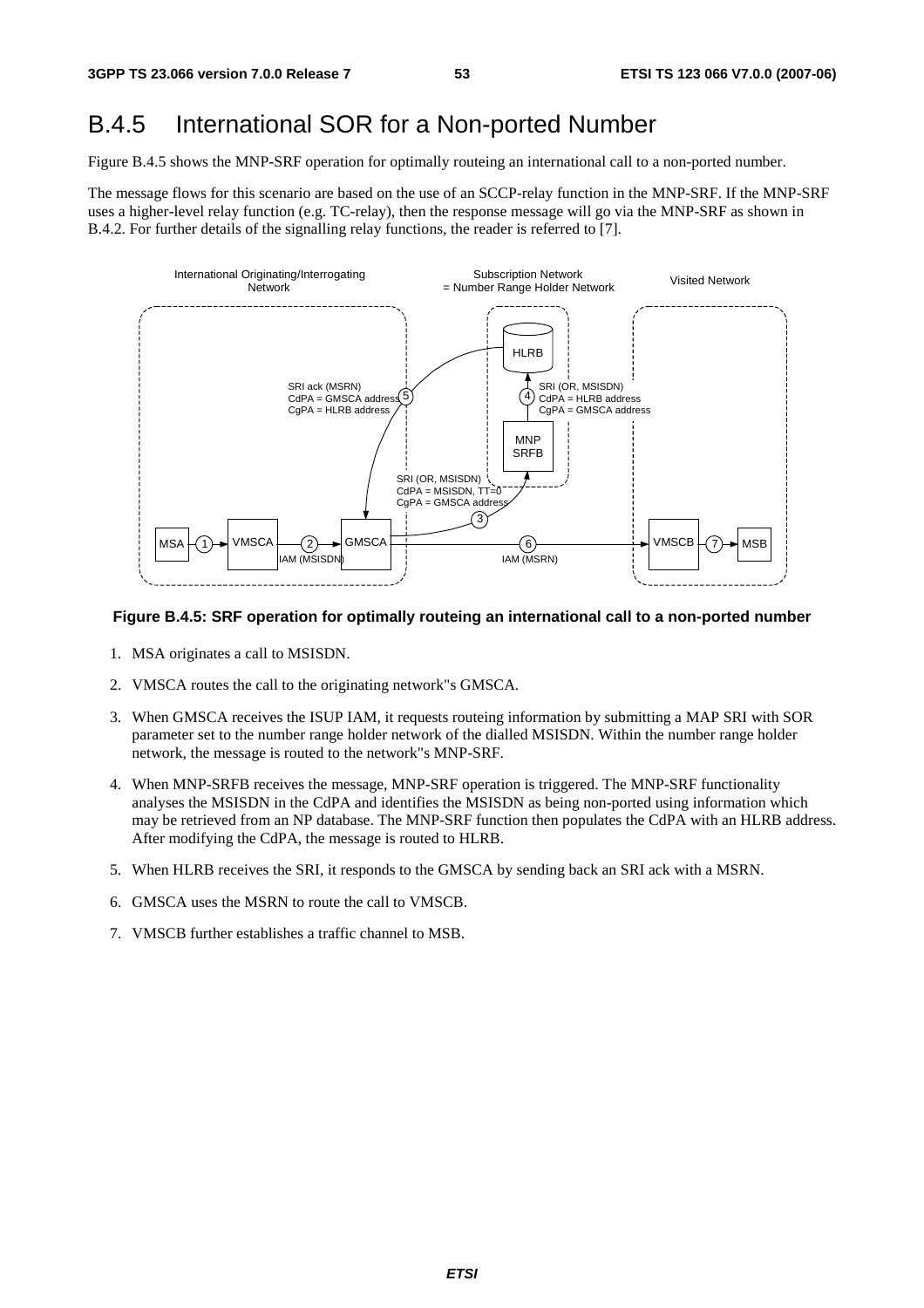# B.4.5 International SOR for a Non-ported Number

Figure B.4.5 shows the MNP-SRF operation for optimally routeing an international call to a non-ported number.

The message flows for this scenario are based on the use of an SCCP-relay function in the MNP-SRF. If the MNP-SRF uses a higher-level relay function (e.g. TC-relay), then the response message will go via the MNP-SRF as shown in B.4.2. For further details of the signalling relay functions, the reader is referred to [7].

**Figure B.4.5: SRF operation for optimally routeing an international call to a non-ported number**

1. MSA originates a call to MSISDN.
2. VMSCA routes the call to the originating network"s GMSCA.
3. When GMSCA receives the ISUP IAM, it requests routeing information by submitting a MAP SRI with SOR parameter set to the number range holder network of the dialled MSISDN. Within the number range holder network, the message is routed to the network"s MNP-SRF.
4. When MNP-SRFB receives the message, MNP-SRF operation is triggered. The MNP-SRF functionality analyses the MSISDN in the CdPA and identifies the MSISDN as being non-ported using information which may be retrieved from an NP database. The MNP-SRF function then populates the CdPA with an HLRB address. After modifying the CdPA, the message is routed to HLRB.
5. When HLRB receives the SRI, it responds to the GMSCA by sending back an SRI ack with a MSRN.
6. GMSCA uses the MSRN to route the call to VMSCB.
7. VMSCB further establishes a traffic channel to MSB.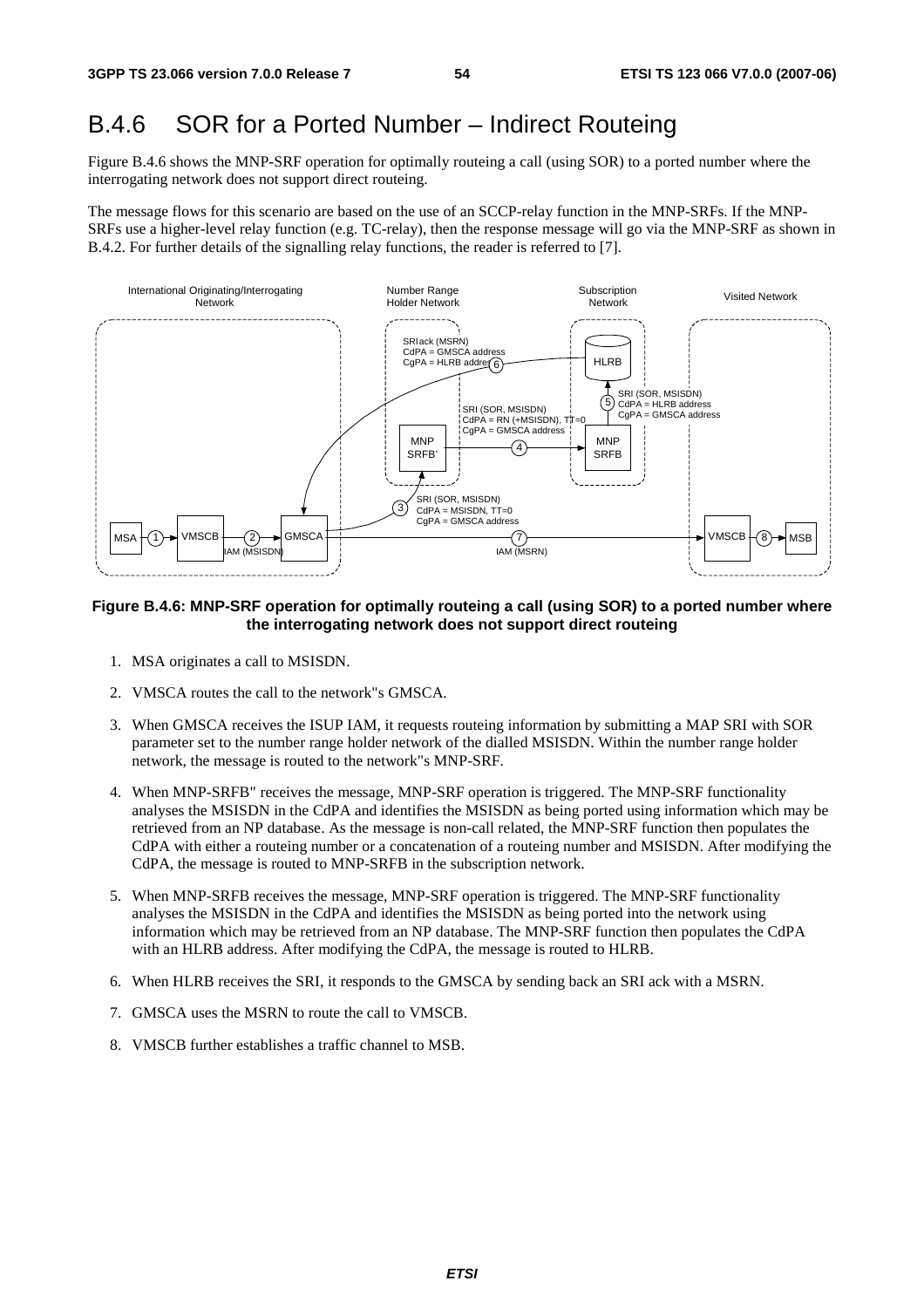# B.4.6 SOR for a Ported Number – Indirect Routeing

Figure B.4.6 shows the MNP-SRF operation for optimally routeing a call (using SOR) to a ported number where the interrogating network does not support direct routeing.

The message flows for this scenario are based on the use of an SCCP-relay function in the MNP-SRFs. If the MNP-SRFs use a higher-level relay function (e.g. TC-relay), then the response message will go via the MNP-SRF as shown in B.4.2. For further details of the signalling relay functions, the reader is referred to [7].

**Figure B.4.6: MNP-SRF operation for optimally routeing a call (using SOR) to a ported number where the interrogating network does not support direct routeing**

1. MSA originates a call to MSISDN.
2. VMSCA routes the call to the network"s GMSCA.
3. When GMSCA receives the ISUP IAM, it requests routeing information by submitting a MAP SRI with SOR parameter set to the number range holder network of the dialled MSISDN. Within the number range holder network, the message is routed to the network"s MNP-SRF.
4. When MNP-SRFB" receives the message, MNP-SRF operation is triggered. The MNP-SRF functionality analyses the MSISDN in the CdPA and identifies the MSISDN as being ported using information which may be retrieved from an NP database. As the message is non-call related, the MNP-SRF function then populates the CdPA with either a routeing number or a concatenation of a routeing number and MSISDN. After modifying the CdPA, the message is routed to MNP-SRFB in the subscription network.
5. When MNP-SRFB receives the message, MNP-SRF operation is triggered. The MNP-SRF functionality analyses the MSISDN in the CdPA and identifies the MSISDN as being ported into the network using information which may be retrieved from an NP database. The MNP-SRF function then populates the CdPA with an HLRB address. After modifying the CdPA, the message is routed to HLRB.
6. When HLRB receives the SRI, it responds to the GMSCA by sending back an SRI ack with a MSRN.
7. GMSCA uses the MSRN to route the call to VMSCB.
8. VMSCB further establishes a traffic channel to MSB.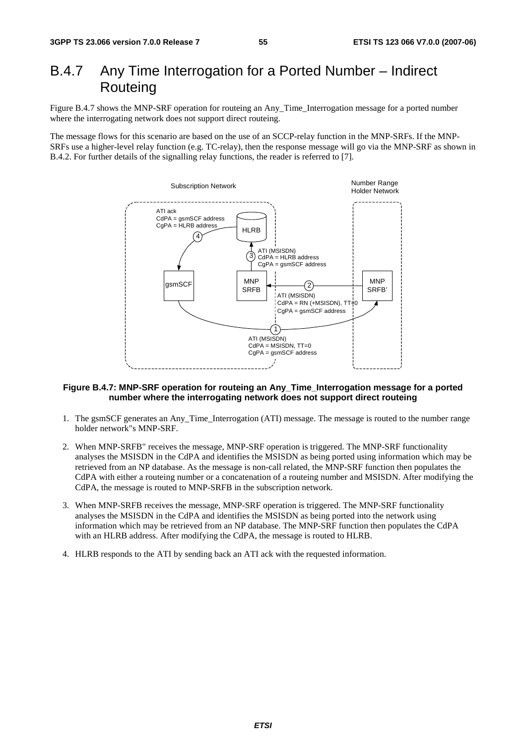## B.4.7 Any Time Interrogation for a Ported Number – Indirect Routeing

Figure B.4.7 shows the MNP-SRF operation for routeing an Any_Time_Interrogation message for a ported number where the interrogating network does not support direct routeing.

The message flows for this scenario are based on the use of an SCCP-relay function in the MNP-SRFs. If the MNP-SRFs use a higher-level relay function (e.g. TC-relay), then the response message will go via the MNP-SRF as shown in B.4.2. For further details of the signalling relay functions, the reader is referred to [7].

**Figure B.4.7: MNP-SRF operation for routeing an Any_Time_Interrogation message for a ported number where the interrogating network does not support direct routeing**

1. The gsmSCF generates an Any_Time_Interrogation (ATI) message. The message is routed to the number range holder network"s MNP-SRF.
2. When MNP-SRFB" receives the message, MNP-SRF operation is triggered. The MNP-SRF functionality analyses the MSISDN in the CdPA and identifies the MSISDN as being ported using information which may be retrieved from an NP database. As the message is non-call related, the MNP-SRF function then populates the CdPA with either a routeing number or a concatenation of a routeing number and MSISDN. After modifying the CdPA, the message is routed to MNP-SRFB in the subscription network.
3. When MNP-SRFB receives the message, MNP-SRF operation is triggered. The MNP-SRF functionality analyses the MSISDN in the CdPA and identifies the MSISDN as being ported into the network using information which may be retrieved from an NP database. The MNP-SRF function then populates the CdPA with an HLRB address. After modifying the CdPA, the message is routed to HLRB.
4. HLRB responds to the ATI by sending back an ATI ack with the requested information.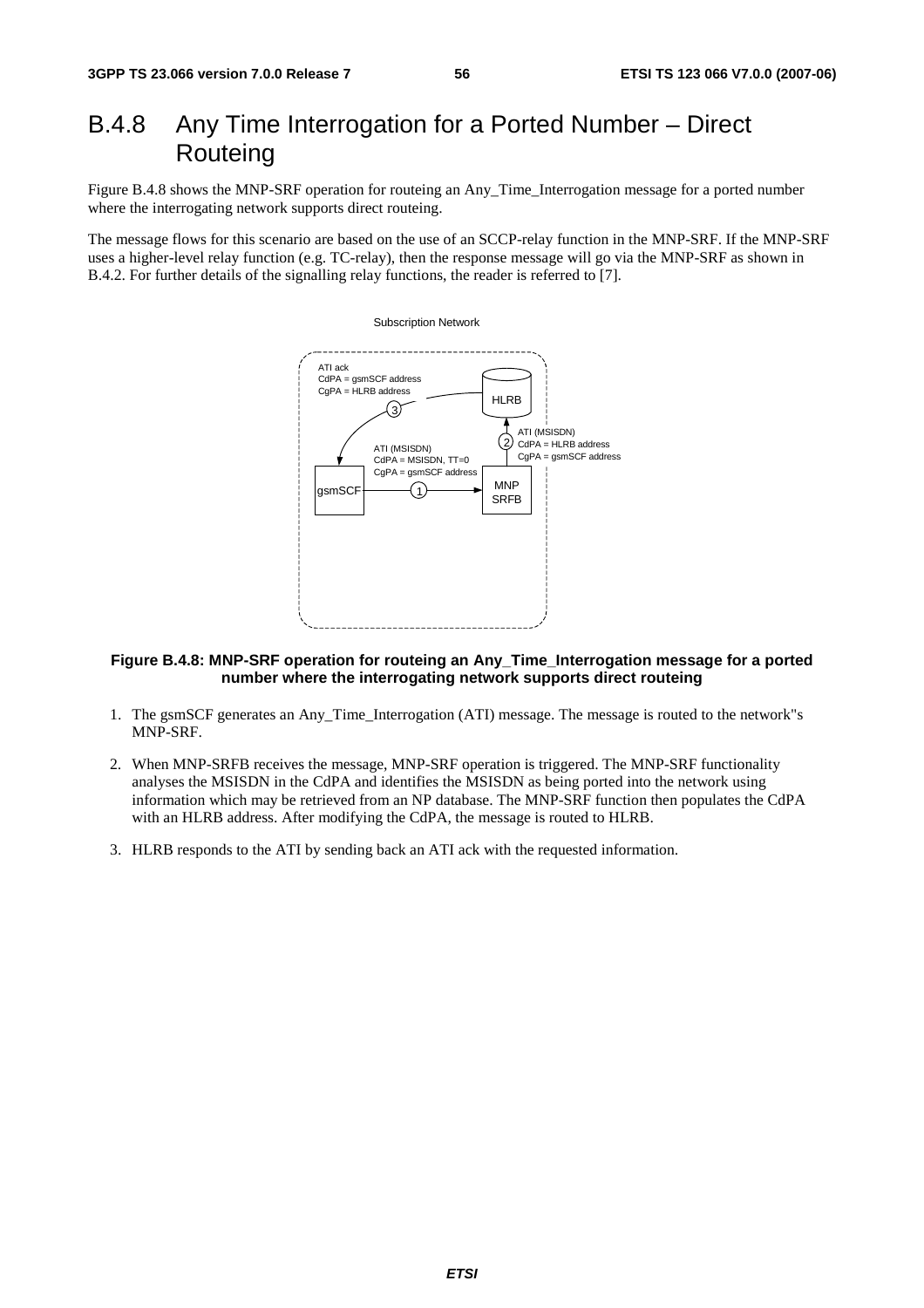# B.4.8 Any Time Interrogation for a Ported Number – Direct Routeing

Figure B.4.8 shows the MNP-SRF operation for routeing an Any_Time_Interrogation message for a ported number where the interrogating network supports direct routeing.

The message flows for this scenario are based on the use of an SCCP-relay function in the MNP-SRF. If the MNP-SRF uses a higher-level relay function (e.g. TC-relay), then the response message will go via the MNP-SRF as shown in B.4.2. For further details of the signalling relay functions, the reader is referred to [7].

**Figure B.4.8: MNP-SRF operation for routeing an Any_Time_Interrogation message for a ported number where the interrogating network supports direct routeing**

1. The gsmSCF generates an Any_Time_Interrogation (ATI) message. The message is routed to the network"s MNP-SRF.
2. When MNP-SRFB receives the message, MNP-SRF operation is triggered. The MNP-SRF functionality analyses the MSISDN in the CdPA and identifies the MSISDN as being ported into the network using information which may be retrieved from an NP database. The MNP-SRF function then populates the CdPA with an HLRB address. After modifying the CdPA, the message is routed to HLRB.
3. HLRB responds to the ATI by sending back an ATI ack with the requested information.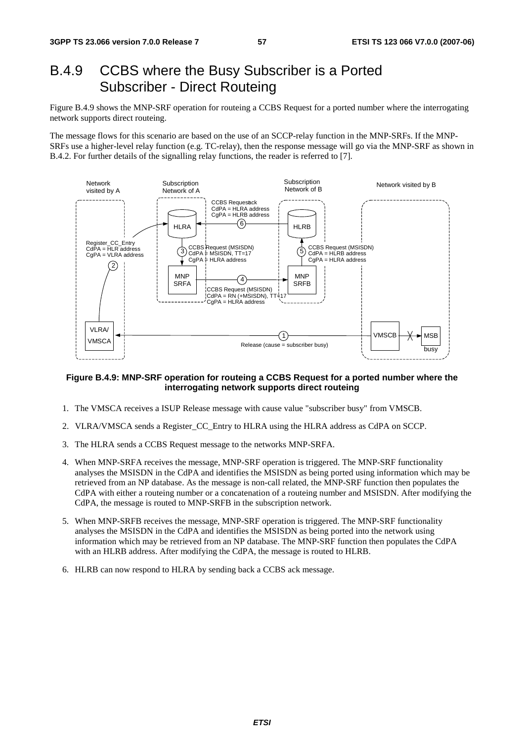# B.4.9 CCBS where the Busy Subscriber is a Ported Subscriber - Direct Routeing

Figure B.4.9 shows the MNP-SRF operation for routeing a CCBS Request for a ported number where the interrogating network supports direct routeing.

The message flows for this scenario are based on the use of an SCCP-relay function in the MNP-SRFs. If the MNP-SRFs use a higher-level relay function (e.g. TC-relay), then the response message will go via the MNP-SRF as shown in B.4.2. For further details of the signalling relay functions, the reader is referred to [7].

**Figure B.4.9: MNP-SRF operation for routeing a CCBS Request for a ported number where the interrogating network supports direct routeing**

1. The VMSCA receives a ISUP Release message with cause value "subscriber busy" from VMSCB.
2. VLRA/VMSCA sends a Register_CC_Entry to HLRA using the HLRA address as CdPA on SCCP.
3. The HLRA sends a CCBS Request message to the networks MNP-SRFA.
4. When MNP-SRFA receives the message, MNP-SRF operation is triggered. The MNP-SRF functionality analyses the MSISDN in the CdPA and identifies the MSISDN as being ported using information which may be retrieved from an NP database. As the message is non-call related, the MNP-SRF function then populates the CdPA with either a routeing number or a concatenation of a routeing number and MSISDN. After modifying the CdPA, the message is routed to MNP-SRFB in the subscription network.
5. When MNP-SRFB receives the message, MNP-SRF operation is triggered. The MNP-SRF functionality analyses the MSISDN in the CdPA and identifies the MSISDN as being ported into the network using information which may be retrieved from an NP database. The MNP-SRF function then populates the CdPA with an HLRB address. After modifying the CdPA, the message is routed to HLRB.
6. HLRB can now respond to HLRA by sending back a CCBS ack message.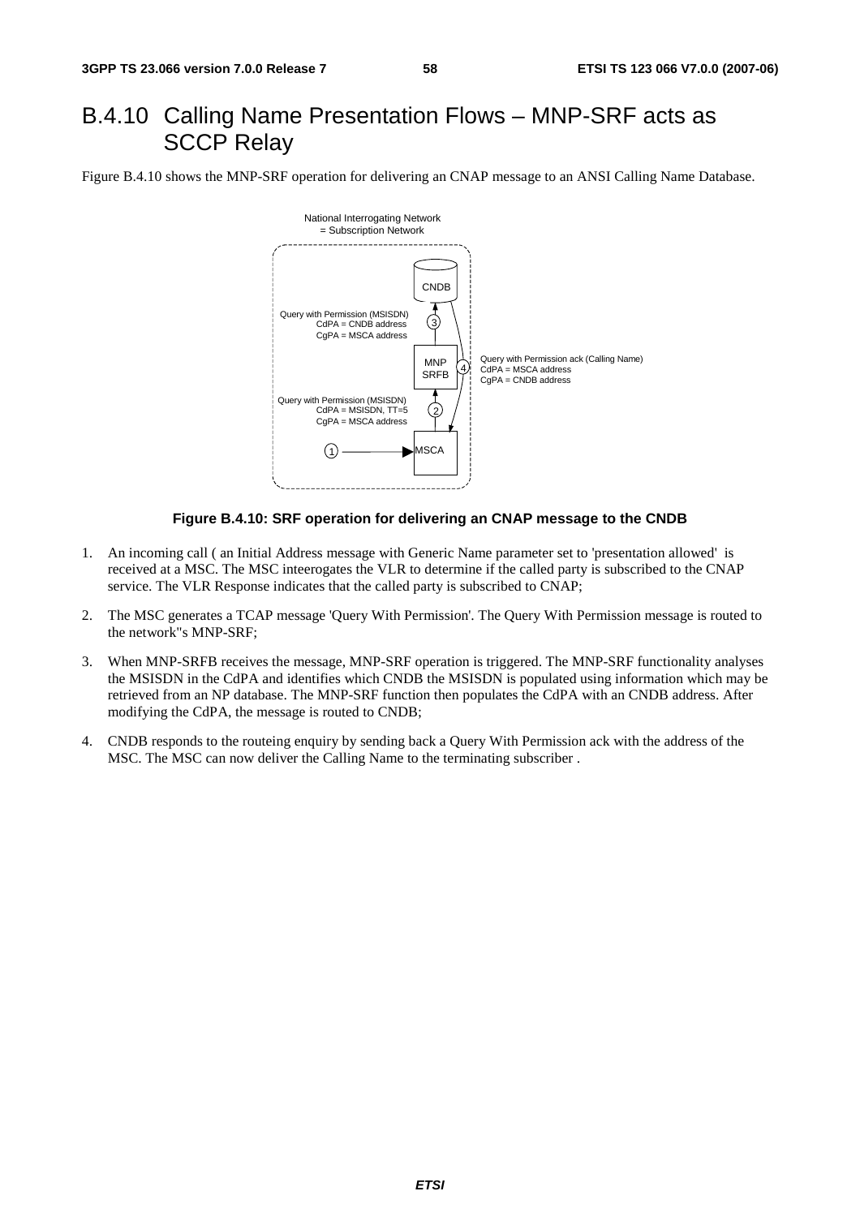## B.4.10 Calling Name Presentation Flows – MNP-SRF acts as SCCP Relay

Figure B.4.10 shows the MNP-SRF operation for delivering an CNAP message to an ANSI Calling Name Database.

**Figure B.4.10: SRF operation for delivering an CNAP message to the CNDB**

1. An incoming call ( an Initial Address message with Generic Name parameter set to 'presentation allowed' is received at a MSC. The MSC inteerogates the VLR to determine if the called party is subscribed to the CNAP service. The VLR Response indicates that the called party is subscribed to CNAP;
2. The MSC generates a TCAP message 'Query With Permission'. The Query With Permission message is routed to the network''s MNP-SRF;
3. When MNP-SRFB receives the message, MNP-SRF operation is triggered. The MNP-SRF functionality analyses the MSISDN in the CdPA and identifies which CNDB the MSISDN is populated using information which may be retrieved from an NP database. The MNP-SRF function then populates the CdPA with an CNDB address. After modifying the CdPA, the message is routed to CNDB;
4. CNDB responds to the routeing enquiry by sending back a Query With Permission ack with the address of the MSC. The MSC can now deliver the Calling Name to the terminating subscriber .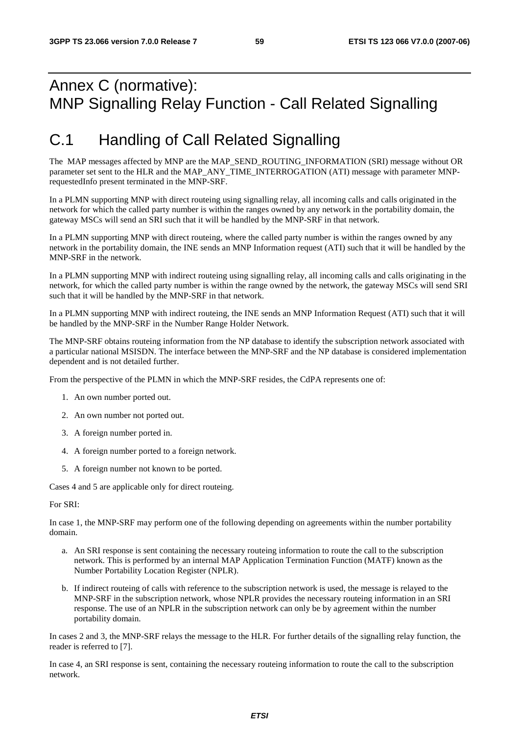# Annex C (normative): MNP Signalling Relay Function - Call Related Signalling

# C.1 Handling of Call Related Signalling

The MAP messages affected by MNP are the MAP_SEND_ROUTING_INFORMATION (SRI) message without OR parameter set sent to the HLR and the MAP_ANY_TIME_INTERROGATION (ATI) message with parameter MNP-requestedInfo present terminated in the MNP-SRF.

In a PLMN supporting MNP with direct routeing using signalling relay, all incoming calls and calls originated in the network for which the called party number is within the ranges owned by any network in the portability domain, the gateway MSCs will send an SRI such that it will be handled by the MNP-SRF in that network.

In a PLMN supporting MNP with direct routeing, where the called party number is within the ranges owned by any network in the portability domain, the INE sends an MNP Information request (ATI) such that it will be handled by the MNP-SRF in the network.

In a PLMN supporting MNP with indirect routeing using signalling relay, all incoming calls and calls originating in the network, for which the called party number is within the range owned by the network, the gateway MSCs will send SRI such that it will be handled by the MNP-SRF in that network.

In a PLMN supporting MNP with indirect routeing, the INE sends an MNP Information Request (ATI) such that it will be handled by the MNP-SRF in the Number Range Holder Network.

The MNP-SRF obtains routeing information from the NP database to identify the subscription network associated with a particular national MSISDN. The interface between the MNP-SRF and the NP database is considered implementation dependent and is not detailed further.

From the perspective of the PLMN in which the MNP-SRF resides, the CdPA represents one of:

1. An own number ported out.
2. An own number not ported out.
3. A foreign number ported in.
4. A foreign number ported to a foreign network.
5. A foreign number not known to be ported.

Cases 4 and 5 are applicable only for direct routeing.

For SRI:

In case 1, the MNP-SRF may perform one of the following depending on agreements within the number portability domain.

a. An SRI response is sent containing the necessary routeing information to route the call to the subscription network. This is performed by an internal MAP Application Termination Function (MATF) known as the Number Portability Location Register (NPLR).
b. If indirect routeing of calls with reference to the subscription network is used, the message is relayed to the MNP-SRF in the subscription network, whose NPLR provides the necessary routeing information in an SRI response. The use of an NPLR in the subscription network can only be by agreement within the number portability domain.

In cases 2 and 3, the MNP-SRF relays the message to the HLR. For further details of the signalling relay function, the reader is referred to [7].

In case 4, an SRI response is sent, containing the necessary routeing information to route the call to the subscription network.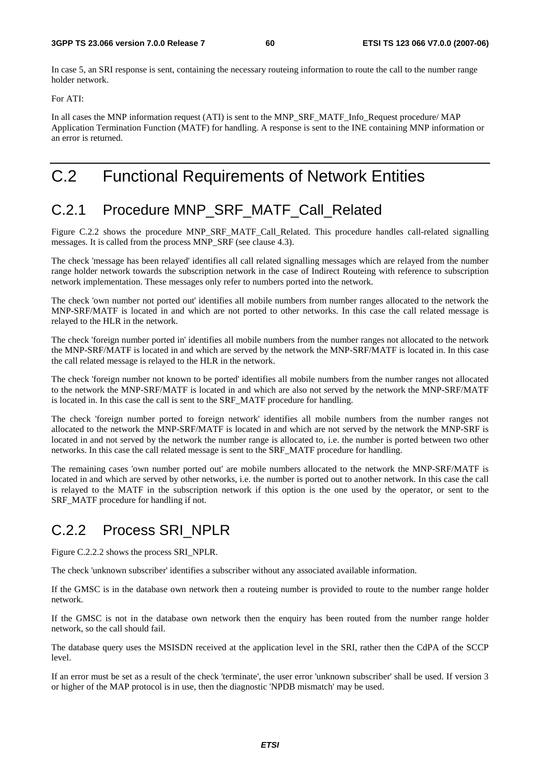In case 5, an SRI response is sent, containing the necessary routeing information to route the call to the number range holder network.

For ATI:

In all cases the MNP information request (ATI) is sent to the MNP_SRF_MATF_Info_Request procedure/ MAP Application Termination Function (MATF) for handling. A response is sent to the INE containing MNP information or an error is returned.

# C.2 Functional Requirements of Network Entities

## C.2.1 Procedure MNP_SRF_MATF_Call_Related

Figure C.2.2 shows the procedure MNP_SRF_MATF_Call_Related. This procedure handles call-related signalling messages. It is called from the process MNP_SRF (see clause 4.3).

The check 'message has been relayed' identifies all call related signalling messages which are relayed from the number range holder network towards the subscription network in the case of Indirect Routeing with reference to subscription network implementation. These messages only refer to numbers ported into the network.

The check 'own number not ported out' identifies all mobile numbers from number ranges allocated to the network the MNP-SRF/MATF is located in and which are not ported to other networks. In this case the call related message is relayed to the HLR in the network.

The check 'foreign number ported in' identifies all mobile numbers from the number ranges not allocated to the network the MNP-SRF/MATF is located in and which are served by the network the MNP-SRF/MATF is located in. In this case the call related message is relayed to the HLR in the network.

The check 'foreign number not known to be ported' identifies all mobile numbers from the number ranges not allocated to the network the MNP-SRF/MATF is located in and which are also not served by the network the MNP-SRF/MATF is located in. In this case the call is sent to the SRF_MATF procedure for handling.

The check 'foreign number ported to foreign network' identifies all mobile numbers from the number ranges not allocated to the network the MNP-SRF/MATF is located in and which are not served by the network the MNP-SRF is located in and not served by the network the number range is allocated to, i.e. the number is ported between two other networks. In this case the call related message is sent to the SRF_MATF procedure for handling.

The remaining cases 'own number ported out' are mobile numbers allocated to the network the MNP-SRF/MATF is located in and which are served by other networks, i.e. the number is ported out to another network. In this case the call is relayed to the MATF in the subscription network if this option is the one used by the operator, or sent to the SRF_MATF procedure for handling if not.

## C.2.2 Process SRI_NPLR

Figure C.2.2.2 shows the process SRI_NPLR.

The check 'unknown subscriber' identifies a subscriber without any associated available information.

If the GMSC is in the database own network then a routeing number is provided to route to the number range holder network.

If the GMSC is not in the database own network then the enquiry has been routed from the number range holder network, so the call should fail.

The database query uses the MSISDN received at the application level in the SRI, rather then the CdPA of the SCCP level.

If an error must be set as a result of the check 'terminate', the user error 'unknown subscriber' shall be used. If version 3 or higher of the MAP protocol is in use, then the diagnostic 'NPDB mismatch' may be used.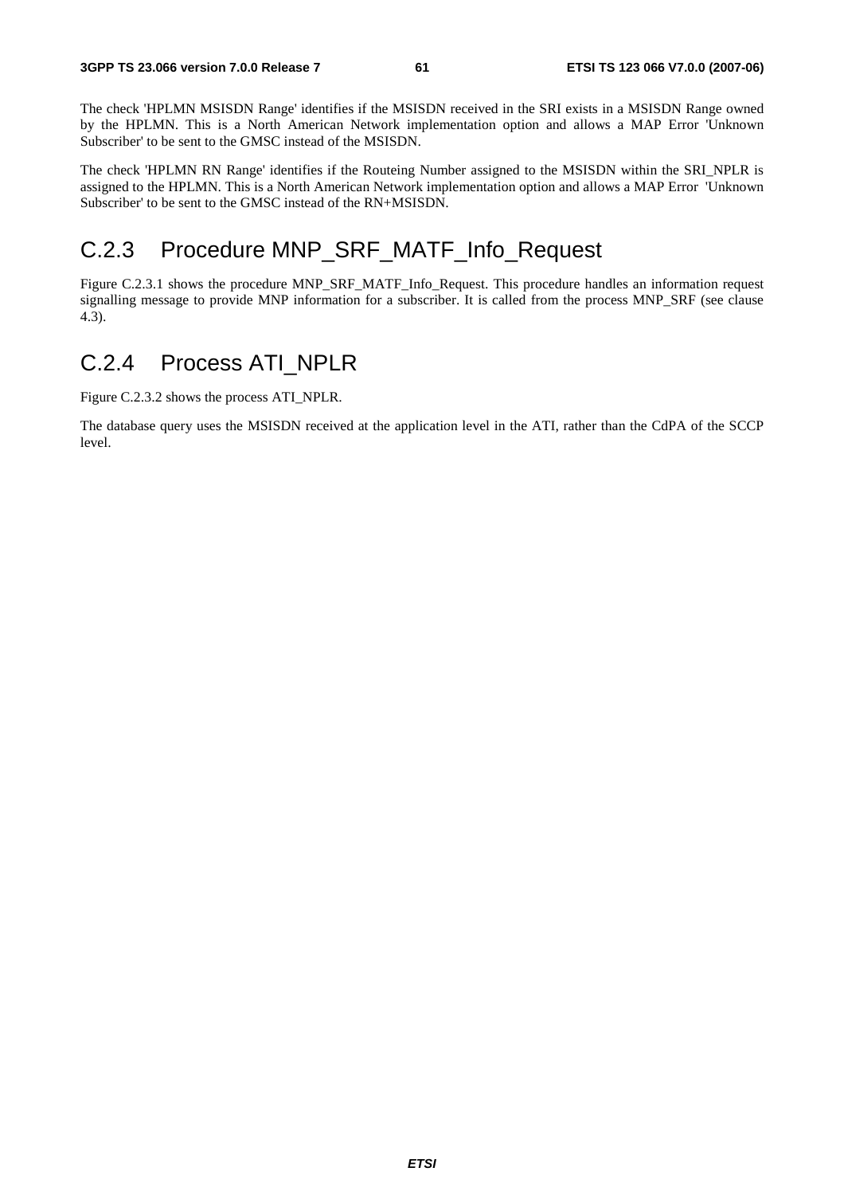The check 'HPLMN MSISDN Range' identifies if the MSISDN received in the SRI exists in a MSISDN Range owned by the HPLMN. This is a North American Network implementation option and allows a MAP Error 'Unknown Subscriber' to be sent to the GMSC instead of the MSISDN.

The check 'HPLMN RN Range' identifies if the Routeing Number assigned to the MSISDN within the SRI_NPLR is assigned to the HPLMN. This is a North American Network implementation option and allows a MAP Error 'Unknown Subscriber' to be sent to the GMSC instead of the RN+MSISDN.

## C.2.3 Procedure MNP_SRF_MATF_Info_Request

Figure C.2.3.1 shows the procedure MNP_SRF_MATF_Info_Request. This procedure handles an information request signalling message to provide MNP information for a subscriber. It is called from the process MNP_SRF (see clause 4.3).

## C.2.4 Process ATI_NPLR

Figure C.2.3.2 shows the process ATI_NPLR.

The database query uses the MSISDN received at the application level in the ATI, rather than the CdPA of the SCCP level.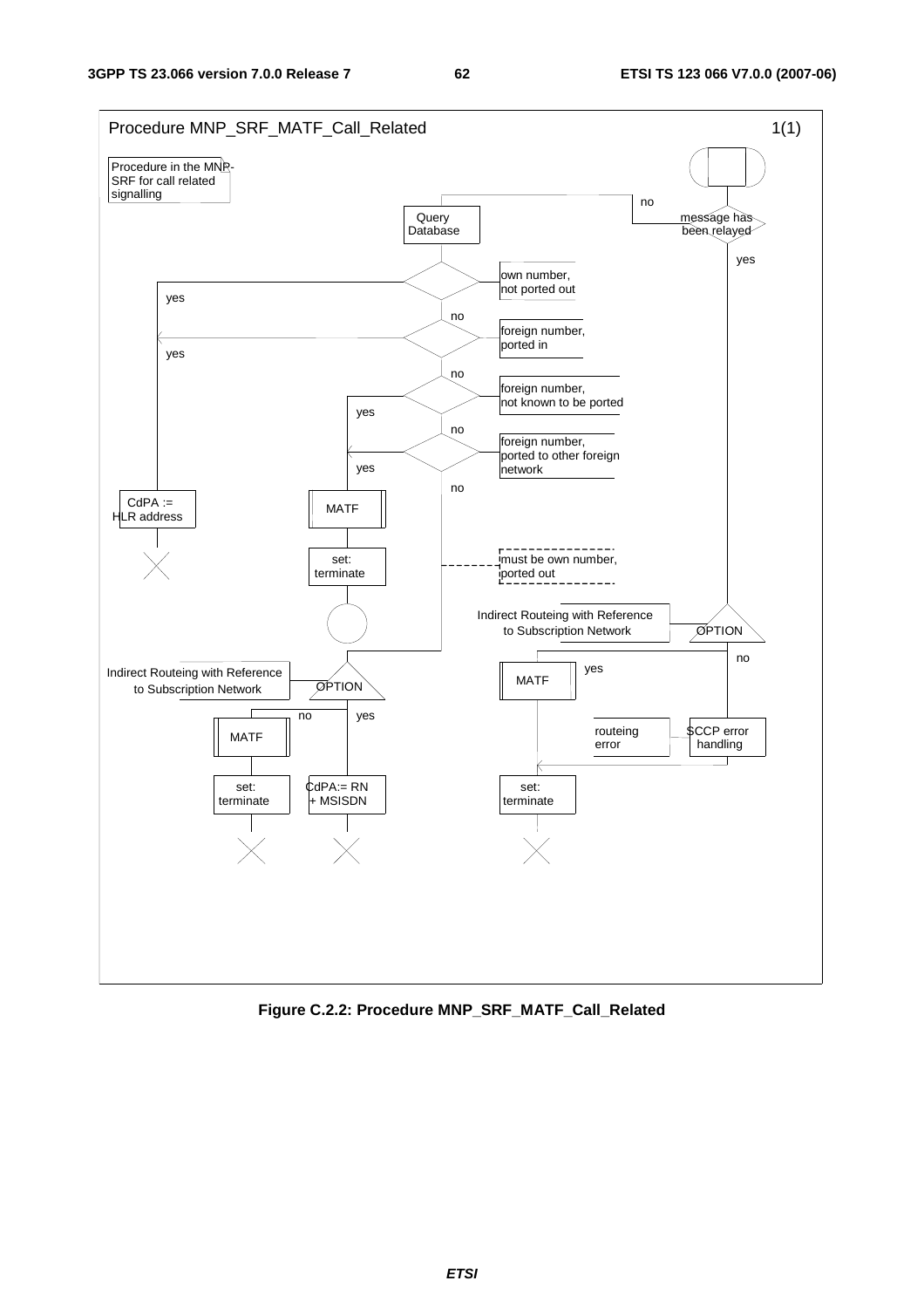Procedure MNP_SRF_MATF_Call_Related 1(1)

Procedure in the MNP-SRF for call related signalling

message has been relayed

no

yes

Query Database

own number, not ported out

yes

no

foreign number, ported in

yes

no

foreign number, not known to be ported

yes

no

foreign number, ported to other foreign network

yes

no

CdPA := HLR address

MATF

set: terminate

must be own number, ported out

Indirect Routeing with Reference to Subscription Network

OPTION

no

yes

MATF

set: terminate

Indirect Routeing with Reference to Subscription Network

OPTION

no

yes

MATF

set: terminate

CdPA:= RN + MSISDN

routeing error

SCCP error handling

set: terminate

**Figure C.2.2: Procedure MNP_SRF_MATF_Call_Related**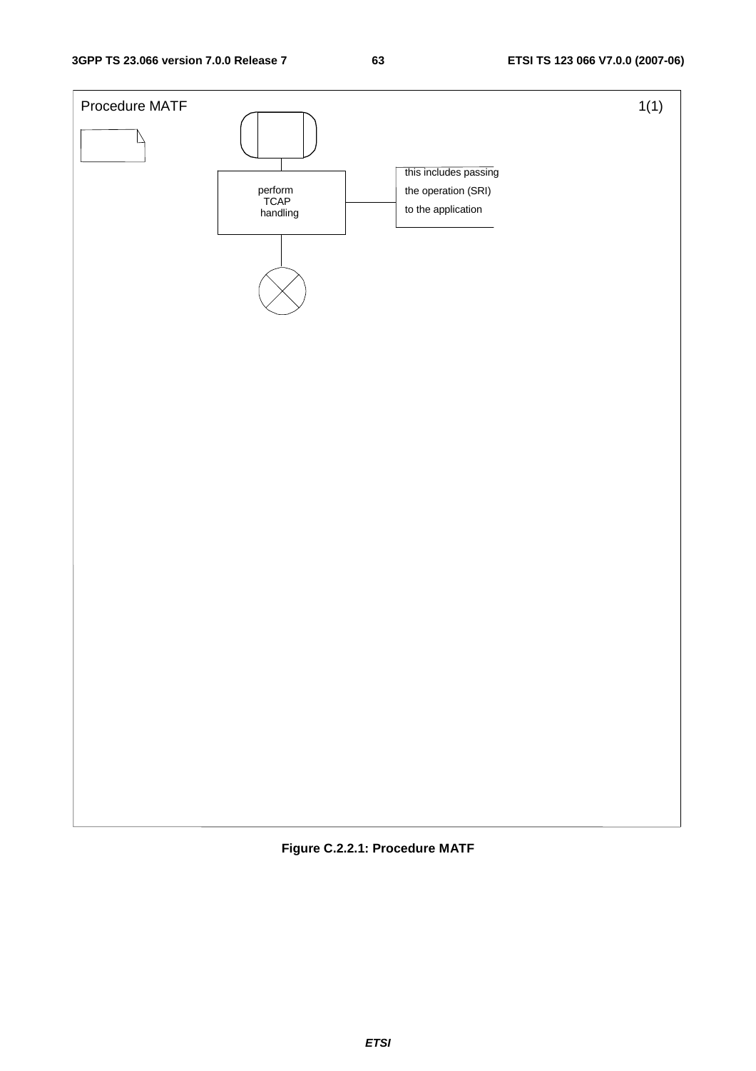Procedure MATF

1(1)

perform TCAP handling

this includes passing the operation (SRI) to the application

**Figure C.2.2.1: Procedure MATF**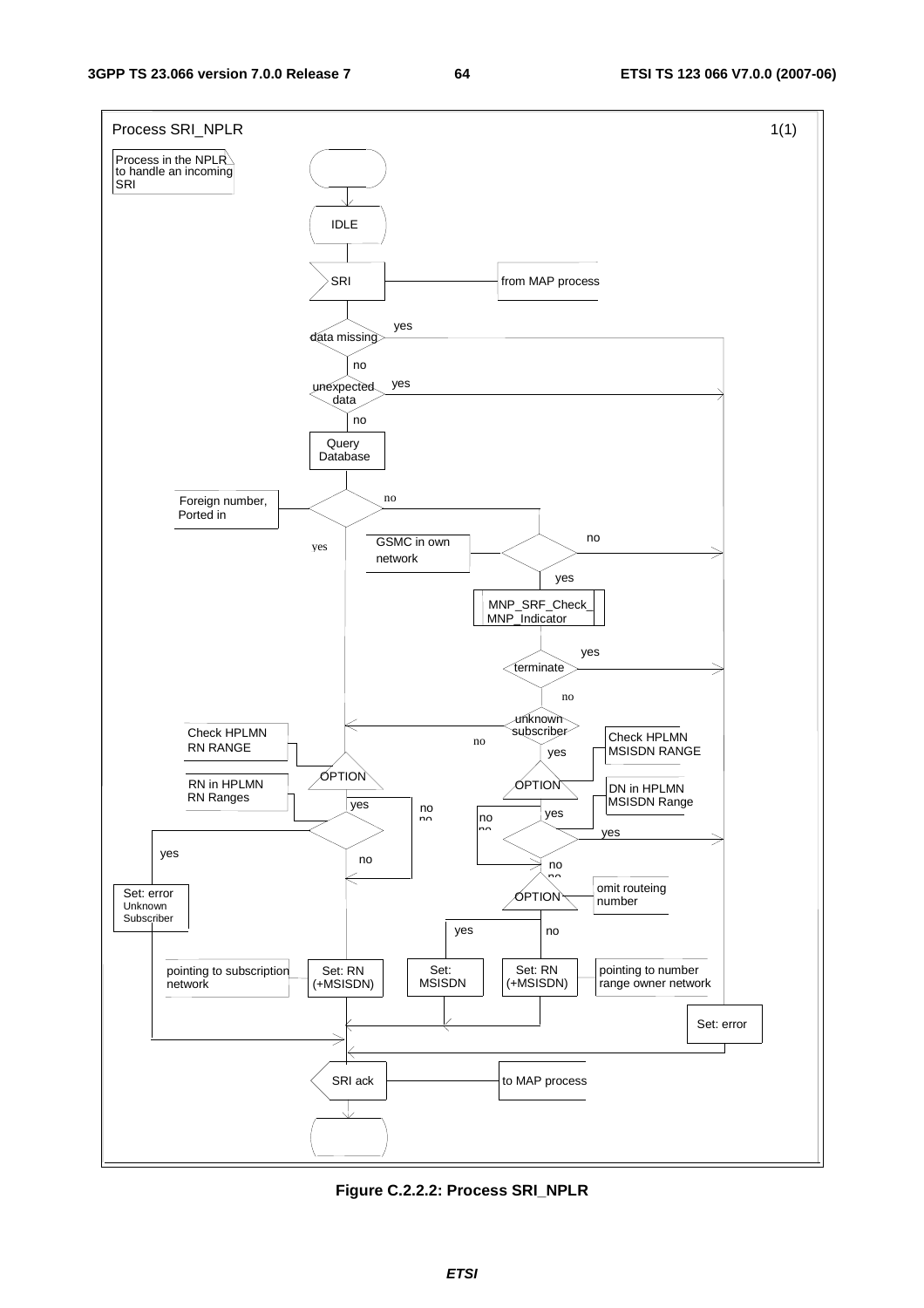Process SRI_NPLR 1(1)

Process in the NPLR to handle an incoming SRI

IDLE

SRI — from MAP process

data missing — yes / no

unexpected data — yes / no

Query Database

Foreign number, Ported in — no / yes

GSMC in own network — no / yes

MNP_SRF_Check_MNP_Indicator

terminate — yes / no

unknown subscriber — no / yes

Check HPLMN RN RANGE

OPTION

RN in HPLMN RN Ranges — yes / no

Check HPLMN MSISDN RANGE

OPTION

DN in HPLMN MSISDN Range — yes / no

Set: error Unknown Subscriber

OPTION — omit routeing number — yes / no

pointing to subscription network — Set: RN (+MSISDN)

Set: MSISDN

Set: RN (+MSISDN) — pointing to number range owner network

Set: error

SRI ack — to MAP process

**Figure C.2.2.2: Process SRI_NPLR**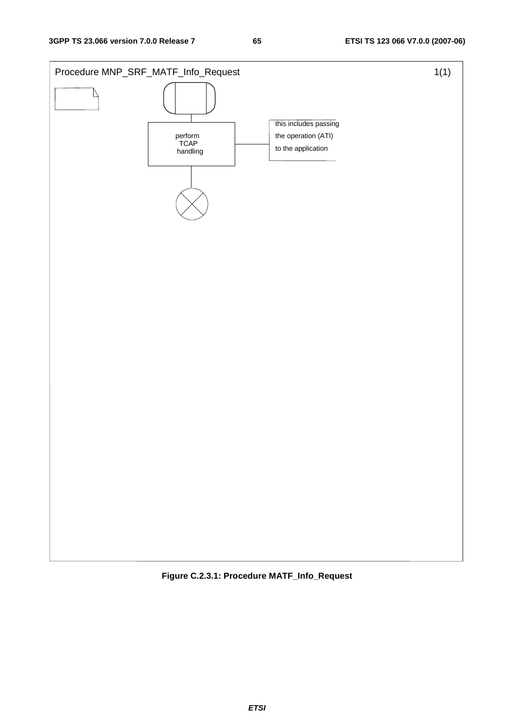Procedure MNP_SRF_MATF_Info_Request 1(1)

perform TCAP handling

this includes passing the operation (ATI) to the application

**Figure C.2.3.1: Procedure MATF_Info_Request**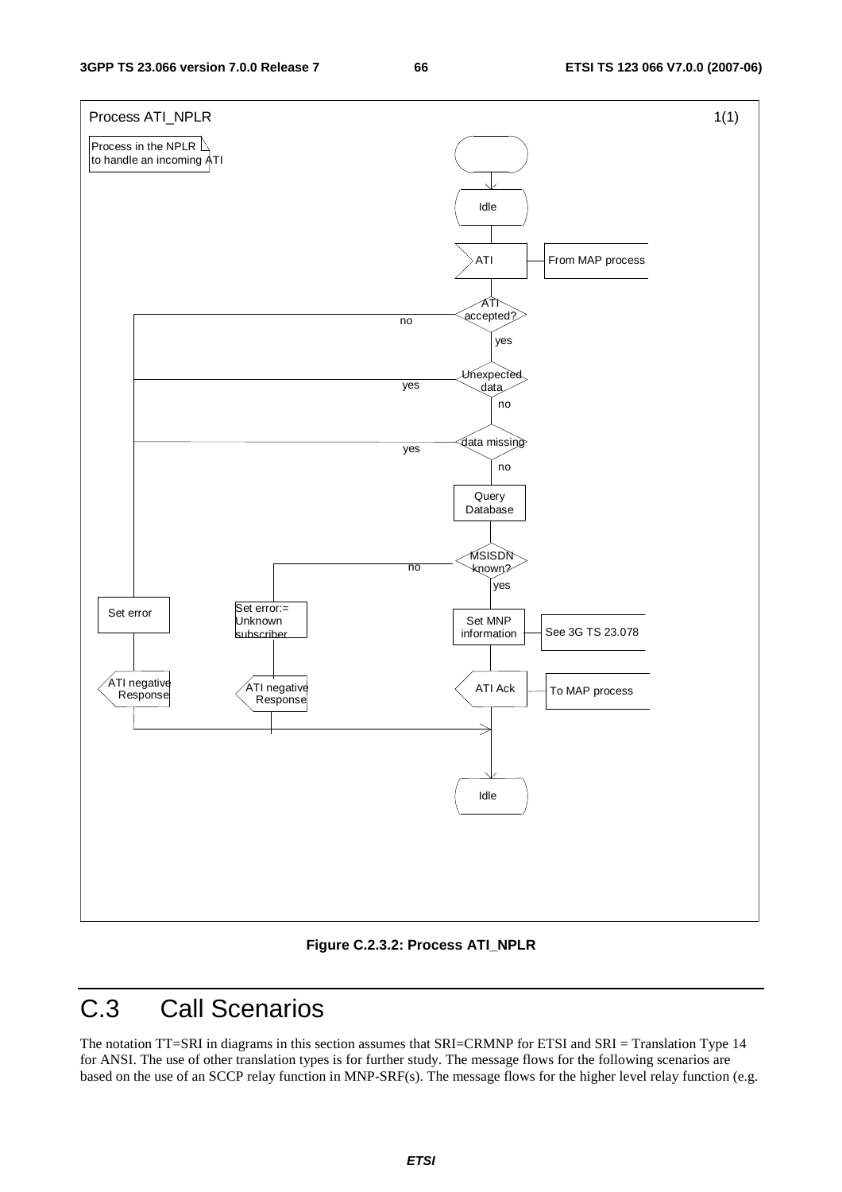Process ATI_NPLR 1(1)

Process in the NPLR to handle an incoming ATI

Idle

ATI — From MAP process

ATI accepted? (no / yes)

Unexpected data (yes / no)

data missing (yes / no)

Query Database

MSISDN known? (no / yes)

Set error

Set error:= Unknown subscriber

Set MNP information — See 3G TS 23.078

ATI negative Response

ATI negative Response

ATI Ack — To MAP process

Idle

**Figure C.2.3.2: Process ATI_NPLR**

# C.3 Call Scenarios

The notation TT=SRI in diagrams in this section assumes that SRI=CRMNP for ETSI and SRI = Translation Type 14 for ANSI. The use of other translation types is for further study. The message flows for the following scenarios are based on the use of an SCCP relay function in MNP-SRF(s). The message flows for the higher level relay function (e.g.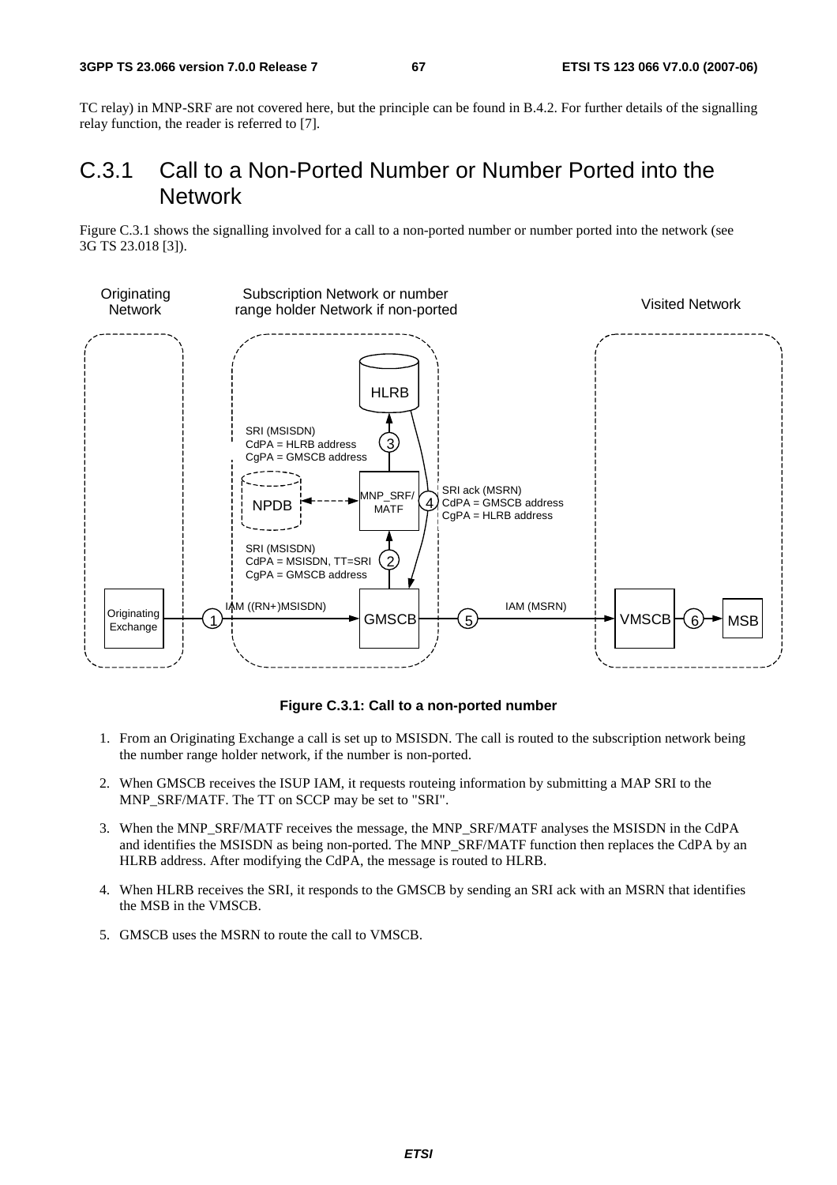TC relay) in MNP-SRF are not covered here, but the principle can be found in B.4.2. For further details of the signalling relay function, the reader is referred to [7].

## C.3.1 Call to a Non-Ported Number or Number Ported into the Network

Figure C.3.1 shows the signalling involved for a call to a non-ported number or number ported into the network (see 3G TS 23.018 [3]).

**Figure C.3.1: Call to a non-ported number**

1. From an Originating Exchange a call is set up to MSISDN. The call is routed to the subscription network being the number range holder network, if the number is non-ported.
2. When GMSCB receives the ISUP IAM, it requests routeing information by submitting a MAP SRI to the MNP_SRF/MATF. The TT on SCCP may be set to "SRI".
3. When the MNP_SRF/MATF receives the message, the MNP_SRF/MATF analyses the MSISDN in the CdPA and identifies the MSISDN as being non-ported. The MNP_SRF/MATF function then replaces the CdPA by an HLRB address. After modifying the CdPA, the message is routed to HLRB.
4. When HLRB receives the SRI, it responds to the GMSCB by sending an SRI ack with an MSRN that identifies the MSB in the VMSCB.
5. GMSCB uses the MSRN to route the call to VMSCB.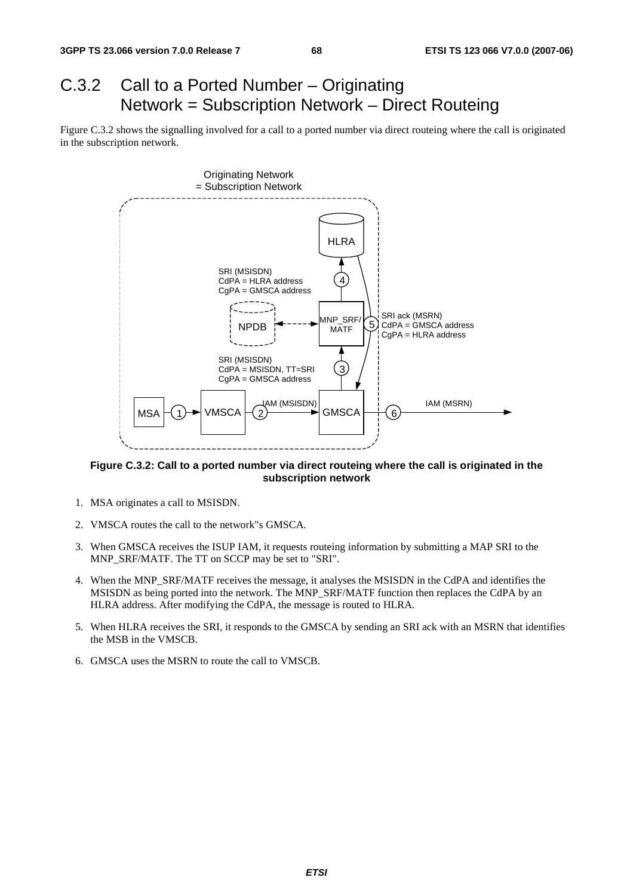# C.3.2 Call to a Ported Number – Originating Network = Subscription Network – Direct Routeing

Figure C.3.2 shows the signalling involved for a call to a ported number via direct routeing where the call is originated in the subscription network.

**Figure C.3.2: Call to a ported number via direct routeing where the call is originated in the subscription network**

1. MSA originates a call to MSISDN.
2. VMSCA routes the call to the network"s GMSCA.
3. When GMSCA receives the ISUP IAM, it requests routeing information by submitting a MAP SRI to the MNP_SRF/MATF. The TT on SCCP may be set to "SRI".
4. When the MNP_SRF/MATF receives the message, it analyses the MSISDN in the CdPA and identifies the MSISDN as being ported into the network. The MNP_SRF/MATF function then replaces the CdPA by an HLRA address. After modifying the CdPA, the message is routed to HLRA.
5. When HLRA receives the SRI, it responds to the GMSCA by sending an SRI ack with an MSRN that identifies the MSB in the VMSCB.
6. GMSCA uses the MSRN to route the call to VMSCB.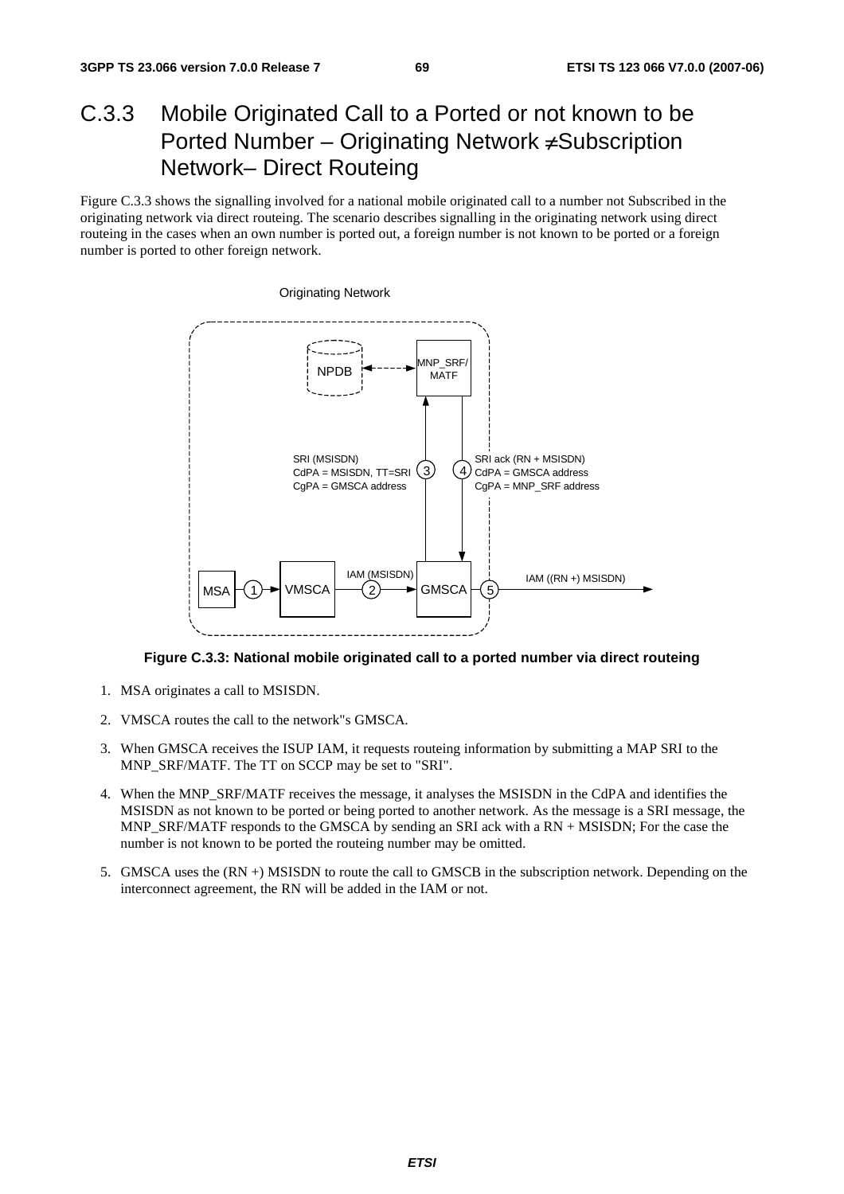# C.3.3 Mobile Originated Call to a Ported or not known to be Ported Number – Originating Network ≠Subscription Network– Direct Routeing

Figure C.3.3 shows the signalling involved for a national mobile originated call to a number not Subscribed in the originating network via direct routeing. The scenario describes signalling in the originating network using direct routeing in the cases when an own number is ported out, a foreign number is not known to be ported or a foreign number is ported to other foreign network.

**Figure C.3.3: National mobile originated call to a ported number via direct routeing**

1. MSA originates a call to MSISDN.
2. VMSCA routes the call to the network"s GMSCA.
3. When GMSCA receives the ISUP IAM, it requests routeing information by submitting a MAP SRI to the MNP_SRF/MATF. The TT on SCCP may be set to "SRI".
4. When the MNP_SRF/MATF receives the message, it analyses the MSISDN in the CdPA and identifies the MSISDN as not known to be ported or being ported to another network. As the message is a SRI message, the MNP_SRF/MATF responds to the GMSCA by sending an SRI ack with a RN + MSISDN; For the case the number is not known to be ported the routeing number may be omitted.
5. GMSCA uses the (RN +) MSISDN to route the call to GMSCB in the subscription network. Depending on the interconnect agreement, the RN will be added in the IAM or not.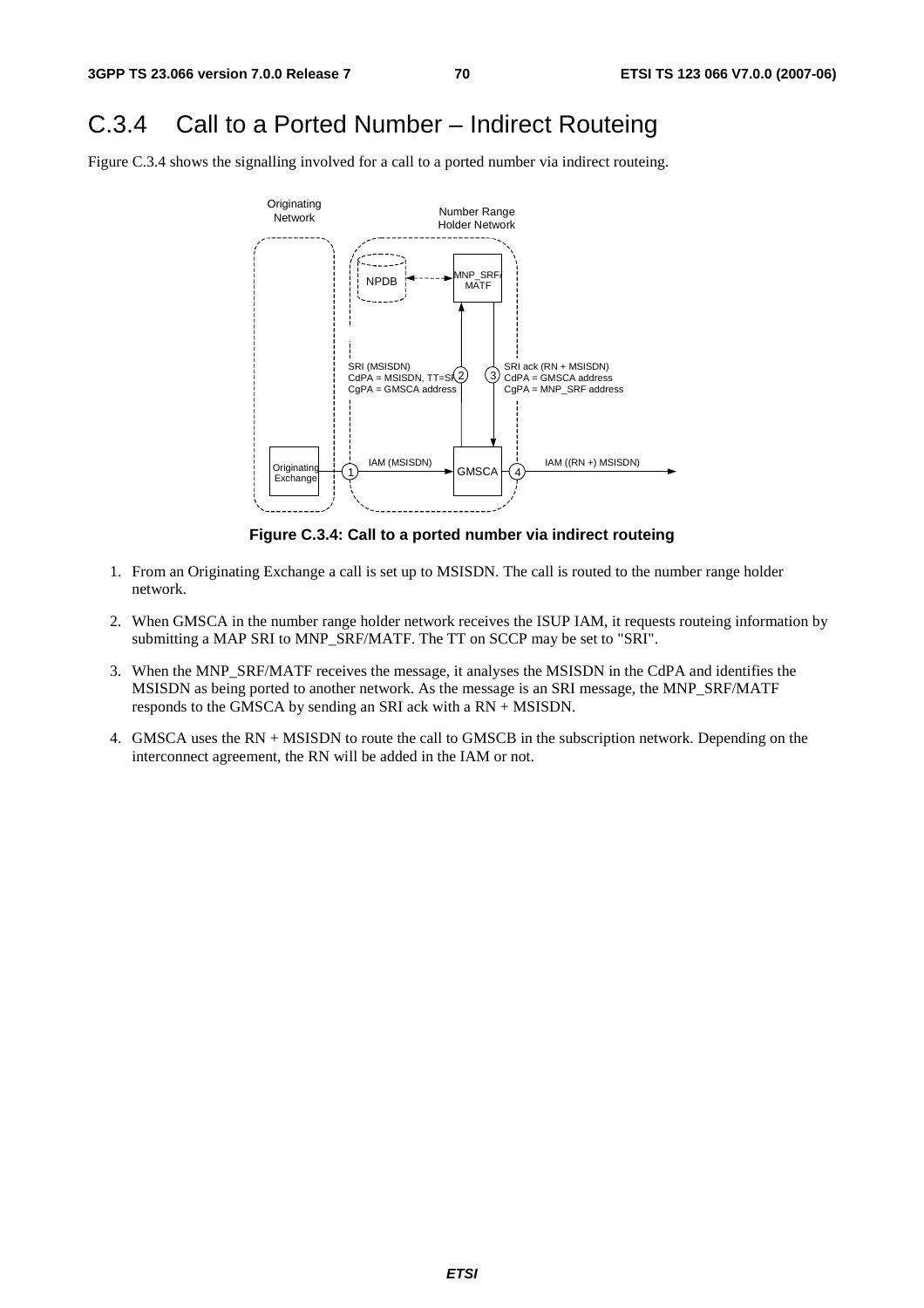# C.3.4 Call to a Ported Number – Indirect Routeing

Figure C.3.4 shows the signalling involved for a call to a ported number via indirect routeing.

**Figure C.3.4: Call to a ported number via indirect routeing**

1. From an Originating Exchange a call is set up to MSISDN. The call is routed to the number range holder network.

2. When GMSCA in the number range holder network receives the ISUP IAM, it requests routeing information by submitting a MAP SRI to MNP_SRF/MATF. The TT on SCCP may be set to "SRI".

3. When the MNP_SRF/MATF receives the message, it analyses the MSISDN in the CdPA and identifies the MSISDN as being ported to another network. As the message is an SRI message, the MNP_SRF/MATF responds to the GMSCA by sending an SRI ack with a RN + MSISDN.

4. GMSCA uses the RN + MSISDN to route the call to GMSCB in the subscription network. Depending on the interconnect agreement, the RN will be added in the IAM or not.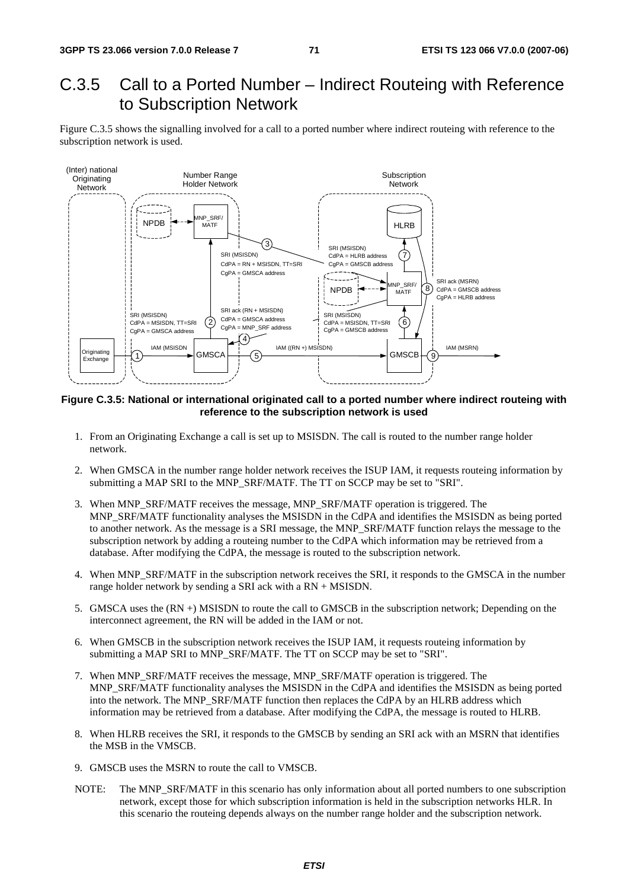# C.3.5 Call to a Ported Number – Indirect Routeing with Reference to Subscription Network

Figure C.3.5 shows the signalling involved for a call to a ported number where indirect routeing with reference to the subscription network is used.

**Figure C.3.5: National or international originated call to a ported number where indirect routeing with reference to the subscription network is used**

1. From an Originating Exchange a call is set up to MSISDN. The call is routed to the number range holder network.
2. When GMSCA in the number range holder network receives the ISUP IAM, it requests routeing information by submitting a MAP SRI to the MNP_SRF/MATF. The TT on SCCP may be set to "SRI".
3. When MNP_SRF/MATF receives the message, MNP_SRF/MATF operation is triggered. The MNP_SRF/MATF functionality analyses the MSISDN in the CdPA and identifies the MSISDN as being ported to another network. As the message is a SRI message, the MNP_SRF/MATF function relays the message to the subscription network by adding a routeing number to the CdPA which information may be retrieved from a database. After modifying the CdPA, the message is routed to the subscription network.
4. When MNP_SRF/MATF in the subscription network receives the SRI, it responds to the GMSCA in the number range holder network by sending a SRI ack with a RN + MSISDN.
5. GMSCA uses the (RN +) MSISDN to route the call to GMSCB in the subscription network; Depending on the interconnect agreement, the RN will be added in the IAM or not.
6. When GMSCB in the subscription network receives the ISUP IAM, it requests routeing information by submitting a MAP SRI to MNP_SRF/MATF. The TT on SCCP may be set to "SRI".
7. When MNP_SRF/MATF receives the message, MNP_SRF/MATF operation is triggered. The MNP_SRF/MATF functionality analyses the MSISDN in the CdPA and identifies the MSISDN as being ported into the network. The MNP_SRF/MATF function then replaces the CdPA by an HLRB address which information may be retrieved from a database. After modifying the CdPA, the message is routed to HLRB.
8. When HLRB receives the SRI, it responds to the GMSCB by sending an SRI ack with an MSRN that identifies the MSB in the VMSCB.
9. GMSCB uses the MSRN to route the call to VMSCB.

NOTE: The MNP_SRF/MATF in this scenario has only information about all ported numbers to one subscription network, except those for which subscription information is held in the subscription networks HLR. In this scenario the routeing depends always on the number range holder and the subscription network.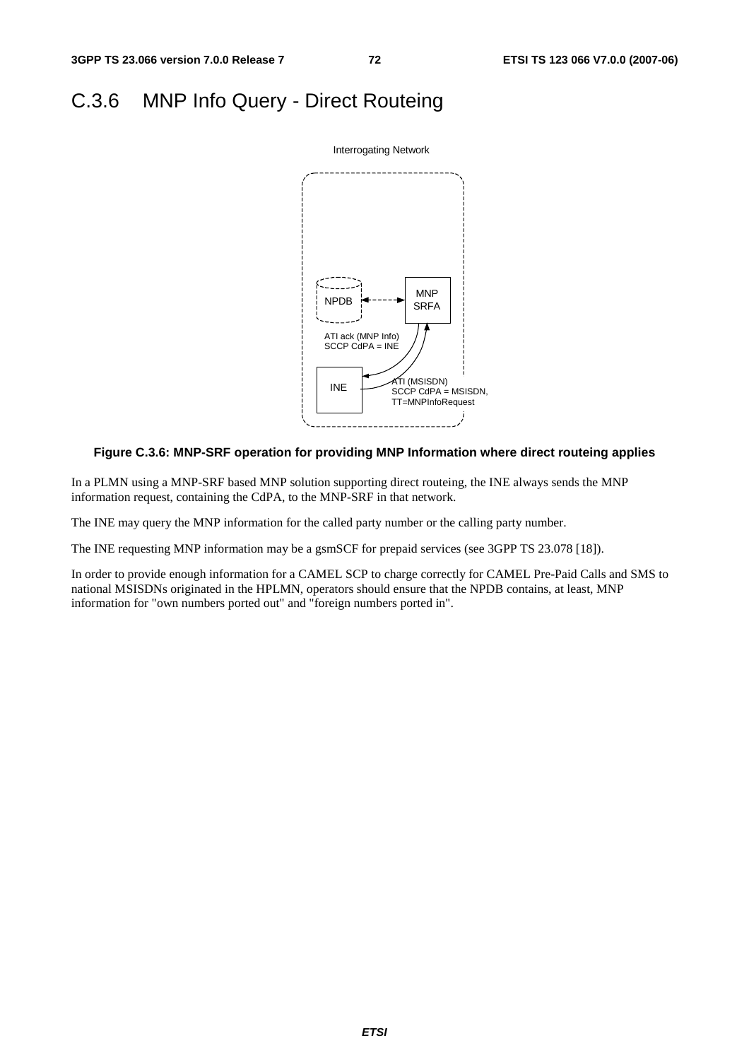## C.3.6 MNP Info Query - Direct Routeing

**Figure C.3.6: MNP-SRF operation for providing MNP Information where direct routeing applies**

In a PLMN using a MNP-SRF based MNP solution supporting direct routeing, the INE always sends the MNP information request, containing the CdPA, to the MNP-SRF in that network.

The INE may query the MNP information for the called party number or the calling party number.

The INE requesting MNP information may be a gsmSCF for prepaid services (see 3GPP TS 23.078 [18]).

In order to provide enough information for a CAMEL SCP to charge correctly for CAMEL Pre-Paid Calls and SMS to national MSISDNs originated in the HPLMN, operators should ensure that the NPDB contains, at least, MNP information for "own numbers ported out" and "foreign numbers ported in".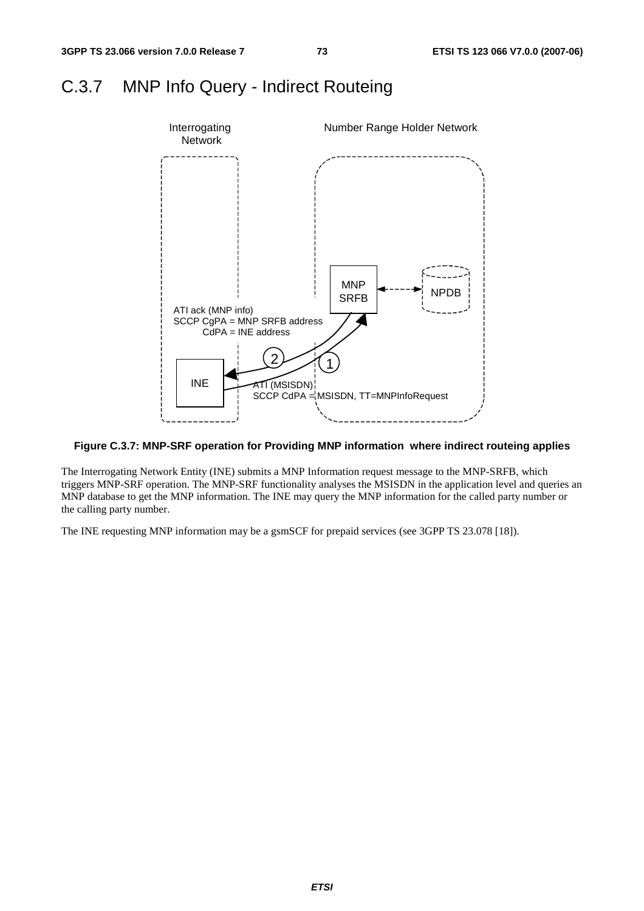## C.3.7 MNP Info Query - Indirect Routeing

Figure C.3.7: MNP-SRF operation for Providing MNP information where indirect routeing applies

The Interrogating Network Entity (INE) submits a MNP Information request message to the MNP-SRFB, which triggers MNP-SRF operation. The MNP-SRF functionality analyses the MSISDN in the application level and queries an MNP database to get the MNP information. The INE may query the MNP information for the called party number or the calling party number.

The INE requesting MNP information may be a gsmSCF for prepaid services (see 3GPP TS 23.078 [18]).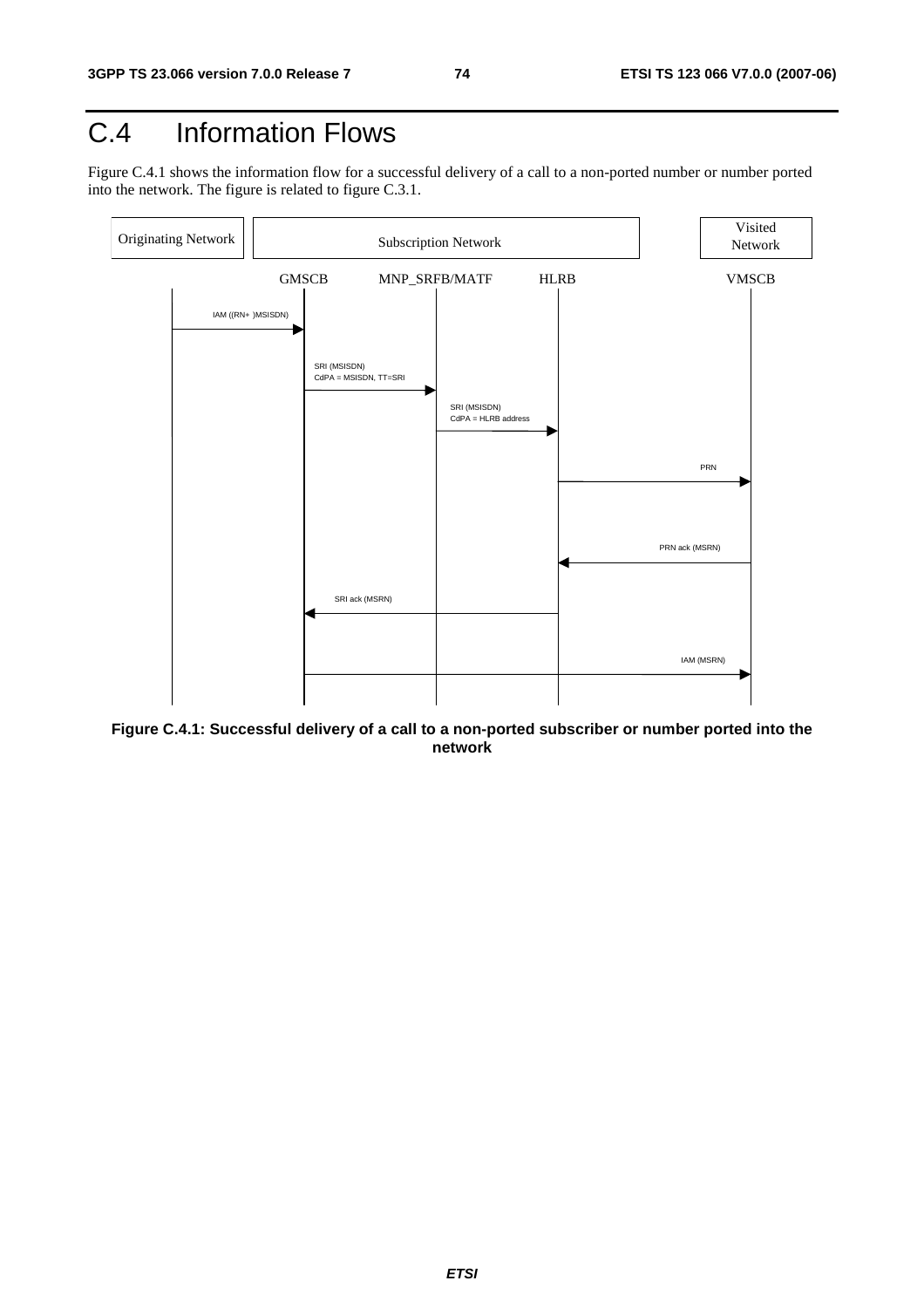# C.4 Information Flows

Figure C.4.1 shows the information flow for a successful delivery of a call to a non-ported number or number ported into the network. The figure is related to figure C.3.1.

| Originating Network | Subscription Network | | | Visited Network |
|---|---|---|---|---|
| | GMSCB | MNP_SRFB/MATF | HLRB | VMSCB |

1. Originating Network → GMSCB: IAM ((RN+ )MSISDN)
2. GMSCB → MNP_SRFB/MATF: SRI (MSISDN) CdPA = MSISDN, TT=SRI
3. MNP_SRFB/MATF → HLRB: SRI (MSISDN) CdPA = HLRB address
4. HLRB → VMSCB: PRN
5. VMSCB → HLRB: PRN ack (MSRN)
6. HLRB → GMSCB: SRI ack (MSRN)
7. GMSCB → VMSCB: IAM (MSRN)

**Figure C.4.1: Successful delivery of a call to a non-ported subscriber or number ported into the network**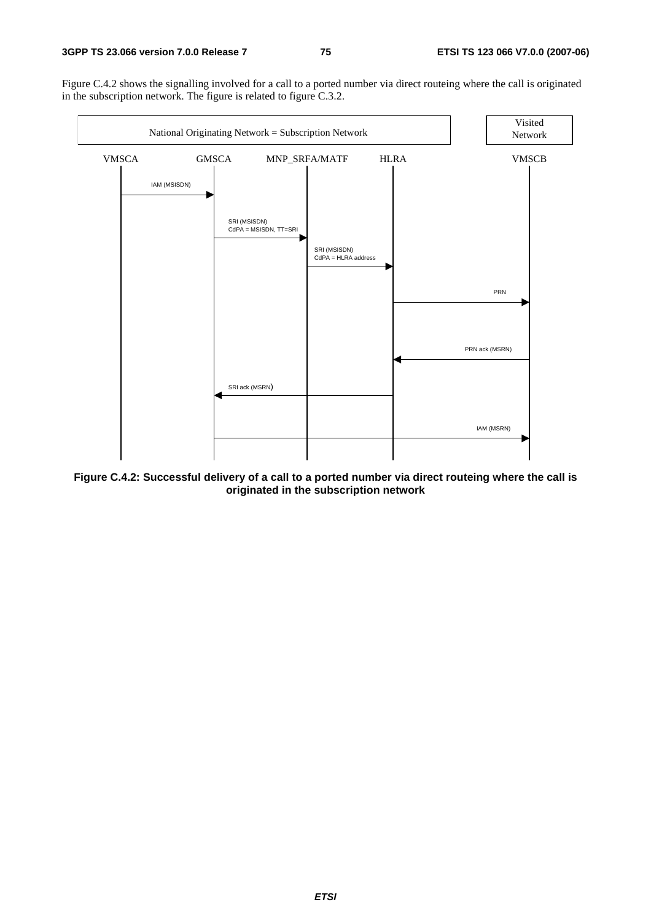Figure C.4.2 shows the signalling involved for a call to a ported number via direct routeing where the call is originated in the subscription network. The figure is related to figure C.3.2.

```
National Originating Network = Subscription Network                          Visited Network

VMSCA          GMSCA          MNP_SRFA/MATF          HLRA                    VMSCB
  |  IAM (MSISDN)  |                |                  |                       |
  |--------------->|                |                  |                       |
  |                | SRI (MSISDN)   |                  |                       |
  |                | CdPA = MSISDN, TT=SRI             |                       |
  |                |--------------->|                  |                       |
  |                |                | SRI (MSISDN)     |                       |
  |                |                | CdPA = HLRA address                      |
  |                |                |----------------->|                       |
  |                |                |                  |          PRN          |
  |                |                |                  |---------------------->|
  |                |                |                  |     PRN ack (MSRN)    |
  |                |                |                  |<----------------------|
  |                | SRI ack (MSRN) |                  |                       |
  |                |<----------------------------------|                       |
  |                |                |                  |       IAM (MSRN)      |
  |                |------------------------------------------------------------>|
```

**Figure C.4.2: Successful delivery of a call to a ported number via direct routeing where the call is originated in the subscription network**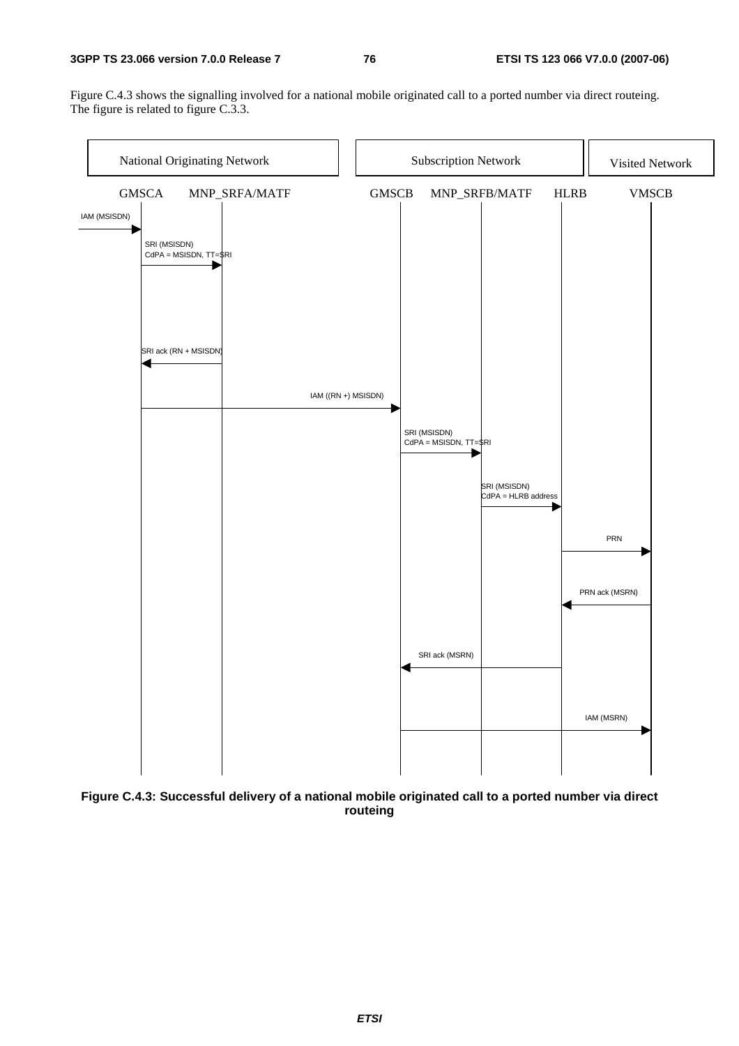Figure C.4.3 shows the signalling involved for a national mobile originated call to a ported number via direct routeing. The figure is related to figure C.3.3.

**Figure C.4.3: Successful delivery of a national mobile originated call to a ported number via direct routeing**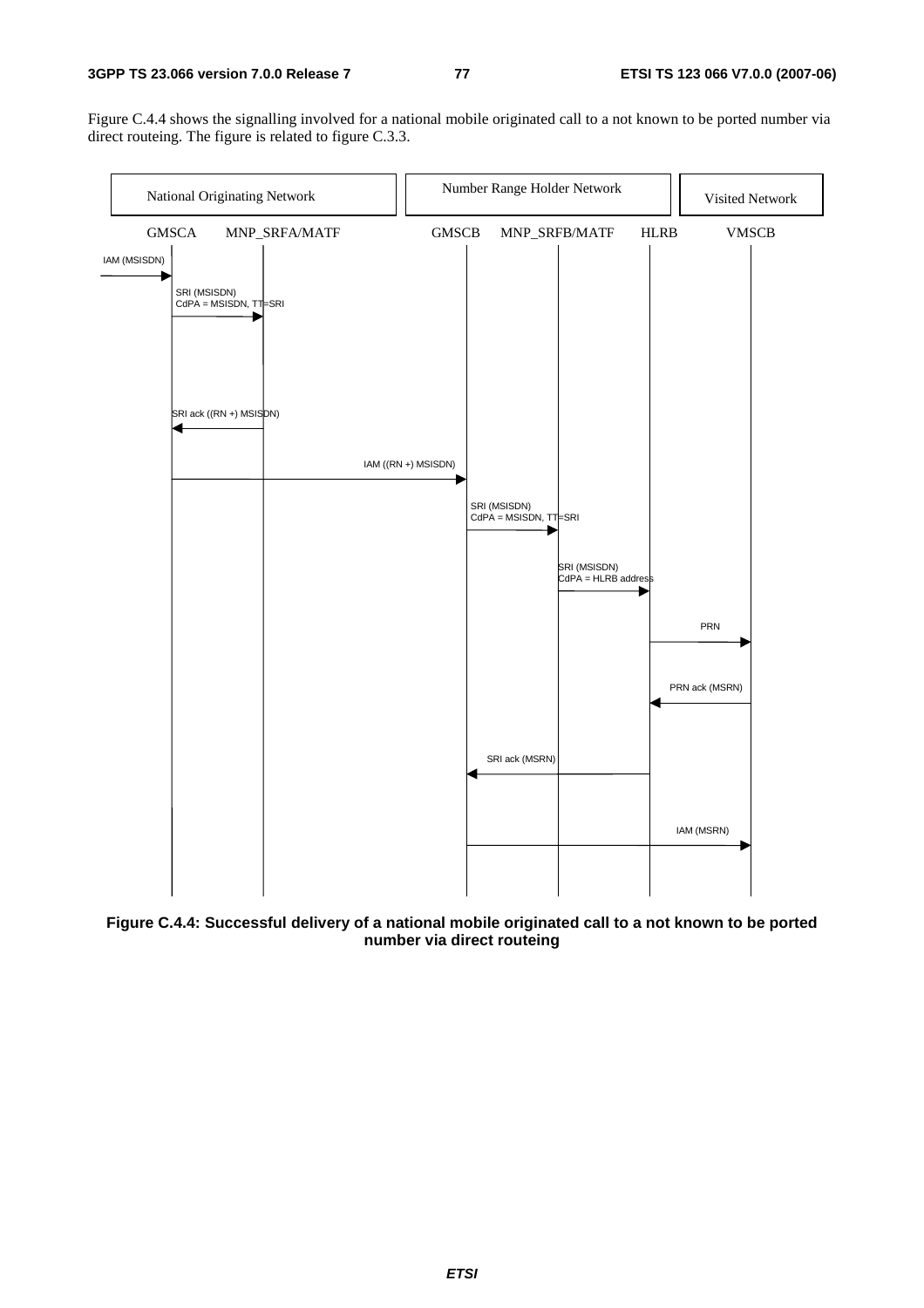Figure C.4.4 shows the signalling involved for a national mobile originated call to a not known to be ported number via direct routeing. The figure is related to figure C.3.3.

National Originating Network | Number Range Holder Network | Visited Network

GMSCA MNP_SRFA/MATF GMSCB MNP_SRFB/MATF HLRB VMSCB

IAM (MSISDN)

SRI (MSISDN)
CdPA = MSISDN, TT=SRI

SRI ack ((RN +) MSISDN)

IAM ((RN +) MSISDN)

SRI (MSISDN)
CdPA = MSISDN, TT=SRI

SRI (MSISDN)
CdPA = HLRB address

PRN

PRN ack (MSRN)

SRI ack (MSRN)

IAM (MSRN)

**Figure C.4.4: Successful delivery of a national mobile originated call to a not known to be ported number via direct routeing**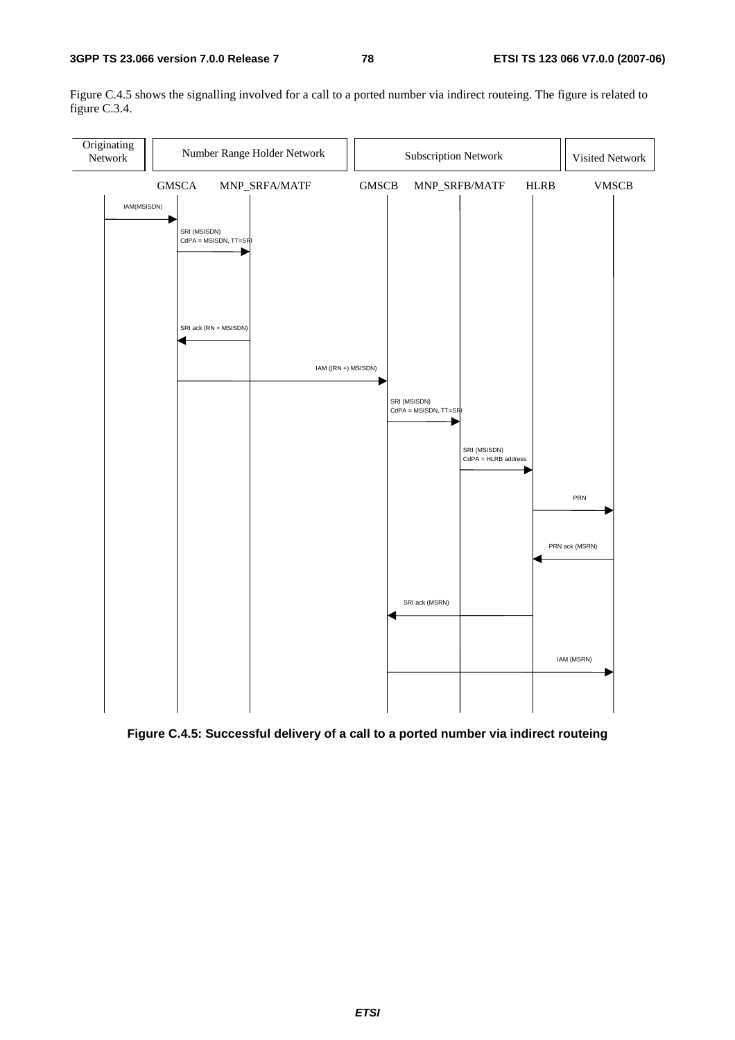Figure C.4.5 shows the signalling involved for a call to a ported number via indirect routeing. The figure is related to figure C.3.4.

Originating Network | Number Range Holder Network | Subscription Network | Visited Network

GMSCA MNP_SRFA/MATF GMSCB MNP_SRFB/MATF HLRB VMSCB

IAM(MSISDN)

SRI (MSISDN) CdPA = MSISDN, TT=SRI

SRI ack (RN + MSISDN)

IAM ((RN +) MSISDN)

SRI (MSISDN) CdPA = MSISDN, TT=SRI

SRI (MSISDN) CdPA = HLRB address

PRN

PRN ack (MSRN)

SRI ack (MSRN)

IAM (MSRN)

**Figure C.4.5: Successful delivery of a call to a ported number via indirect routeing**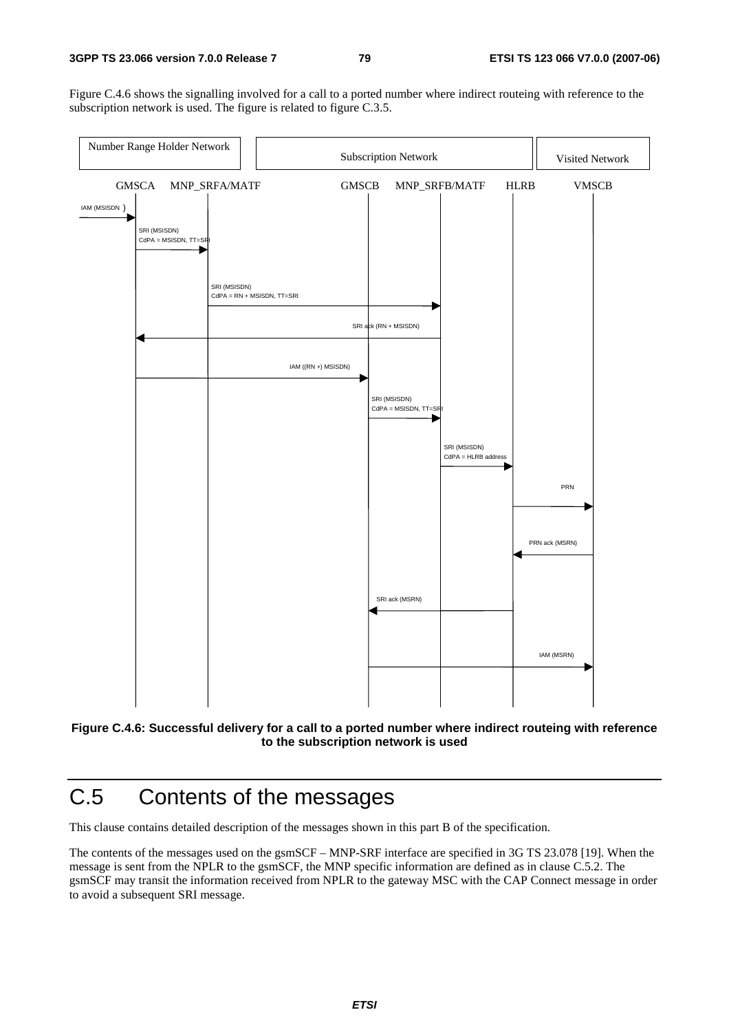Figure C.4.6 shows the signalling involved for a call to a ported number where indirect routeing with reference to the subscription network is used. The figure is related to figure C.3.5.

**Figure C.4.6: Successful delivery for a call to a ported number where indirect routeing with reference to the subscription network is used**

# C.5 Contents of the messages

This clause contains detailed description of the messages shown in this part B of the specification.

The contents of the messages used on the gsmSCF – MNP-SRF interface are specified in 3G TS 23.078 [19]. When the message is sent from the NPLR to the gsmSCF, the MNP specific information are defined as in clause C.5.2. The gsmSCF may transit the information received from NPLR to the gateway MSC with the CAP Connect message in order to avoid a subsequent SRI message.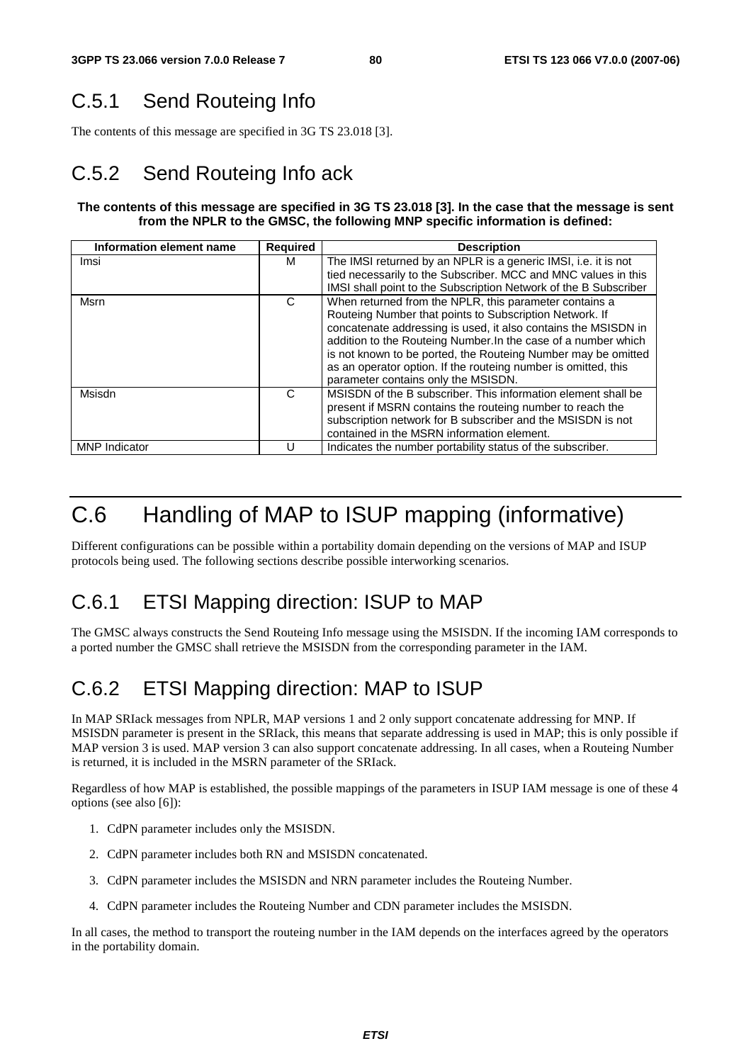## C.5.1 Send Routeing Info

The contents of this message are specified in 3G TS 23.018 [3].

## C.5.2 Send Routeing Info ack

**The contents of this message are specified in 3G TS 23.018 [3]. In the case that the message is sent from the NPLR to the GMSC, the following MNP specific information is defined:**

| Information element name | Required | Description |
|---|---|---|
| Imsi | M | The IMSI returned by an NPLR is a generic IMSI, i.e. it is not tied necessarily to the Subscriber. MCC and MNC values in this IMSI shall point to the Subscription Network of the B Subscriber |
| Msrn | C | When returned from the NPLR, this parameter contains a Routeing Number that points to Subscription Network. If concatenate addressing is used, it also contains the MSISDN in addition to the Routeing Number.In the case of a number which is not known to be ported, the Routeing Number may be omitted as an operator option. If the routeing number is omitted, this parameter contains only the MSISDN. |
| Msisdn | C | MSISDN of the B subscriber. This information element shall be present if MSRN contains the routeing number to reach the subscription network for B subscriber and the MSISDN is not contained in the MSRN information element. |
| MNP Indicator | U | Indicates the number portability status of the subscriber. |

# C.6 Handling of MAP to ISUP mapping (informative)

Different configurations can be possible within a portability domain depending on the versions of MAP and ISUP protocols being used. The following sections describe possible interworking scenarios.

## C.6.1 ETSI Mapping direction: ISUP to MAP

The GMSC always constructs the Send Routeing Info message using the MSISDN. If the incoming IAM corresponds to a ported number the GMSC shall retrieve the MSISDN from the corresponding parameter in the IAM.

## C.6.2 ETSI Mapping direction: MAP to ISUP

In MAP SRIack messages from NPLR, MAP versions 1 and 2 only support concatenate addressing for MNP. If MSISDN parameter is present in the SRIack, this means that separate addressing is used in MAP; this is only possible if MAP version 3 is used. MAP version 3 can also support concatenate addressing. In all cases, when a Routeing Number is returned, it is included in the MSRN parameter of the SRIack.

Regardless of how MAP is established, the possible mappings of the parameters in ISUP IAM message is one of these 4 options (see also [6]):

1. CdPN parameter includes only the MSISDN.
2. CdPN parameter includes both RN and MSISDN concatenated.
3. CdPN parameter includes the MSISDN and NRN parameter includes the Routeing Number.
4. CdPN parameter includes the Routeing Number and CDN parameter includes the MSISDN.

In all cases, the method to transport the routeing number in the IAM depends on the interfaces agreed by the operators in the portability domain.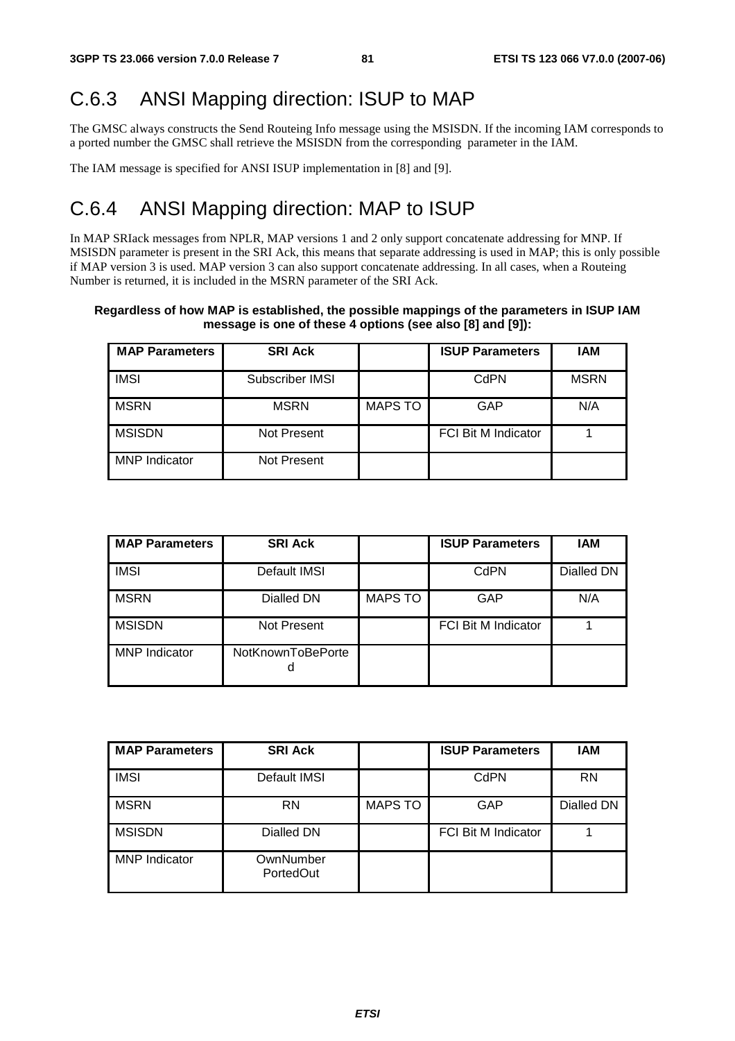## C.6.3 ANSI Mapping direction: ISUP to MAP

The GMSC always constructs the Send Routeing Info message using the MSISDN. If the incoming IAM corresponds to a ported number the GMSC shall retrieve the MSISDN from the corresponding parameter in the IAM.

The IAM message is specified for ANSI ISUP implementation in [8] and [9].

## C.6.4 ANSI Mapping direction: MAP to ISUP

In MAP SRIack messages from NPLR, MAP versions 1 and 2 only support concatenate addressing for MNP. If MSISDN parameter is present in the SRI Ack, this means that separate addressing is used in MAP; this is only possible if MAP version 3 is used. MAP version 3 can also support concatenate addressing. In all cases, when a Routeing Number is returned, it is included in the MSRN parameter of the SRI Ack.

**Regardless of how MAP is established, the possible mappings of the parameters in ISUP IAM message is one of these 4 options (see also [8] and [9]):**

| MAP Parameters | SRI Ack | | ISUP Parameters | IAM |
|---|---|---|---|---|
| IMSI | Subscriber IMSI | | CdPN | MSRN |
| MSRN | MSRN | MAPS TO | GAP | N/A |
| MSISDN | Not Present | | FCI Bit M Indicator | 1 |
| MNP Indicator | Not Present | | | |

| MAP Parameters | SRI Ack | | ISUP Parameters | IAM |
|---|---|---|---|---|
| IMSI | Default IMSI | | CdPN | Dialled DN |
| MSRN | Dialled DN | MAPS TO | GAP | N/A |
| MSISDN | Not Present | | FCI Bit M Indicator | 1 |
| MNP Indicator | NotKnownToBePorted | | | |

| MAP Parameters | SRI Ack | | ISUP Parameters | IAM |
|---|---|---|---|---|
| IMSI | Default IMSI | | CdPN | RN |
| MSRN | RN | MAPS TO | GAP | Dialled DN |
| MSISDN | Dialled DN | | FCI Bit M Indicator | 1 |
| MNP Indicator | OwnNumber PortedOut | | | |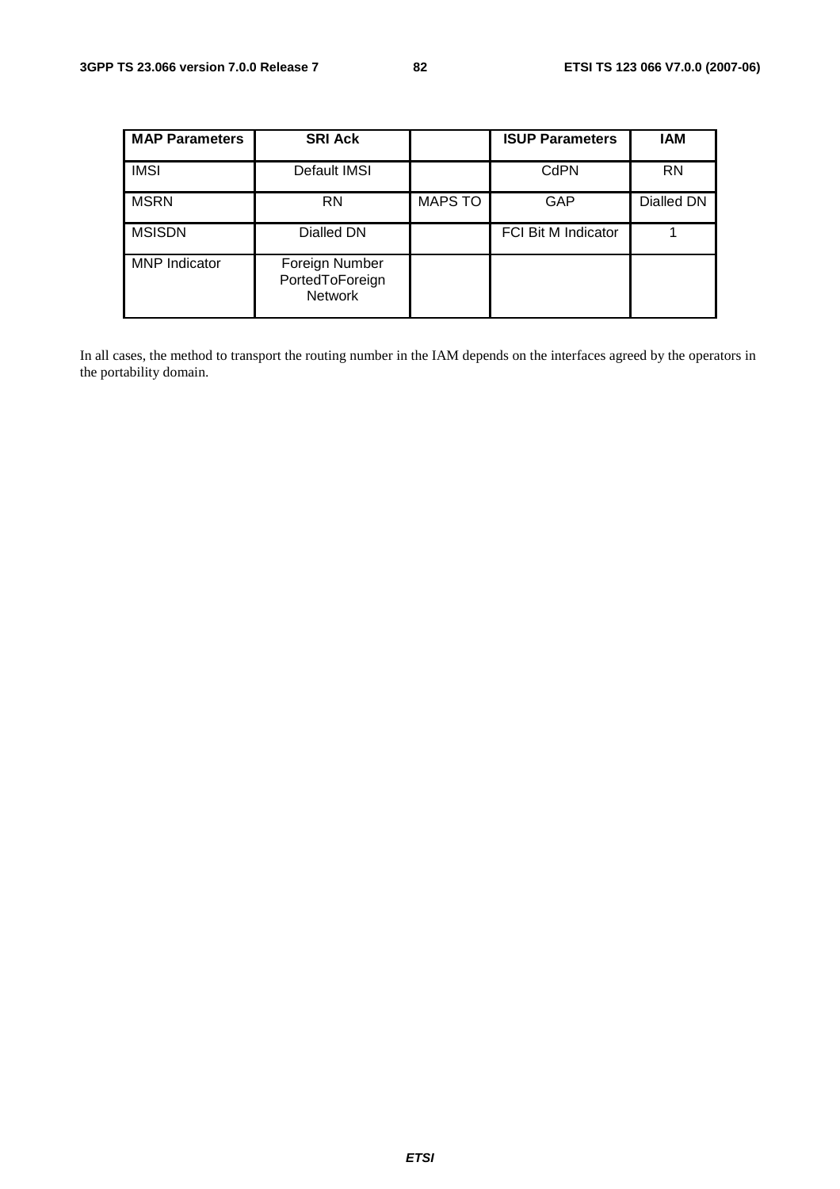| MAP Parameters | SRI Ack | | ISUP Parameters | IAM |
|---|---|---|---|---|
| IMSI | Default IMSI | | CdPN | RN |
| MSRN | RN | MAPS TO | GAP | Dialled DN |
| MSISDN | Dialled DN | | FCI Bit M Indicator | 1 |
| MNP Indicator | Foreign Number PortedToForeign Network | | | |

In all cases, the method to transport the routing number in the IAM depends on the interfaces agreed by the operators in the portability domain.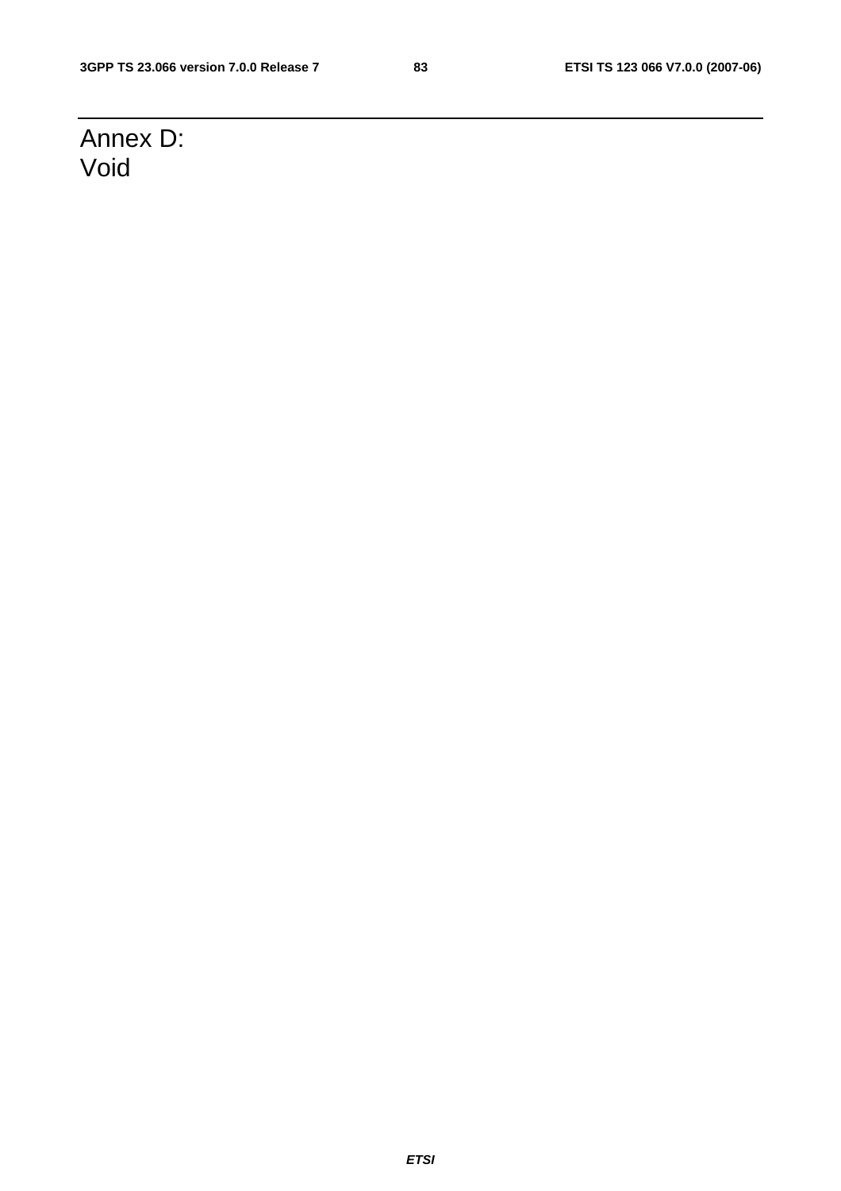# Annex D:
Void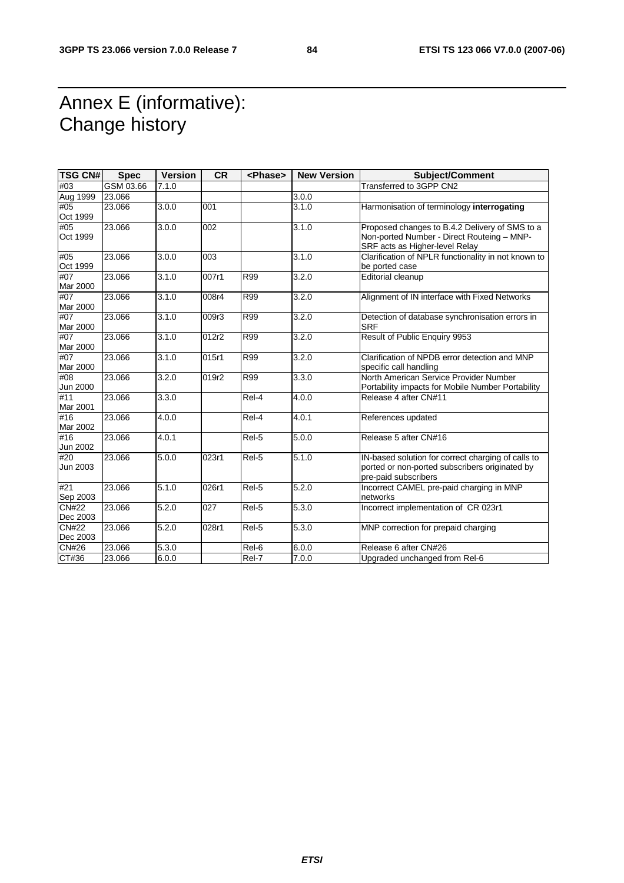# Annex E (informative): Change history

| TSG CN# | Spec | Version | CR | <Phase> | New Version | Subject/Comment |
|---|---|---|---|---|---|---|
| #03 | GSM 03.66 | 7.1.0 | | | | Transferred to 3GPP CN2 |
| Aug 1999 | 23.066 | | | | 3.0.0 | |
| #05 Oct 1999 | 23.066 | 3.0.0 | 001 | | 3.1.0 | Harmonisation of terminology **interrogating** |
| #05 Oct 1999 | 23.066 | 3.0.0 | 002 | | 3.1.0 | Proposed changes to B.4.2 Delivery of SMS to a Non-ported Number - Direct Routeing – MNP-SRF acts as Higher-level Relay |
| #05 Oct 1999 | 23.066 | 3.0.0 | 003 | | 3.1.0 | Clarification of NPLR functionality in not known to be ported case |
| #07 Mar 2000 | 23.066 | 3.1.0 | 007r1 | R99 | 3.2.0 | Editorial cleanup |
| #07 Mar 2000 | 23.066 | 3.1.0 | 008r4 | R99 | 3.2.0 | Alignment of IN interface with Fixed Networks |
| #07 Mar 2000 | 23.066 | 3.1.0 | 009r3 | R99 | 3.2.0 | Detection of database synchronisation errors in SRF |
| #07 Mar 2000 | 23.066 | 3.1.0 | 012r2 | R99 | 3.2.0 | Result of Public Enquiry 9953 |
| #07 Mar 2000 | 23.066 | 3.1.0 | 015r1 | R99 | 3.2.0 | Clarification of NPDB error detection and MNP specific call handling |
| #08 Jun 2000 | 23.066 | 3.2.0 | 019r2 | R99 | 3.3.0 | North American Service Provider Number Portability impacts for Mobile Number Portability |
| #11 Mar 2001 | 23.066 | 3.3.0 | | Rel-4 | 4.0.0 | Release 4 after CN#11 |
| #16 Mar 2002 | 23.066 | 4.0.0 | | Rel-4 | 4.0.1 | References updated |
| #16 Jun 2002 | 23.066 | 4.0.1 | | Rel-5 | 5.0.0 | Release 5 after CN#16 |
| #20 Jun 2003 | 23.066 | 5.0.0 | 023r1 | Rel-5 | 5.1.0 | IN-based solution for correct charging of calls to ported or non-ported subscribers originated by pre-paid subscribers |
| #21 Sep 2003 | 23.066 | 5.1.0 | 026r1 | Rel-5 | 5.2.0 | Incorrect CAMEL pre-paid charging in MNP networks |
| CN#22 Dec 2003 | 23.066 | 5.2.0 | 027 | Rel-5 | 5.3.0 | Incorrect implementation of CR 023r1 |
| CN#22 Dec 2003 | 23.066 | 5.2.0 | 028r1 | Rel-5 | 5.3.0 | MNP correction for prepaid charging |
| CN#26 | 23.066 | 5.3.0 | | Rel-6 | 6.0.0 | Release 6 after CN#26 |
| CT#36 | 23.066 | 6.0.0 | | Rel-7 | 7.0.0 | Upgraded unchanged from Rel-6 |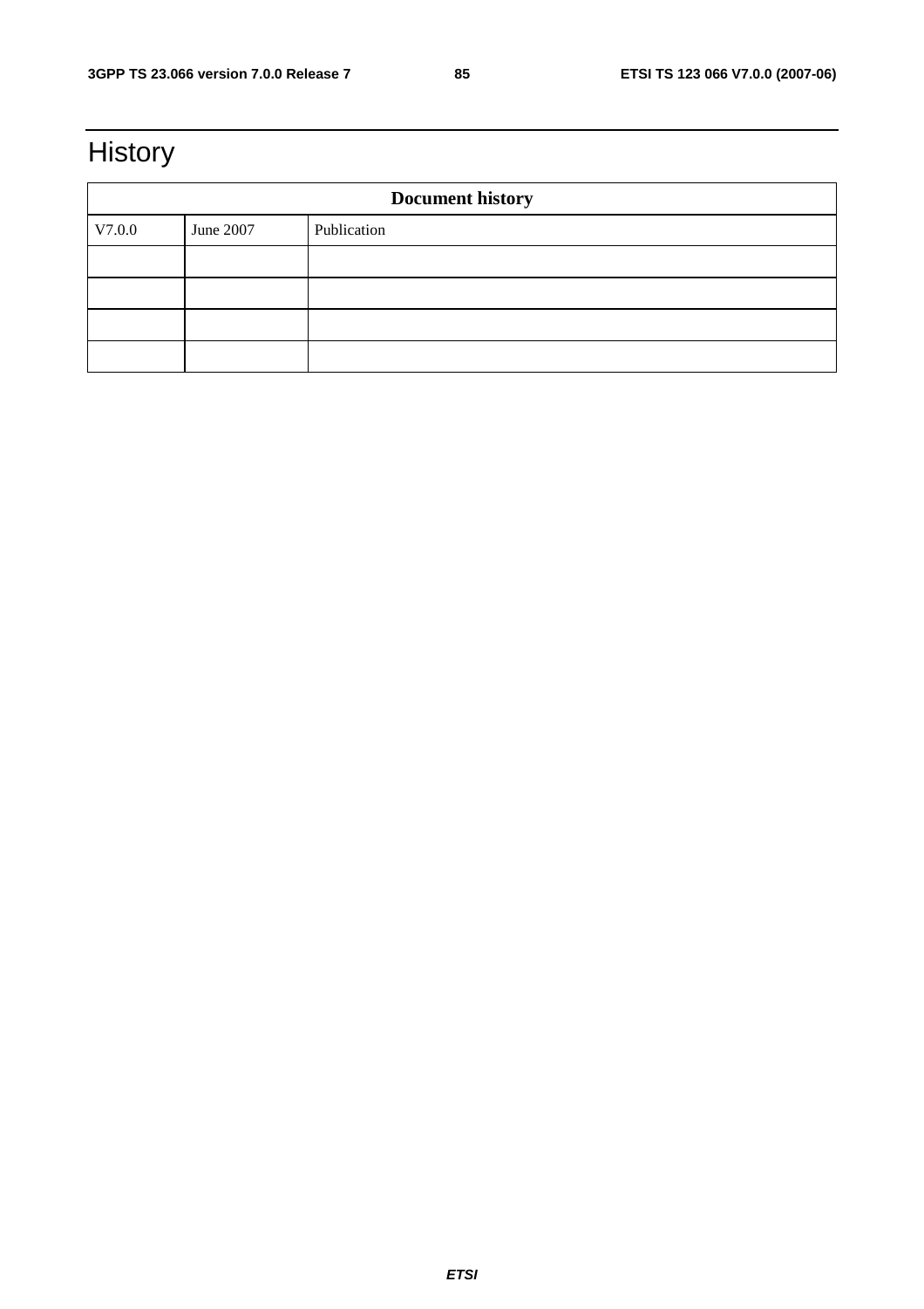# History

| Document history | | |
|---|---|---|
| V7.0.0 | June 2007 | Publication |
| | | |
| | | |
| | | |
| | | |